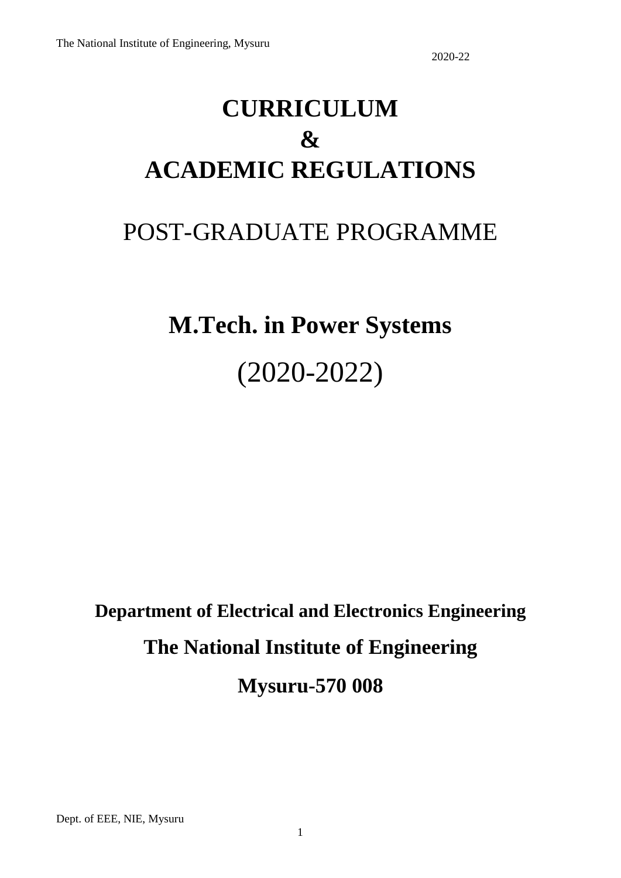# CURRICULUM
# &
# ACADEMIC REGULATIONS

## POST-GRADUATE PROGRAMME

# M.Tech. in Power Systems

## (2020-2022)

**Department of Electrical and Electronics Engineering**

**The National Institute of Engineering**

**Mysuru-570 008**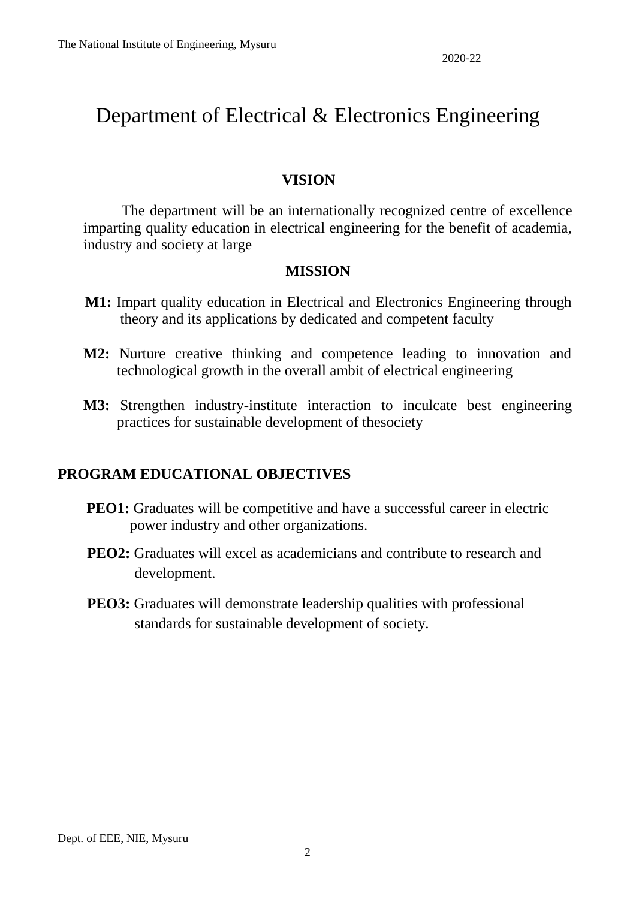# Department of Electrical & Electronics Engineering

## VISION

The department will be an internationally recognized centre of excellence imparting quality education in electrical engineering for the benefit of academia, industry and society at large

## MISSION

**M1:** Impart quality education in Electrical and Electronics Engineering through theory and its applications by dedicated and competent faculty

**M2:** Nurture creative thinking and competence leading to innovation and technological growth in the overall ambit of electrical engineering

**M3:** Strengthen industry-institute interaction to inculcate best engineering practices for sustainable development of thesociety

## PROGRAM EDUCATIONAL OBJECTIVES

**PEO1:** Graduates will be competitive and have a successful career in electric power industry and other organizations.

**PEO2:** Graduates will excel as academicians and contribute to research and development.

**PEO3:** Graduates will demonstrate leadership qualities with professional standards for sustainable development of society.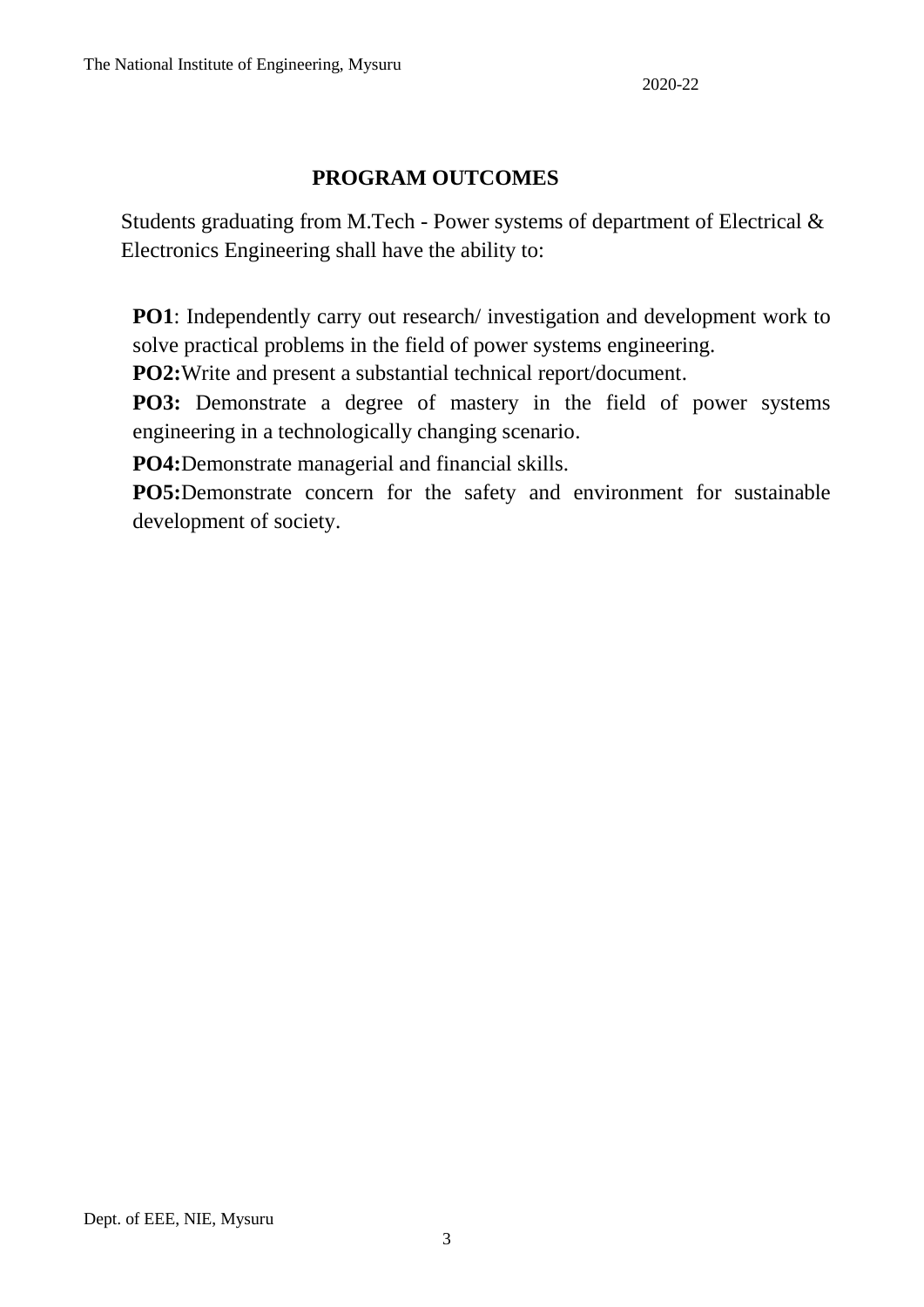# PROGRAM OUTCOMES

Students graduating from M.Tech - Power systems of department of Electrical & Electronics Engineering shall have the ability to:

**PO1**: Independently carry out research/ investigation and development work to solve practical problems in the field of power systems engineering.

**PO2:** Write and present a substantial technical report/document.

**PO3:** Demonstrate a degree of mastery in the field of power systems engineering in a technologically changing scenario.

**PO4:** Demonstrate managerial and financial skills.

**PO5:** Demonstrate concern for the safety and environment for sustainable development of society.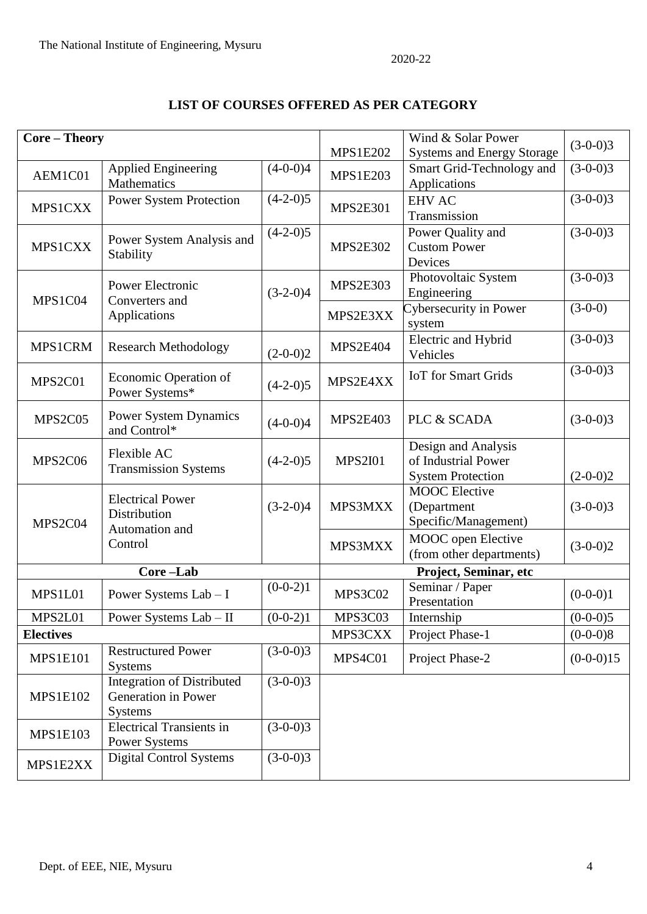## LIST OF COURSES OFFERED AS PER CATEGORY

| **Core – Theory** | | | MPS1E202 | Wind & Solar Power Systems and Energy Storage | (3-0-0)3 |
|---|---|---|---|---|---|
| AEM1C01 | Applied Engineering Mathematics | (4-0-0)4 | MPS1E203 | Smart Grid-Technology and Applications | (3-0-0)3 |
| MPS1CXX | Power System Protection | (4-2-0)5 | MPS2E301 | EHV AC Transmission | (3-0-0)3 |
| MPS1CXX | Power System Analysis and Stability | (4-2-0)5 | MPS2E302 | Power Quality and Custom Power Devices | (3-0-0)3 |
| MPS1C04 | Power Electronic Converters and Applications | (3-2-0)4 | MPS2E303 | Photovoltaic System Engineering | (3-0-0)3 |
| | | | MPS2E3XX | Cybersecurity in Power system | (3-0-0) |
| MPS1CRM | Research Methodology | (2-0-0)2 | MPS2E404 | Electric and Hybrid Vehicles | (3-0-0)3 |
| MPS2C01 | Economic Operation of Power Systems* | (4-2-0)5 | MPS2E4XX | IoT for Smart Grids | (3-0-0)3 |
| MPS2C05 | Power System Dynamics and Control* | (4-0-0)4 | MPS2E403 | PLC & SCADA | (3-0-0)3 |
| MPS2C06 | Flexible AC Transmission Systems | (4-2-0)5 | MPS2I01 | Design and Analysis of Industrial Power System Protection | (2-0-0)2 |
| MPS2C04 | Electrical Power Distribution Automation and Control | (3-2-0)4 | MPS3MXX | MOOC Elective (Department Specific/Management) | (3-0-0)3 |
| | | | MPS3MXX | MOOC open Elective (from other departments) | (3-0-0)2 |
| **Core –Lab** | | | **Project, Seminar, etc** | | |
| MPS1L01 | Power Systems Lab – I | (0-0-2)1 | MPS3C02 | Seminar / Paper Presentation | (0-0-0)1 |
| MPS2L01 | Power Systems Lab – II | (0-0-2)1 | MPS3C03 | Internship | (0-0-0)5 |
| **Electives** | | | MPS3CXX | Project Phase-1 | (0-0-0)8 |
| MPS1E101 | Restructured Power Systems | (3-0-0)3 | MPS4C01 | Project Phase-2 | (0-0-0)15 |
| MPS1E102 | Integration of Distributed Generation in Power Systems | (3-0-0)3 | | | |
| MPS1E103 | Electrical Transients in Power Systems | (3-0-0)3 | | | |
| MPS1E2XX | Digital Control Systems | (3-0-0)3 | | | |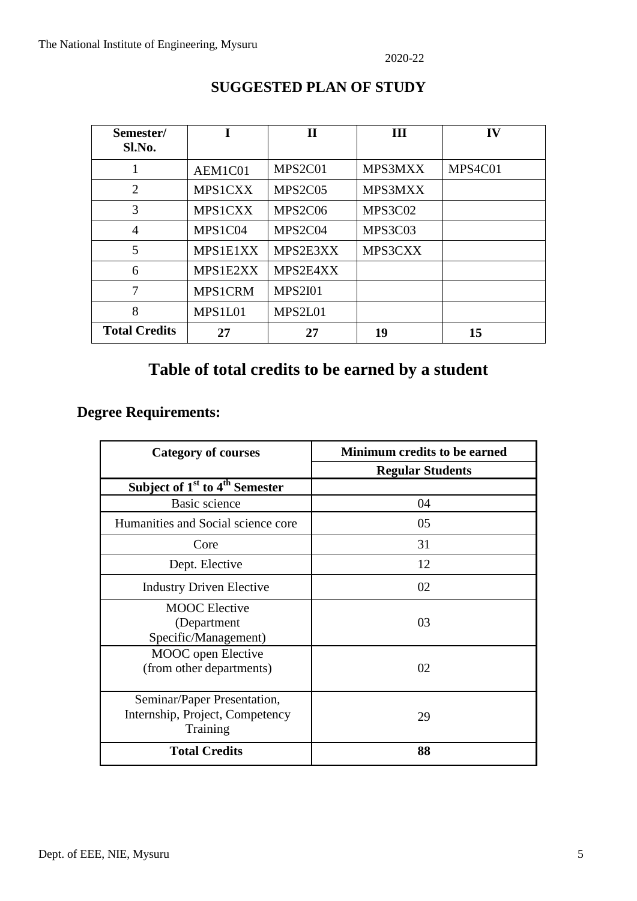## SUGGESTED PLAN OF STUDY

| Semester/ Sl.No. | I | II | III | IV |
|---|---|---|---|---|
| 1 | AEM1C01 | MPS2C01 | MPS3MXX | MPS4C01 |
| 2 | MPS1CXX | MPS2C05 | MPS3MXX | |
| 3 | MPS1CXX | MPS2C06 | MPS3C02 | |
| 4 | MPS1C04 | MPS2C04 | MPS3C03 | |
| 5 | MPS1E1XX | MPS2E3XX | MPS3CXX | |
| 6 | MPS1E2XX | MPS2E4XX | | |
| 7 | MPS1CRM | MPS2I01 | | |
| 8 | MPS1L01 | MPS2L01 | | |
| **Total Credits** | **27** | **27** | **19** | **15** |

# Table of total credits to be earned by a student

## Degree Requirements:

| Category of courses | Minimum credits to be earned |
|---|---|
| | **Regular Students** |
| **Subject of 1st to 4th Semester** | |
| Basic science | 04 |
| Humanities and Social science core | 05 |
| Core | 31 |
| Dept. Elective | 12 |
| Industry Driven Elective | 02 |
| MOOC Elective (Department Specific/Management) | 03 |
| MOOC open Elective (from other departments) | 02 |
| Seminar/Paper Presentation, Internship, Project, Competency Training | 29 |
| **Total Credits** | **88** |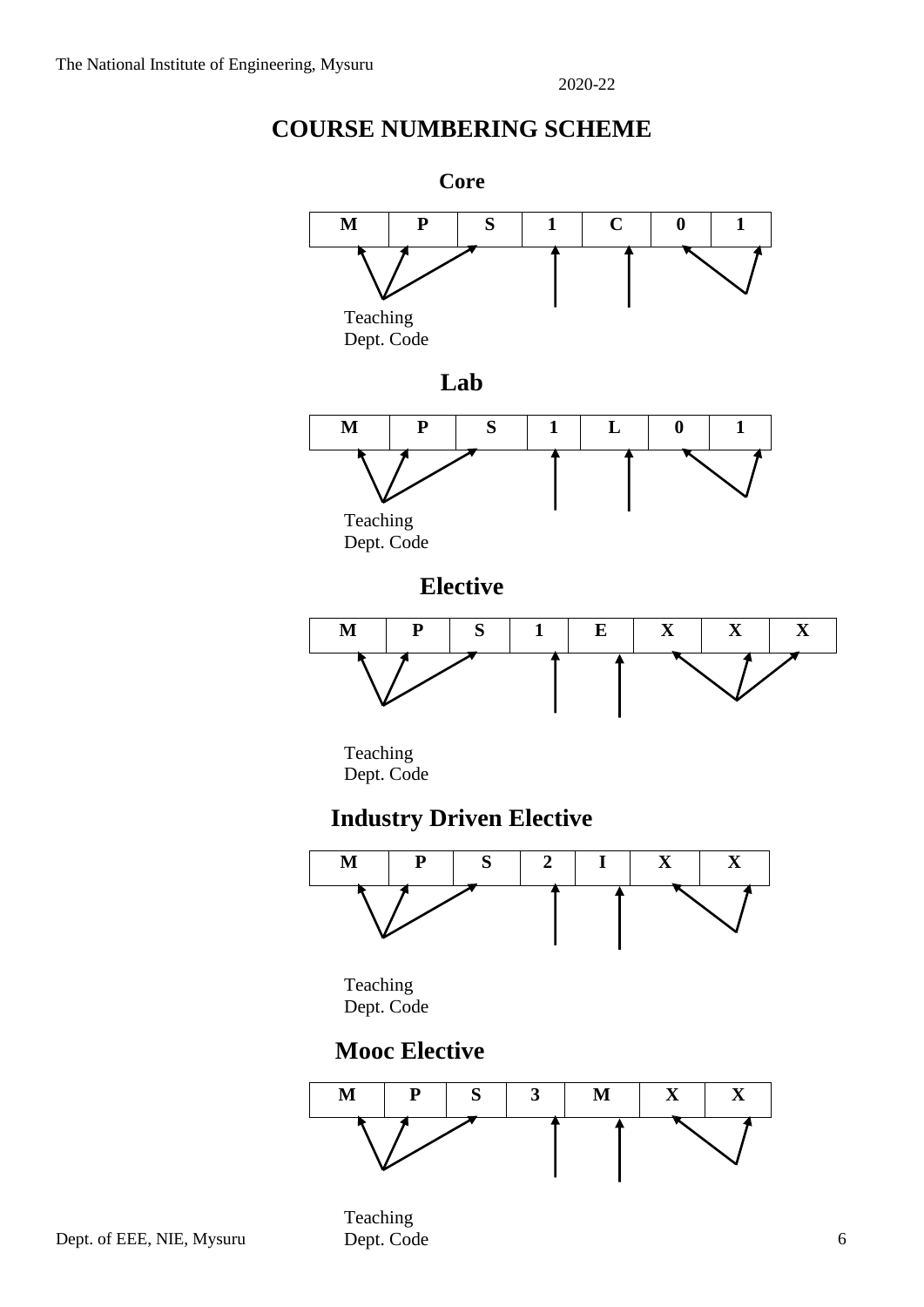# COURSE NUMBERING SCHEME

## Core

| M | P | S | 1 | C | 0 | 1 |
|---|---|---|---|---|---|---|

Teaching Dept. Code

## Lab

| M | P | S | 1 | L | 0 | 1 |
|---|---|---|---|---|---|---|

Teaching Dept. Code

## Elective

| M | P | S | 1 | E | X | X | X |
|---|---|---|---|---|---|---|---|

Teaching Dept. Code

## Industry Driven Elective

| M | P | S | 2 | I | X | X |
|---|---|---|---|---|---|---|

Teaching Dept. Code

## Mooc Elective

| M | P | S | 3 | M | X | X |
|---|---|---|---|---|---|---|

Teaching Dept. Code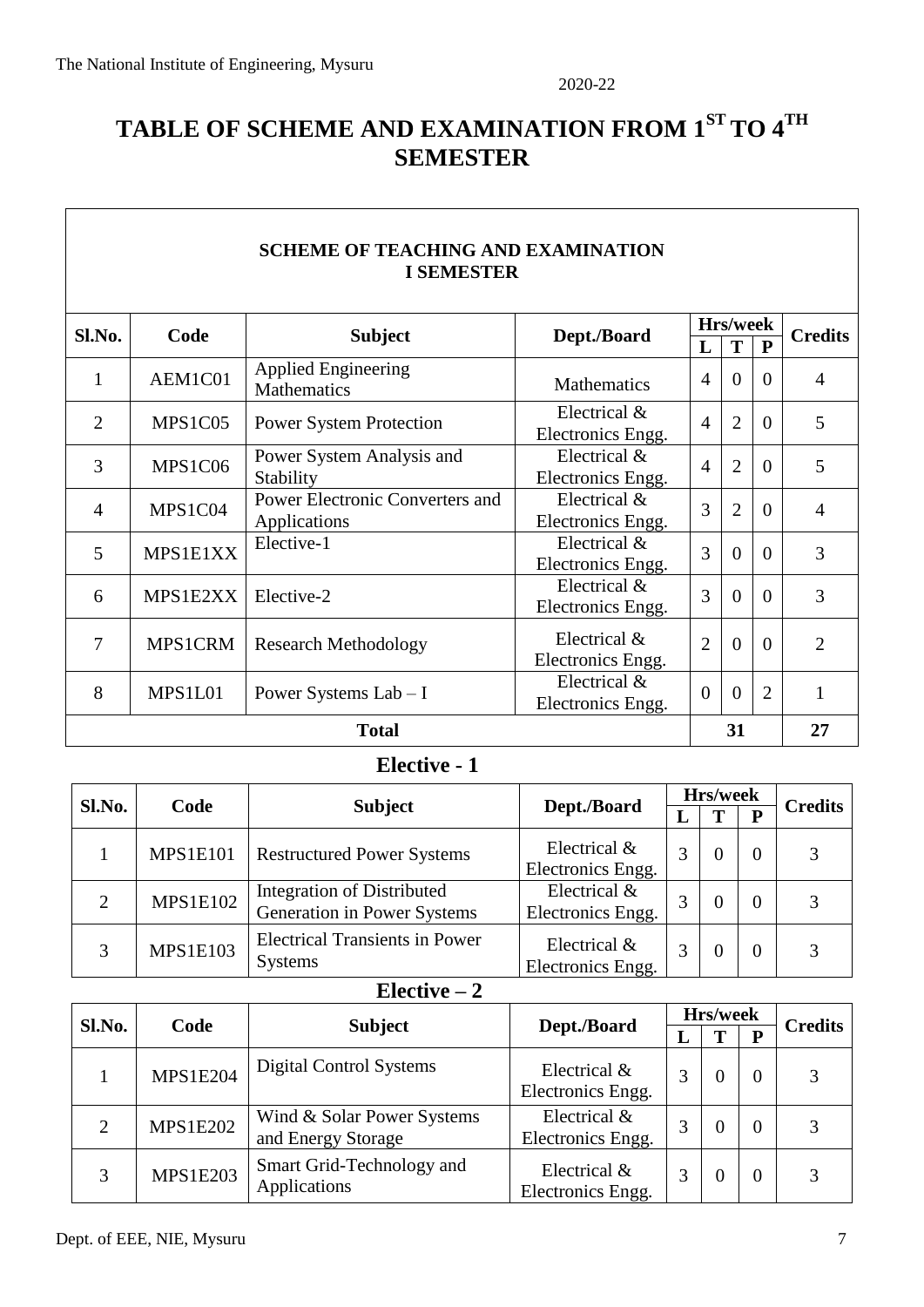# TABLE OF SCHEME AND EXAMINATION FROM 1ST TO 4TH SEMESTER

## SCHEME OF TEACHING AND EXAMINATION I SEMESTER

| Sl.No. | Code | Subject | Dept./Board | Hrs/week | | | Credits |
|---|---|---|---|---|---|---|---|
| | | | | L | T | P | |
| 1 | AEM1C01 | Applied Engineering Mathematics | Mathematics | 4 | 0 | 0 | 4 |
| 2 | MPS1C05 | Power System Protection | Electrical & Electronics Engg. | 4 | 2 | 0 | 5 |
| 3 | MPS1C06 | Power System Analysis and Stability | Electrical & Electronics Engg. | 4 | 2 | 0 | 5 |
| 4 | MPS1C04 | Power Electronic Converters and Applications | Electrical & Electronics Engg. | 3 | 2 | 0 | 4 |
| 5 | MPS1E1XX | Elective-1 | Electrical & Electronics Engg. | 3 | 0 | 0 | 3 |
| 6 | MPS1E2XX | Elective-2 | Electrical & Electronics Engg. | 3 | 0 | 0 | 3 |
| 7 | MPS1CRM | Research Methodology | Electrical & Electronics Engg. | 2 | 0 | 0 | 2 |
| 8 | MPS1L01 | Power Systems Lab – I | Electrical & Electronics Engg. | 0 | 0 | 2 | 1 |
| **Total** | | | | 31 | | | 27 |

### Elective - 1

| Sl.No. | Code | Subject | Dept./Board | Hrs/week | | | Credits |
|---|---|---|---|---|---|---|---|
| | | | | L | T | P | |
| 1 | MPS1E101 | Restructured Power Systems | Electrical & Electronics Engg. | 3 | 0 | 0 | 3 |
| 2 | MPS1E102 | Integration of Distributed Generation in Power Systems | Electrical & Electronics Engg. | 3 | 0 | 0 | 3 |
| 3 | MPS1E103 | Electrical Transients in Power Systems | Electrical & Electronics Engg. | 3 | 0 | 0 | 3 |

### Elective – 2

| Sl.No. | Code | Subject | Dept./Board | Hrs/week | | | Credits |
|---|---|---|---|---|---|---|---|
| | | | | L | T | P | |
| 1 | MPS1E204 | Digital Control Systems | Electrical & Electronics Engg. | 3 | 0 | 0 | 3 |
| 2 | MPS1E202 | Wind & Solar Power Systems and Energy Storage | Electrical & Electronics Engg. | 3 | 0 | 0 | 3 |
| 3 | MPS1E203 | Smart Grid-Technology and Applications | Electrical & Electronics Engg. | 3 | 0 | 0 | 3 |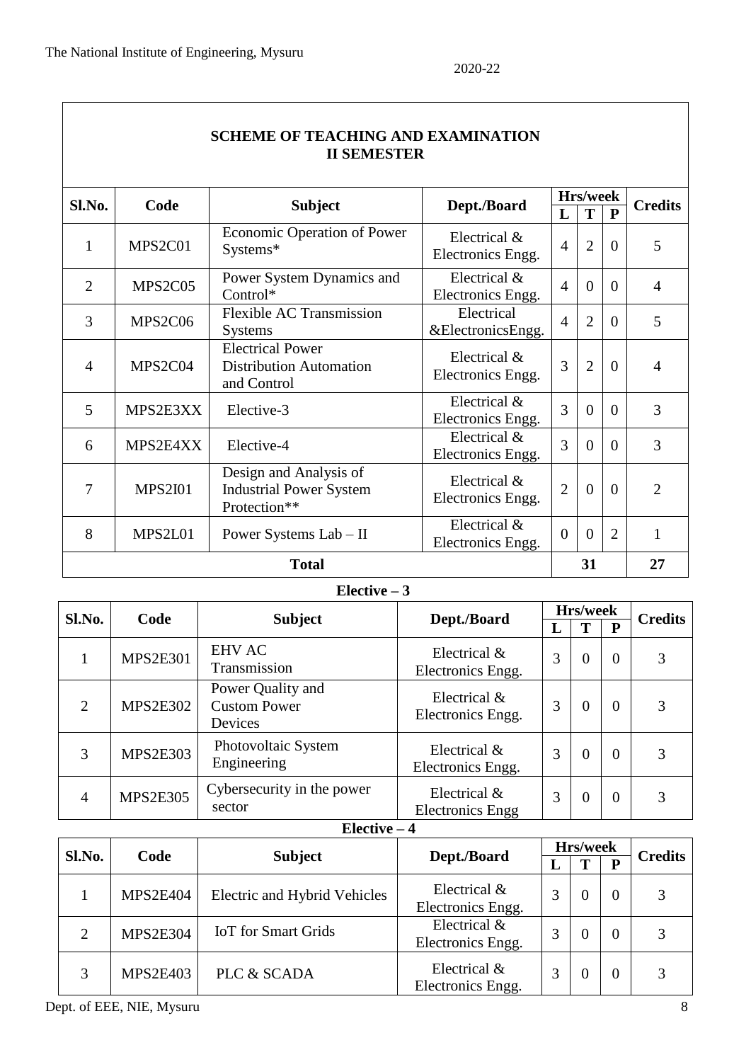## SCHEME OF TEACHING AND EXAMINATION
## II SEMESTER

| Sl.No. | Code | Subject | Dept./Board | Hrs/week | | | Credits |
|---|---|---|---|---|---|---|---|
| | | | | L | T | P | |
| 1 | MPS2C01 | Economic Operation of Power Systems* | Electrical & Electronics Engg. | 4 | 2 | 0 | 5 |
| 2 | MPS2C05 | Power System Dynamics and Control* | Electrical & Electronics Engg. | 4 | 0 | 0 | 4 |
| 3 | MPS2C06 | Flexible AC Transmission Systems | Electrical &ElectronicsEngg. | 4 | 2 | 0 | 5 |
| 4 | MPS2C04 | Electrical Power Distribution Automation and Control | Electrical & Electronics Engg. | 3 | 2 | 0 | 4 |
| 5 | MPS2E3XX | Elective-3 | Electrical & Electronics Engg. | 3 | 0 | 0 | 3 |
| 6 | MPS2E4XX | Elective-4 | Electrical & Electronics Engg. | 3 | 0 | 0 | 3 |
| 7 | MPS2I01 | Design and Analysis of Industrial Power System Protection** | Electrical & Electronics Engg. | 2 | 0 | 0 | 2 |
| 8 | MPS2L01 | Power Systems Lab – II | Electrical & Electronics Engg. | 0 | 0 | 2 | 1 |
| **Total** | | | | | **31** | | **27** |

**Elective – 3**

| Sl.No. | Code | Subject | Dept./Board | Hrs/week | | | Credits |
|---|---|---|---|---|---|---|---|
| | | | | L | T | P | |
| 1 | MPS2E301 | EHV AC Transmission | Electrical & Electronics Engg. | 3 | 0 | 0 | 3 |
| 2 | MPS2E302 | Power Quality and Custom Power Devices | Electrical & Electronics Engg. | 3 | 0 | 0 | 3 |
| 3 | MPS2E303 | Photovoltaic System Engineering | Electrical & Electronics Engg. | 3 | 0 | 0 | 3 |
| 4 | MPS2E305 | Cybersecurity in the power sector | Electrical & Electronics Engg | 3 | 0 | 0 | 3 |

**Elective – 4**

| Sl.No. | Code | Subject | Dept./Board | Hrs/week | | | Credits |
|---|---|---|---|---|---|---|---|
| | | | | L | T | P | |
| 1 | MPS2E404 | Electric and Hybrid Vehicles | Electrical & Electronics Engg. | 3 | 0 | 0 | 3 |
| 2 | MPS2E304 | IoT for Smart Grids | Electrical & Electronics Engg. | 3 | 0 | 0 | 3 |
| 3 | MPS2E403 | PLC & SCADA | Electrical & Electronics Engg. | 3 | 0 | 0 | 3 |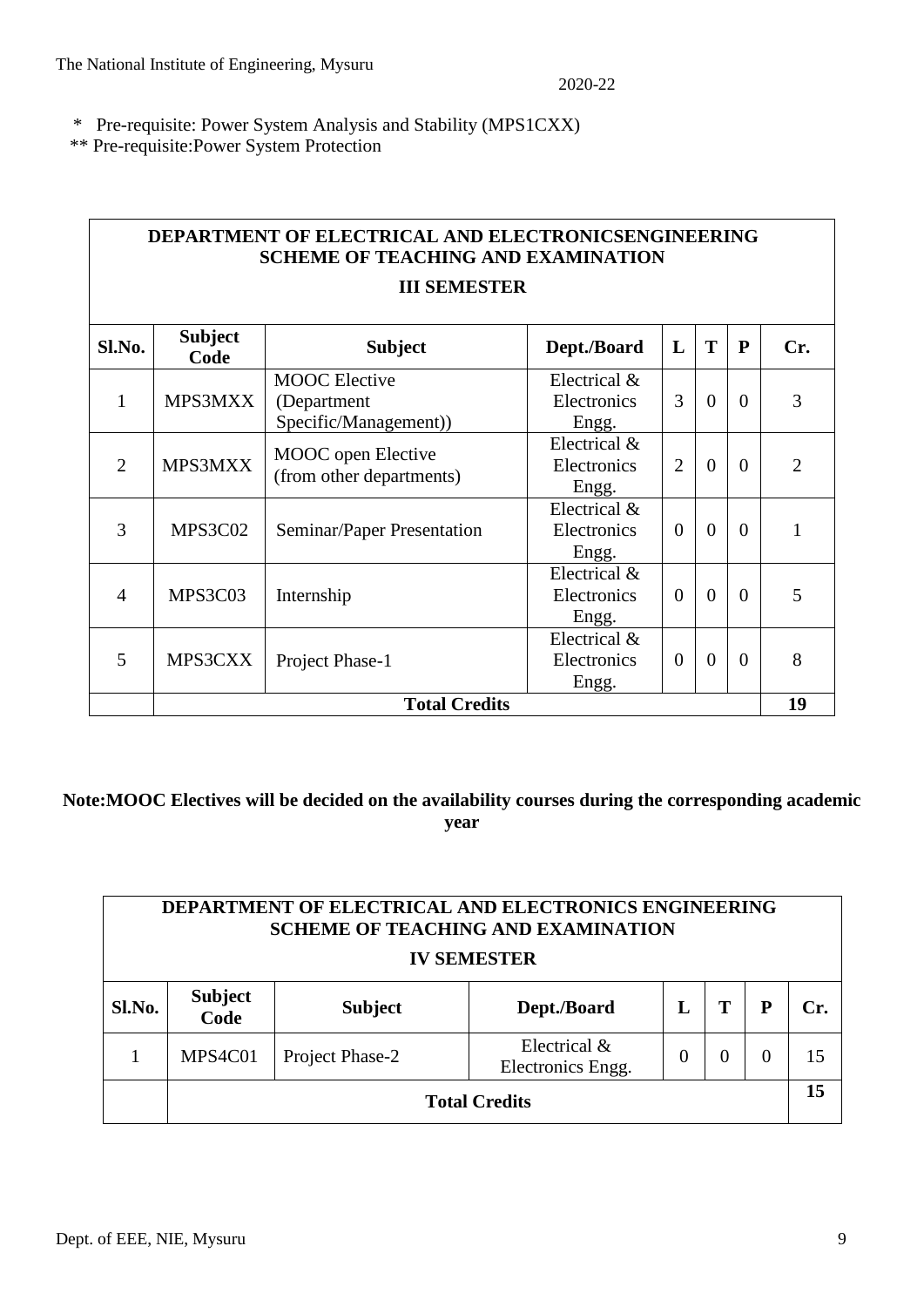\* Pre-requisite: Power System Analysis and Stability (MPS1CXX)

\*\* Pre-requisite:Power System Protection

**DEPARTMENT OF ELECTRICAL AND ELECTRONICSENGINEERING**
**SCHEME OF TEACHING AND EXAMINATION**

**III SEMESTER**

| Sl.No. | Subject Code | Subject | Dept./Board | L | T | P | Cr. |
|---|---|---|---|---|---|---|---|
| 1 | MPS3MXX | MOOC Elective (Department Specific/Management)) | Electrical & Electronics Engg. | 3 | 0 | 0 | 3 |
| 2 | MPS3MXX | MOOC open Elective (from other departments) | Electrical & Electronics Engg. | 2 | 0 | 0 | 2 |
| 3 | MPS3C02 | Seminar/Paper Presentation | Electrical & Electronics Engg. | 0 | 0 | 0 | 1 |
| 4 | MPS3C03 | Internship | Electrical & Electronics Engg. | 0 | 0 | 0 | 5 |
| 5 | MPS3CXX | Project Phase-1 | Electrical & Electronics Engg. | 0 | 0 | 0 | 8 |
| | **Total Credits** | | | | | | **19** |

**Note:MOOC Electives will be decided on the availability courses during the corresponding academic year**

**DEPARTMENT OF ELECTRICAL AND ELECTRONICS ENGINEERING**
**SCHEME OF TEACHING AND EXAMINATION**

**IV SEMESTER**

| Sl.No. | Subject Code | Subject | Dept./Board | L | T | P | Cr. |
|---|---|---|---|---|---|---|---|
| 1 | MPS4C01 | Project Phase-2 | Electrical & Electronics Engg. | 0 | 0 | 0 | 15 |
| | **Total Credits** | | | | | | **15** |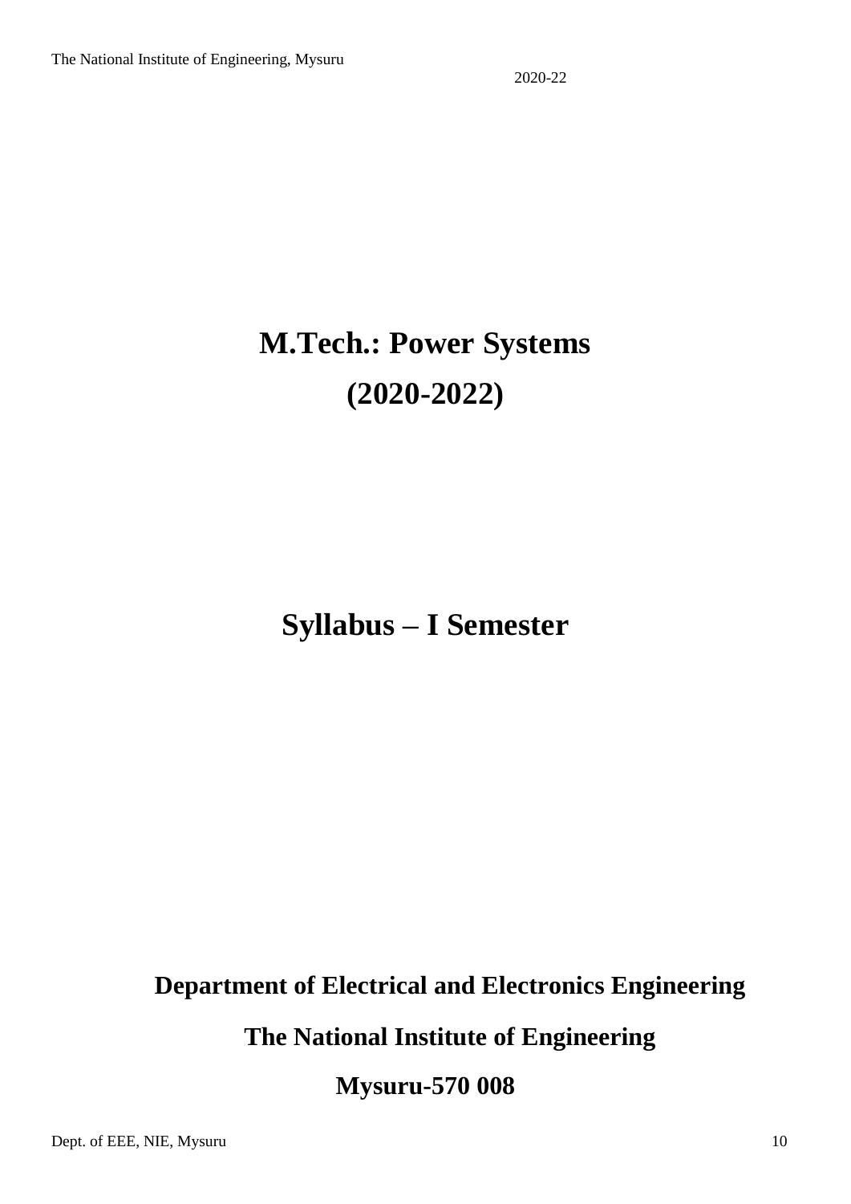# M.Tech.: Power Systems

# (2020-2022)

## Syllabus – I Semester

**Department of Electrical and Electronics Engineering**

**The National Institute of Engineering**

**Mysuru-570 008**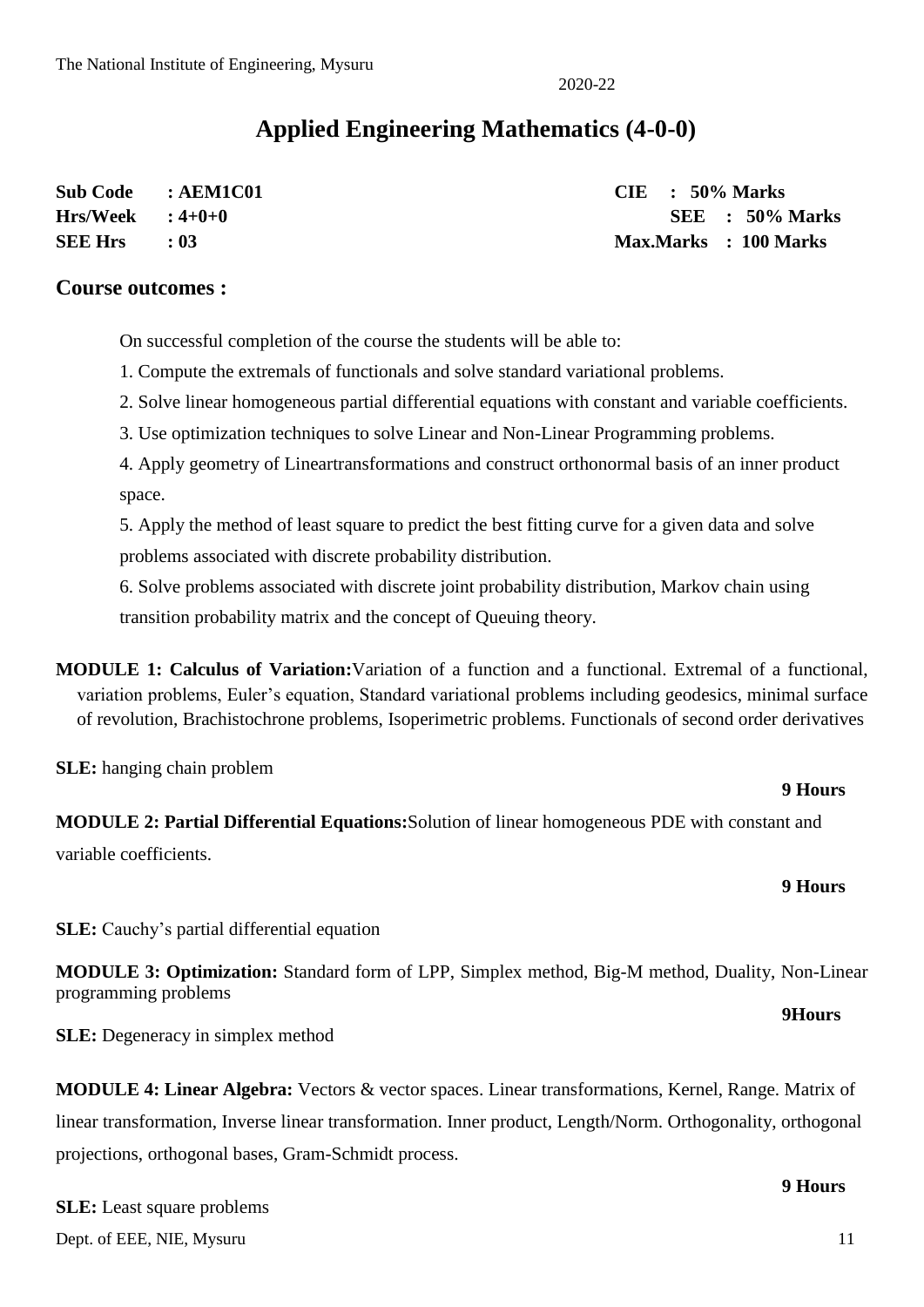2020-22

# Applied Engineering Mathematics (4-0-0)

| | | | |
|---|---|---|---|
| **Sub Code** | **: AEM1C01** | **CIE** | **: 50% Marks** |
| **Hrs/Week** | **: 4+0+0** | **SEE** | **: 50% Marks** |
| **SEE Hrs** | **: 03** | **Max.Marks** | **: 100 Marks** |

## Course outcomes :

On successful completion of the course the students will be able to:

1. Compute the extremals of functionals and solve standard variational problems.
2. Solve linear homogeneous partial differential equations with constant and variable coefficients.
3. Use optimization techniques to solve Linear and Non-Linear Programming problems.
4. Apply geometry of Lineartransformations and construct orthonormal basis of an inner product space.
5. Apply the method of least square to predict the best fitting curve for a given data and solve problems associated with discrete probability distribution.
6. Solve problems associated with discrete joint probability distribution, Markov chain using transition probability matrix and the concept of Queuing theory.

**MODULE 1: Calculus of Variation:**Variation of a function and a functional. Extremal of a functional, variation problems, Euler's equation, Standard variational problems including geodesics, minimal surface of revolution, Brachistochrone problems, Isoperimetric problems. Functionals of second order derivatives

**SLE:** hanging chain problem

**9 Hours**

**MODULE 2: Partial Differential Equations:**Solution of linear homogeneous PDE with constant and variable coefficients.

**9 Hours**

**SLE:** Cauchy's partial differential equation

**MODULE 3: Optimization:** Standard form of LPP, Simplex method, Big-M method, Duality, Non-Linear programming problems

**9Hours**

**SLE:** Degeneracy in simplex method

**MODULE 4: Linear Algebra:** Vectors & vector spaces. Linear transformations, Kernel, Range. Matrix of linear transformation, Inverse linear transformation. Inner product, Length/Norm. Orthogonality, orthogonal projections, orthogonal bases, Gram-Schmidt process.

**9 Hours**

**SLE:** Least square problems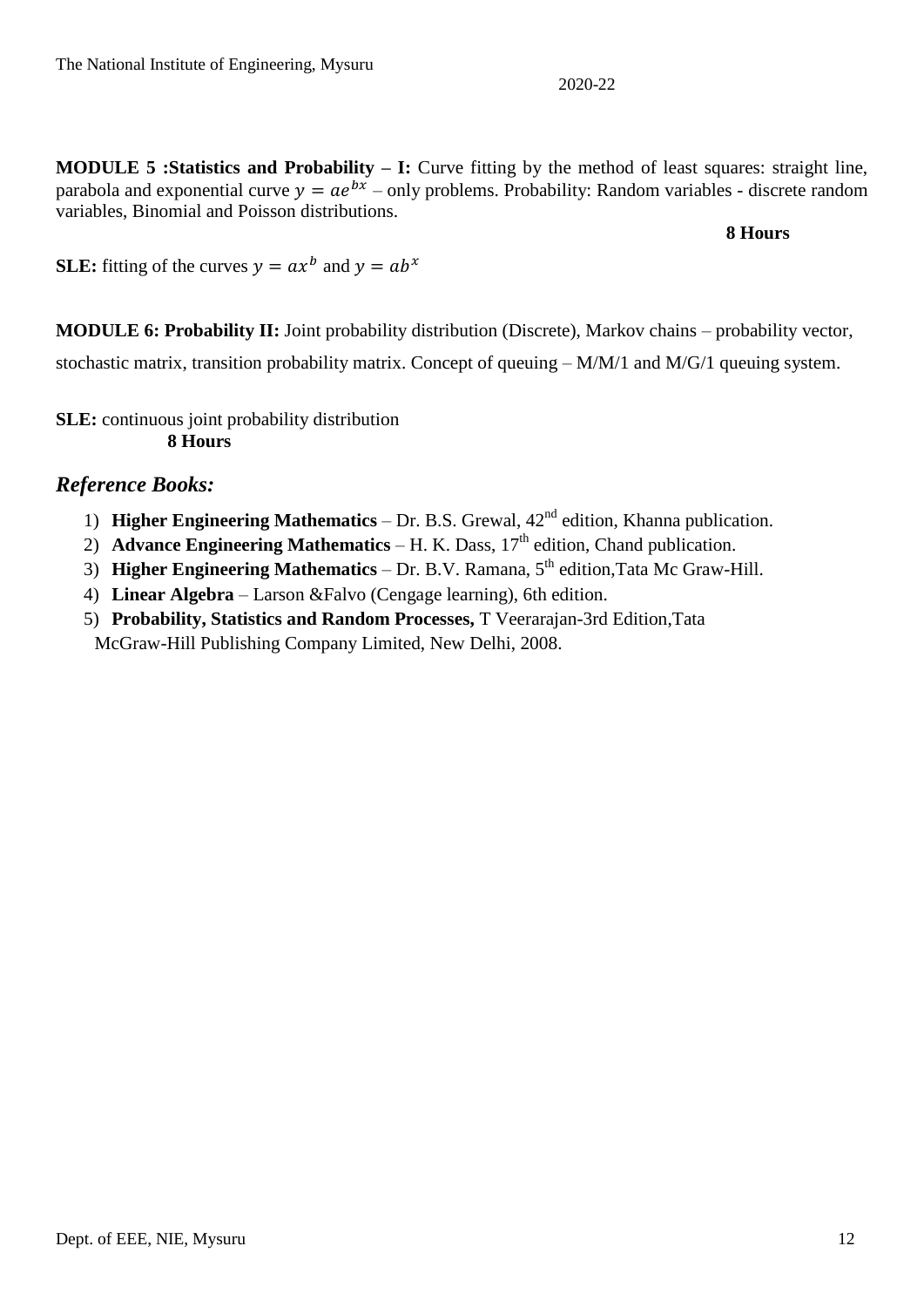**MODULE 5 :Statistics and Probability – I:** Curve fitting by the method of least squares: straight line, parabola and exponential curve $y = ae^{bx}$ – only problems. Probability: Random variables - discrete random variables, Binomial and Poisson distributions.

**8 Hours**

**SLE:** fitting of the curves $y = ax^b$ and $y = ab^x$

**MODULE 6: Probability II:** Joint probability distribution (Discrete), Markov chains – probability vector, stochastic matrix, transition probability matrix. Concept of queuing – M/M/1 and M/G/1 queuing system.

**SLE:** continuous joint probability distribution
**8 Hours**

## *Reference Books:*

1) **Higher Engineering Mathematics** – Dr. B.S. Grewal, 42nd edition, Khanna publication.
2) **Advance Engineering Mathematics** – H. K. Dass, 17th edition, Chand publication.
3) **Higher Engineering Mathematics** – Dr. B.V. Ramana, 5th edition,Tata Mc Graw-Hill.
4) **Linear Algebra** – Larson &Falvo (Cengage learning), 6th edition.
5) **Probability, Statistics and Random Processes,** T Veerarajan-3rd Edition,Tata McGraw-Hill Publishing Company Limited, New Delhi, 2008.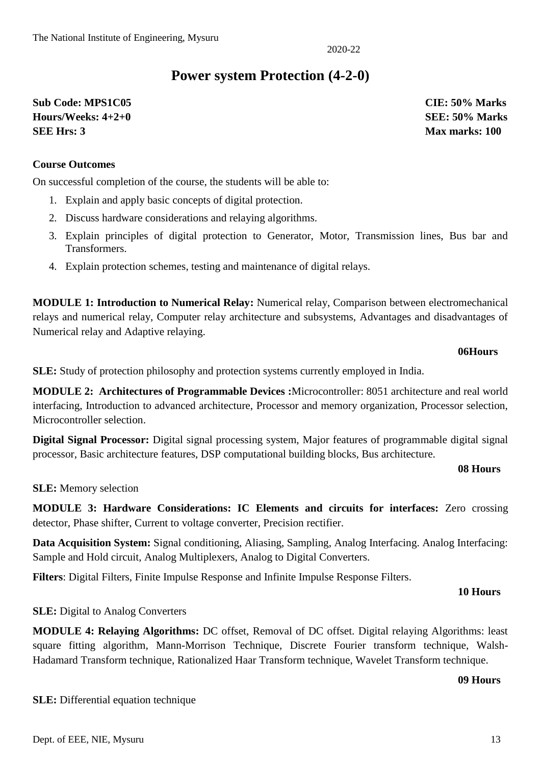# Power system Protection (4-2-0)

**Sub Code: MPS1C05** | **CIE: 50% Marks**
**Hours/Weeks: 4+2+0** | **SEE: 50% Marks**
**SEE Hrs: 3** | **Max marks: 100**

**Course Outcomes**

On successful completion of the course, the students will be able to:

1. Explain and apply basic concepts of digital protection.
2. Discuss hardware considerations and relaying algorithms.
3. Explain principles of digital protection to Generator, Motor, Transmission lines, Bus bar and Transformers.
4. Explain protection schemes, testing and maintenance of digital relays.

**MODULE 1: Introduction to Numerical Relay:** Numerical relay, Comparison between electromechanical relays and numerical relay, Computer relay architecture and subsystems, Advantages and disadvantages of Numerical relay and Adaptive relaying.

**06Hours**

**SLE:** Study of protection philosophy and protection systems currently employed in India.

**MODULE 2: Architectures of Programmable Devices :**Microcontroller: 8051 architecture and real world interfacing, Introduction to advanced architecture, Processor and memory organization, Processor selection, Microcontroller selection.

**Digital Signal Processor:** Digital signal processing system, Major features of programmable digital signal processor, Basic architecture features, DSP computational building blocks, Bus architecture.

**08 Hours**

**SLE:** Memory selection

**MODULE 3: Hardware Considerations: IC Elements and circuits for interfaces:** Zero crossing detector, Phase shifter, Current to voltage converter, Precision rectifier.

**Data Acquisition System:** Signal conditioning, Aliasing, Sampling, Analog Interfacing. Analog Interfacing: Sample and Hold circuit, Analog Multiplexers, Analog to Digital Converters.

**Filters**: Digital Filters, Finite Impulse Response and Infinite Impulse Response Filters.

**10 Hours**

**SLE:** Digital to Analog Converters

**MODULE 4: Relaying Algorithms:** DC offset, Removal of DC offset. Digital relaying Algorithms: least square fitting algorithm, Mann-Morrison Technique, Discrete Fourier transform technique, Walsh-Hadamard Transform technique, Rationalized Haar Transform technique, Wavelet Transform technique.

**09 Hours**

**SLE:** Differential equation technique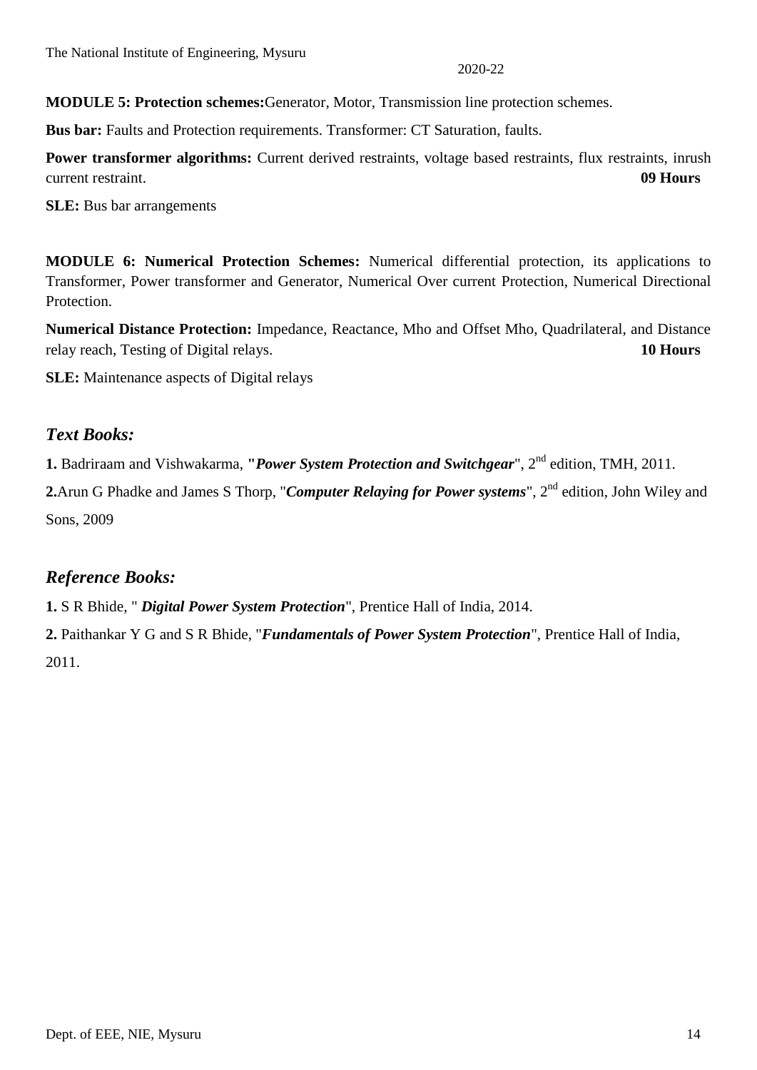**MODULE 5: Protection schemes:**Generator, Motor, Transmission line protection schemes.

**Bus bar:** Faults and Protection requirements. Transformer: CT Saturation, faults.

**Power transformer algorithms:** Current derived restraints, voltage based restraints, flux restraints, inrush current restraint. **09 Hours**

**SLE:** Bus bar arrangements

**MODULE 6: Numerical Protection Schemes:** Numerical differential protection, its applications to Transformer, Power transformer and Generator, Numerical Over current Protection, Numerical Directional Protection.

**Numerical Distance Protection:** Impedance, Reactance, Mho and Offset Mho, Quadrilateral, and Distance relay reach, Testing of Digital relays. **10 Hours**

**SLE:** Maintenance aspects of Digital relays

## *Text Books:*

**1.** Badriraam and Vishwakarma, **"*Power System Protection and Switchgear***", 2nd edition, TMH, 2011.

**2.**Arun G Phadke and James S Thorp, "***Computer Relaying for Power systems***", 2nd edition, John Wiley and Sons, 2009

## *Reference Books:*

**1.** S R Bhide, " ***Digital Power System Protection***", Prentice Hall of India, 2014.

**2.** Paithankar Y G and S R Bhide, "***Fundamentals of Power System Protection***", Prentice Hall of India, 2011.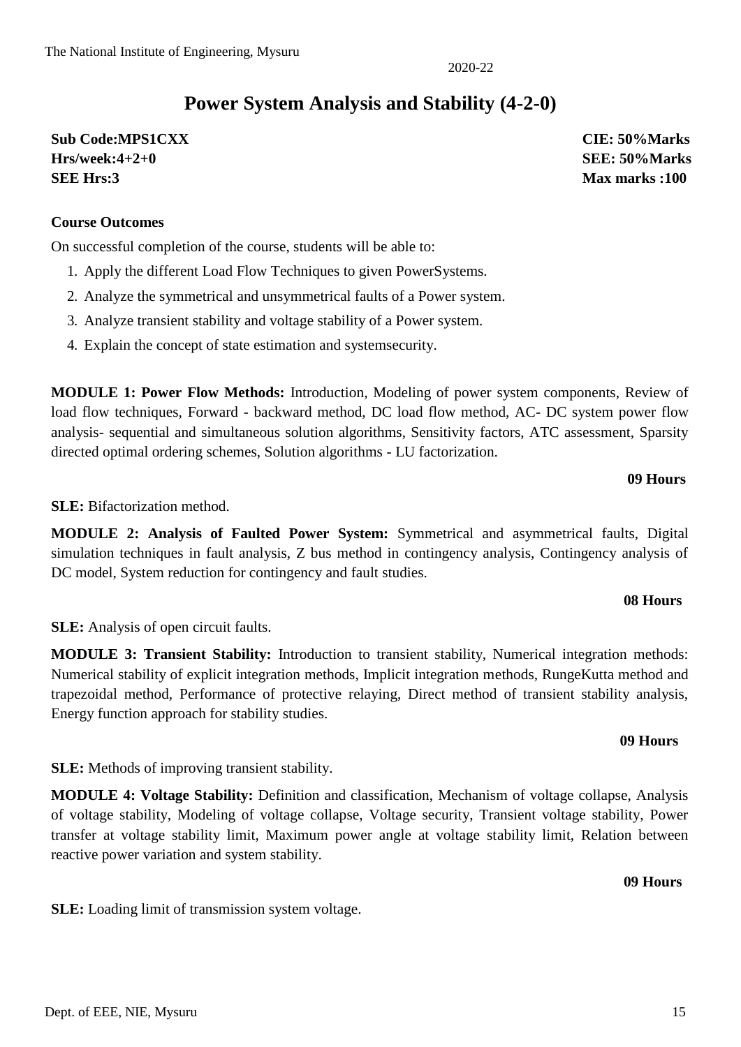# Power System Analysis and Stability (4-2-0)

**Sub Code:MPS1CXX** **CIE: 50%Marks**
**Hrs/week:4+2+0** **SEE: 50%Marks**
**SEE Hrs:3** **Max marks :100**

**Course Outcomes**

On successful completion of the course, students will be able to:

1. Apply the different Load Flow Techniques to given PowerSystems.
2. Analyze the symmetrical and unsymmetrical faults of a Power system.
3. Analyze transient stability and voltage stability of a Power system.
4. Explain the concept of state estimation and systemsecurity.

**MODULE 1: Power Flow Methods:** Introduction, Modeling of power system components, Review of load flow techniques, Forward - backward method, DC load flow method, AC- DC system power flow analysis- sequential and simultaneous solution algorithms, Sensitivity factors, ATC assessment, Sparsity directed optimal ordering schemes, Solution algorithms - LU factorization.

**09 Hours**

**SLE:** Bifactorization method.

**MODULE 2: Analysis of Faulted Power System:** Symmetrical and asymmetrical faults, Digital simulation techniques in fault analysis, Z bus method in contingency analysis, Contingency analysis of DC model, System reduction for contingency and fault studies.

**08 Hours**

**SLE:** Analysis of open circuit faults.

**MODULE 3: Transient Stability:** Introduction to transient stability, Numerical integration methods: Numerical stability of explicit integration methods, Implicit integration methods, RungeKutta method and trapezoidal method, Performance of protective relaying, Direct method of transient stability analysis, Energy function approach for stability studies.

**09 Hours**

**SLE:** Methods of improving transient stability.

**MODULE 4: Voltage Stability:** Definition and classification, Mechanism of voltage collapse, Analysis of voltage stability, Modeling of voltage collapse, Voltage security, Transient voltage stability, Power transfer at voltage stability limit, Maximum power angle at voltage stability limit, Relation between reactive power variation and system stability.

**09 Hours**

**SLE:** Loading limit of transmission system voltage.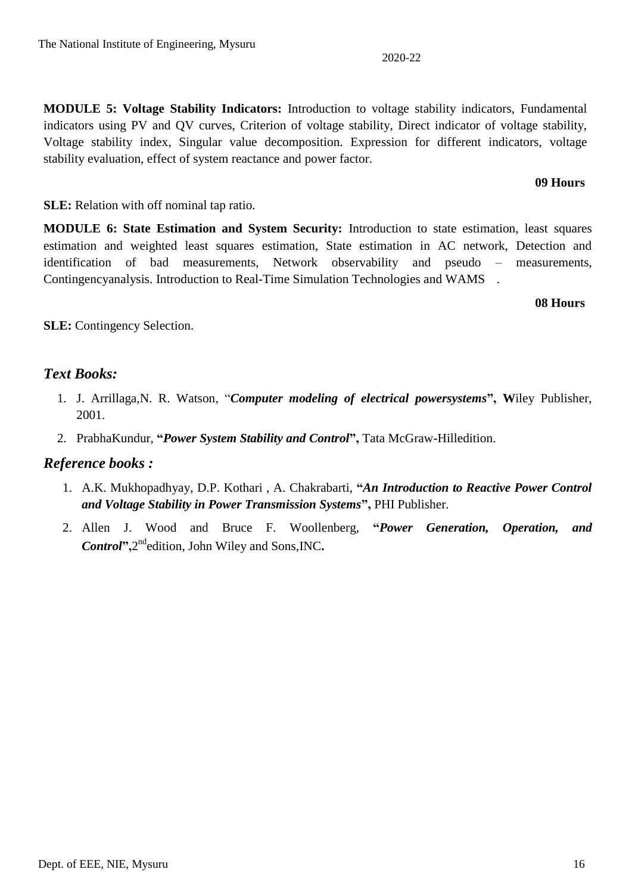**MODULE 5: Voltage Stability Indicators:** Introduction to voltage stability indicators, Fundamental indicators using PV and QV curves, Criterion of voltage stability, Direct indicator of voltage stability, Voltage stability index, Singular value decomposition. Expression for different indicators, voltage stability evaluation, effect of system reactance and power factor.

**09 Hours**

**SLE:** Relation with off nominal tap ratio.

**MODULE 6: State Estimation and System Security:** Introduction to state estimation, least squares estimation and weighted least squares estimation, State estimation in AC network, Detection and identification of bad measurements, Network observability and pseudo – measurements, Contingencyanalysis. Introduction to Real-Time Simulation Technologies and WAMS .

**08 Hours**

**SLE:** Contingency Selection.

## *Text Books:*

1. J. Arrillaga,N. R. Watson, "***Computer modeling of electrical powersystems*"**, **W**iley Publisher, 2001.
2. PrabhaKundur, **"*Power System Stability and Control*"**, Tata McGraw-Hilledition.

## *Reference books :*

1. A.K. Mukhopadhyay, D.P. Kothari , A. Chakrabarti, **"*An Introduction to Reactive Power Control and Voltage Stability in Power Transmission Systems*"**, PHI Publisher.
2. Allen J. Wood and Bruce F. Woollenberg, **"*Power Generation, Operation, and Control*"**,2nd edition, John Wiley and Sons,INC**.**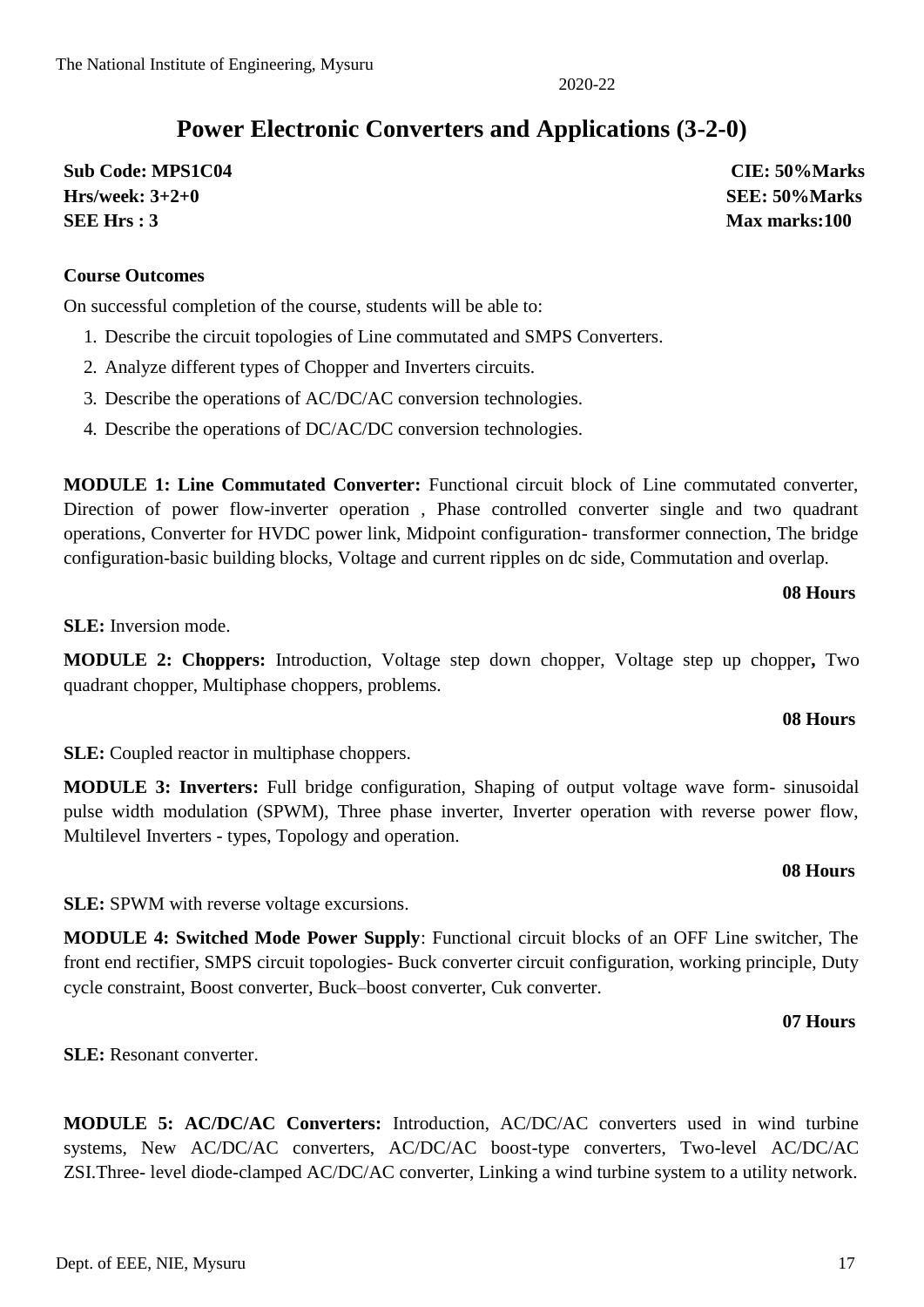# Power Electronic Converters and Applications (3-2-0)

**Sub Code: MPS1C04** **CIE: 50%Marks**
**Hrs/week: 3+2+0** **SEE: 50%Marks**
**SEE Hrs : 3** **Max marks:100**

**Course Outcomes**

On successful completion of the course, students will be able to:

1. Describe the circuit topologies of Line commutated and SMPS Converters.
2. Analyze different types of Chopper and Inverters circuits.
3. Describe the operations of AC/DC/AC conversion technologies.
4. Describe the operations of DC/AC/DC conversion technologies.

**MODULE 1: Line Commutated Converter:** Functional circuit block of Line commutated converter, Direction of power flow-inverter operation , Phase controlled converter single and two quadrant operations, Converter for HVDC power link, Midpoint configuration- transformer connection, The bridge configuration-basic building blocks, Voltage and current ripples on dc side, Commutation and overlap.

**08 Hours**

**SLE:** Inversion mode.

**MODULE 2: Choppers:** Introduction, Voltage step down chopper, Voltage step up chopper**,** Two quadrant chopper, Multiphase choppers, problems.

**08 Hours**

**SLE:** Coupled reactor in multiphase choppers.

**MODULE 3: Inverters:** Full bridge configuration, Shaping of output voltage wave form- sinusoidal pulse width modulation (SPWM), Three phase inverter, Inverter operation with reverse power flow, Multilevel Inverters - types, Topology and operation.

**08 Hours**

**SLE:** SPWM with reverse voltage excursions.

**MODULE 4: Switched Mode Power Supply**: Functional circuit blocks of an OFF Line switcher, The front end rectifier, SMPS circuit topologies- Buck converter circuit configuration, working principle, Duty cycle constraint, Boost converter, Buck–boost converter, Cuk converter.

**07 Hours**

**SLE:** Resonant converter.

**MODULE 5: AC/DC/AC Converters:** Introduction, AC/DC/AC converters used in wind turbine systems, New AC/DC/AC converters, AC/DC/AC boost-type converters, Two-level AC/DC/AC ZSI.Three- level diode-clamped AC/DC/AC converter, Linking a wind turbine system to a utility network.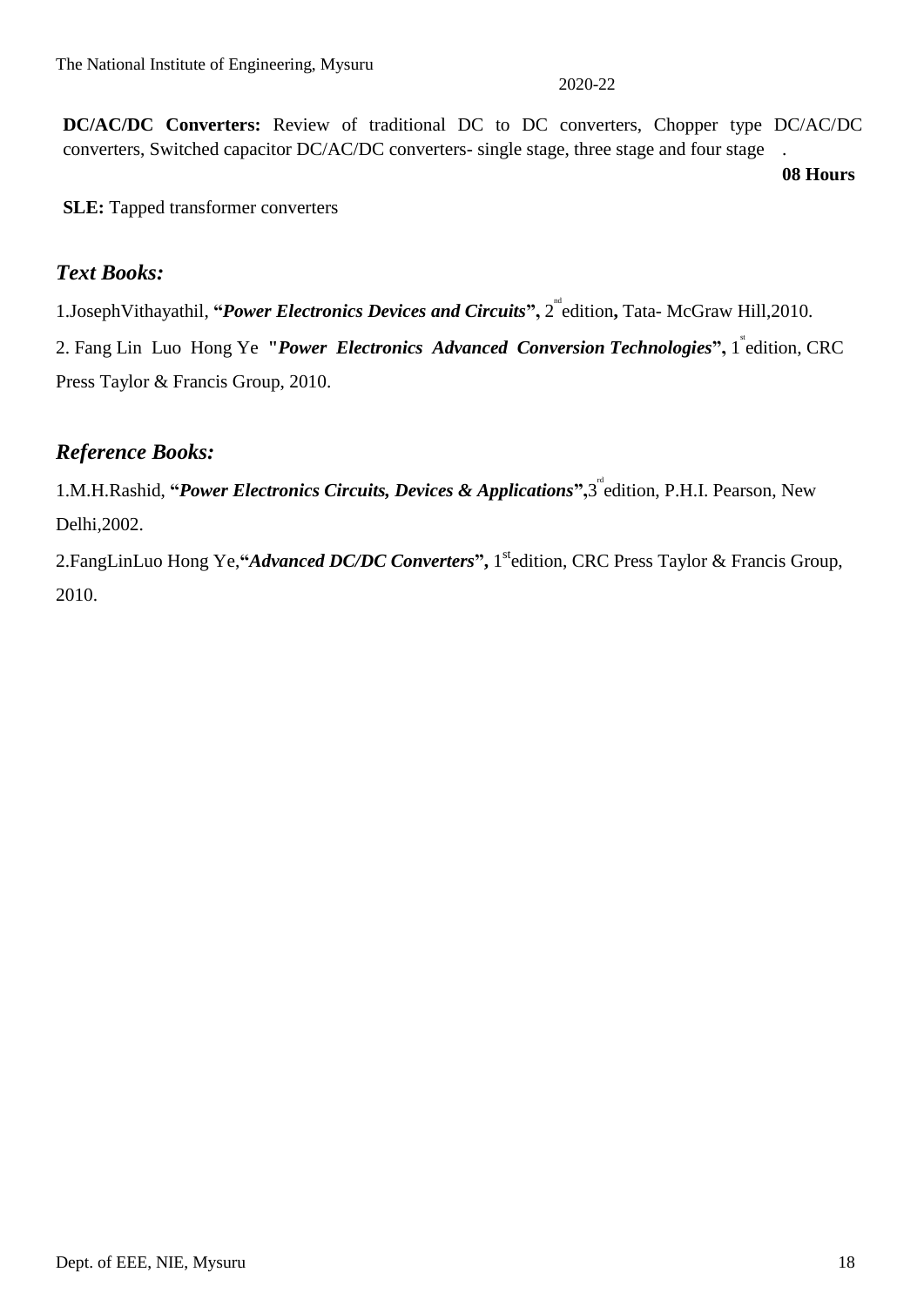**DC/AC/DC Converters:** Review of traditional DC to DC converters, Chopper type DC/AC/DC converters, Switched capacitor DC/AC/DC converters- single stage, three stage and four stage .

**08 Hours**

**SLE:** Tapped transformer converters

## *Text Books:*

1.JosephVithayathil, "***Power Electronics Devices and Circuits***", 2nd edition**,** Tata- McGraw Hill,2010.

2. Fang Lin Luo Hong Ye "***Power Electronics Advanced Conversion Technologies***", 1st edition, CRC Press Taylor & Francis Group, 2010.

## *Reference Books:*

1.M.H.Rashid, "***Power Electronics Circuits, Devices & Applications***",3rd edition, P.H.I. Pearson, New Delhi,2002.

2.FangLinLuo Hong Ye,"***Advanced DC/DC Converters***", 1st edition, CRC Press Taylor & Francis Group, 2010.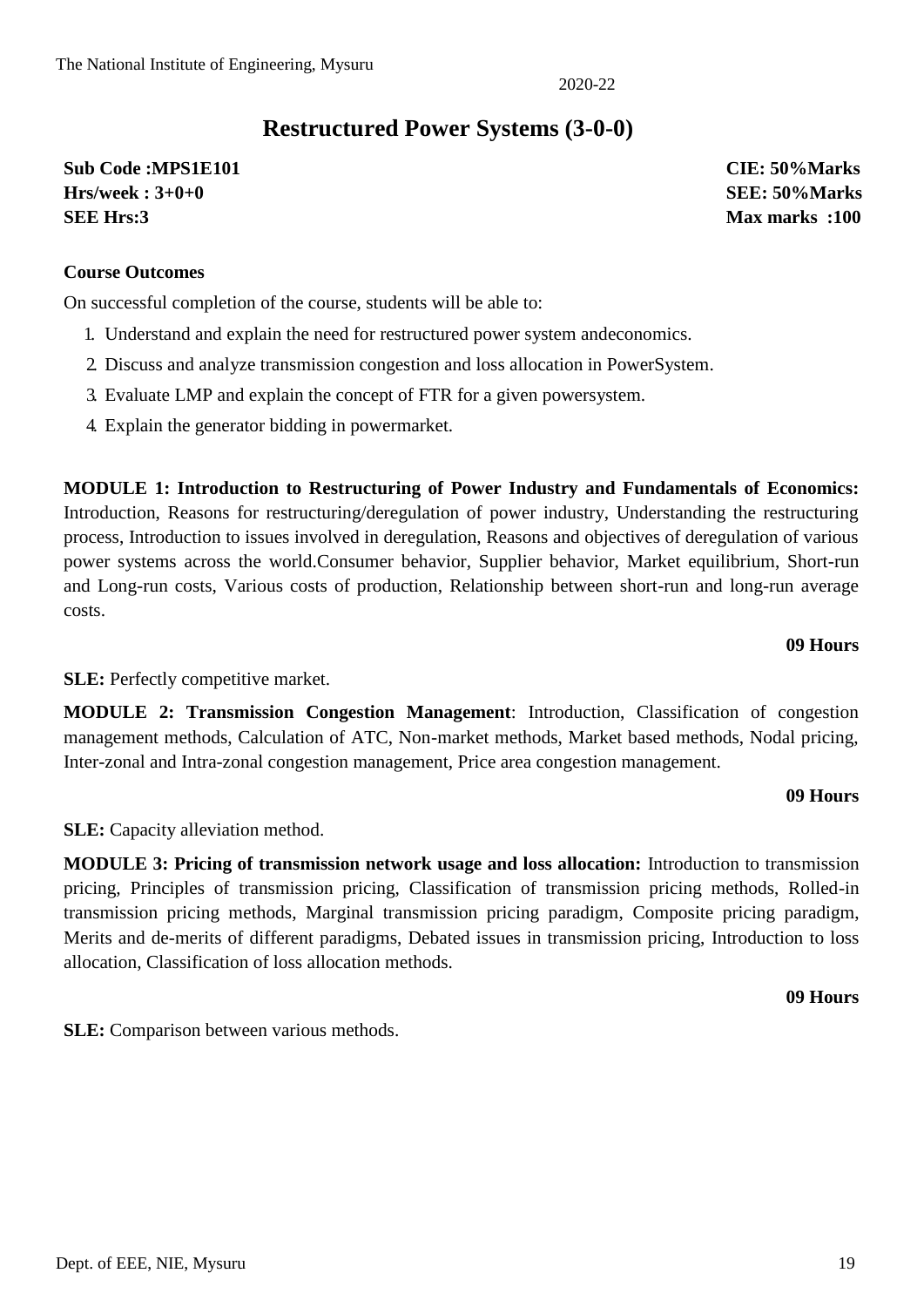# Restructured Power Systems (3-0-0)

| | |
|---|---|
| **Sub Code :MPS1E101** | **CIE: 50%Marks** |
| **Hrs/week : 3+0+0** | **SEE: 50%Marks** |
| **SEE Hrs:3** | **Max marks :100** |

**Course Outcomes**

On successful completion of the course, students will be able to:

1. Understand and explain the need for restructured power system andeconomics.
2. Discuss and analyze transmission congestion and loss allocation in PowerSystem.
3. Evaluate LMP and explain the concept of FTR for a given powersystem.
4. Explain the generator bidding in powermarket.

**MODULE 1: Introduction to Restructuring of Power Industry and Fundamentals of Economics:** Introduction, Reasons for restructuring/deregulation of power industry, Understanding the restructuring process, Introduction to issues involved in deregulation, Reasons and objectives of deregulation of various power systems across the world.Consumer behavior, Supplier behavior, Market equilibrium, Short-run and Long-run costs, Various costs of production, Relationship between short-run and long-run average costs.

**09 Hours**

**SLE:** Perfectly competitive market.

**MODULE 2: Transmission Congestion Management**: Introduction, Classification of congestion management methods, Calculation of ATC, Non-market methods, Market based methods, Nodal pricing, Inter-zonal and Intra-zonal congestion management, Price area congestion management.

**09 Hours**

**SLE:** Capacity alleviation method.

**MODULE 3: Pricing of transmission network usage and loss allocation:** Introduction to transmission pricing, Principles of transmission pricing, Classification of transmission pricing methods, Rolled-in transmission pricing methods, Marginal transmission pricing paradigm, Composite pricing paradigm, Merits and de-merits of different paradigms, Debated issues in transmission pricing, Introduction to loss allocation, Classification of loss allocation methods.

**09 Hours**

**SLE:** Comparison between various methods.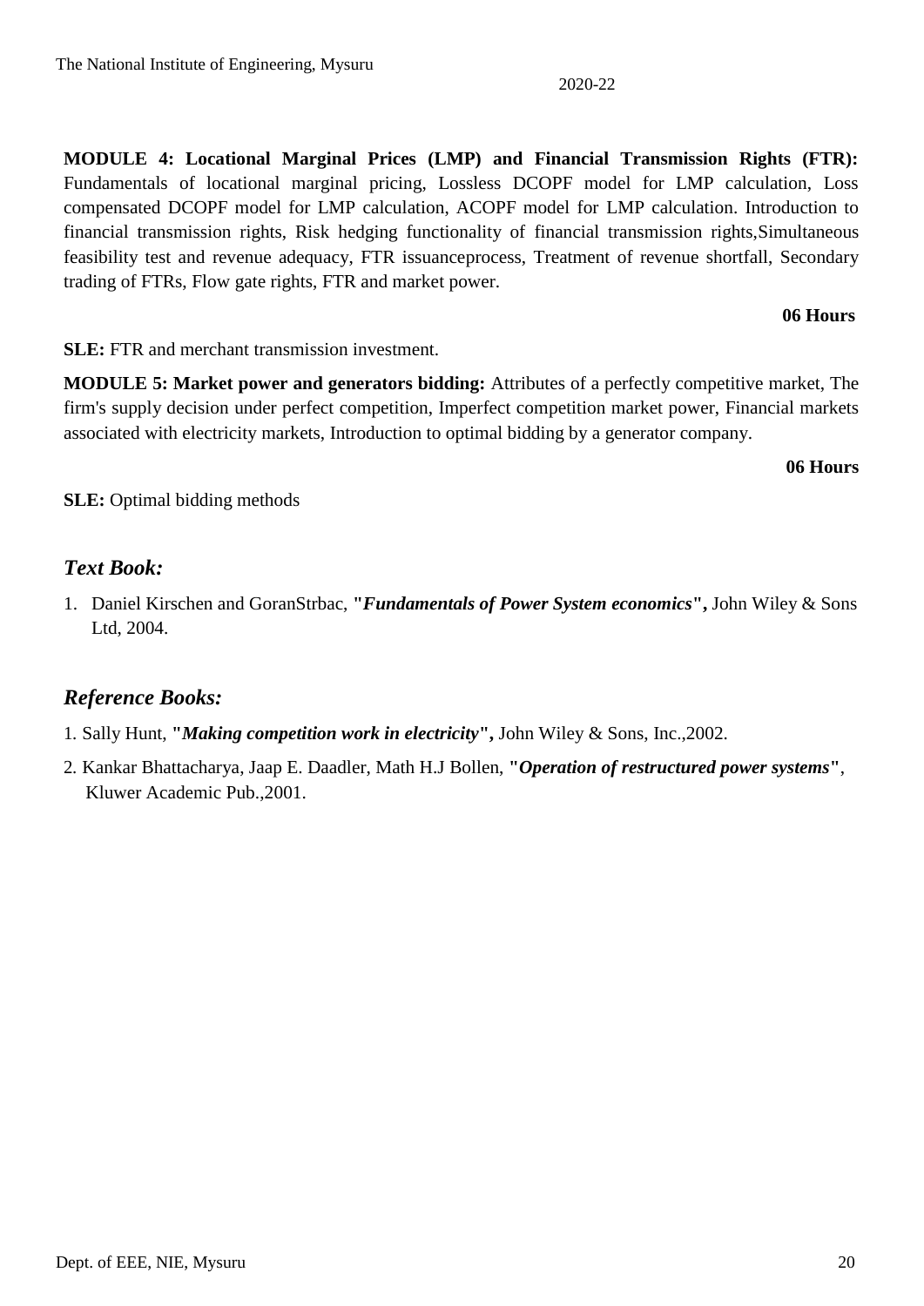**MODULE 4: Locational Marginal Prices (LMP) and Financial Transmission Rights (FTR):** Fundamentals of locational marginal pricing, Lossless DCOPF model for LMP calculation, Loss compensated DCOPF model for LMP calculation, ACOPF model for LMP calculation. Introduction to financial transmission rights, Risk hedging functionality of financial transmission rights,Simultaneous feasibility test and revenue adequacy, FTR issuanceprocess, Treatment of revenue shortfall, Secondary trading of FTRs, Flow gate rights, FTR and market power.

**06 Hours**

**SLE:** FTR and merchant transmission investment.

**MODULE 5: Market power and generators bidding:** Attributes of a perfectly competitive market, The firm's supply decision under perfect competition, Imperfect competition market power, Financial markets associated with electricity markets, Introduction to optimal bidding by a generator company.

**06 Hours**

**SLE:** Optimal bidding methods

## *Text Book:*

1. Daniel Kirschen and GoranStrbac, **"*Fundamentals of Power System economics*",** John Wiley & Sons Ltd, 2004.

## *Reference Books:*

1. Sally Hunt, **"*Making competition work in electricity*",** John Wiley & Sons, Inc.,2002.
2. Kankar Bhattacharya, Jaap E. Daadler, Math H.J Bollen, **"*Operation of restructured power systems*"**, Kluwer Academic Pub.,2001.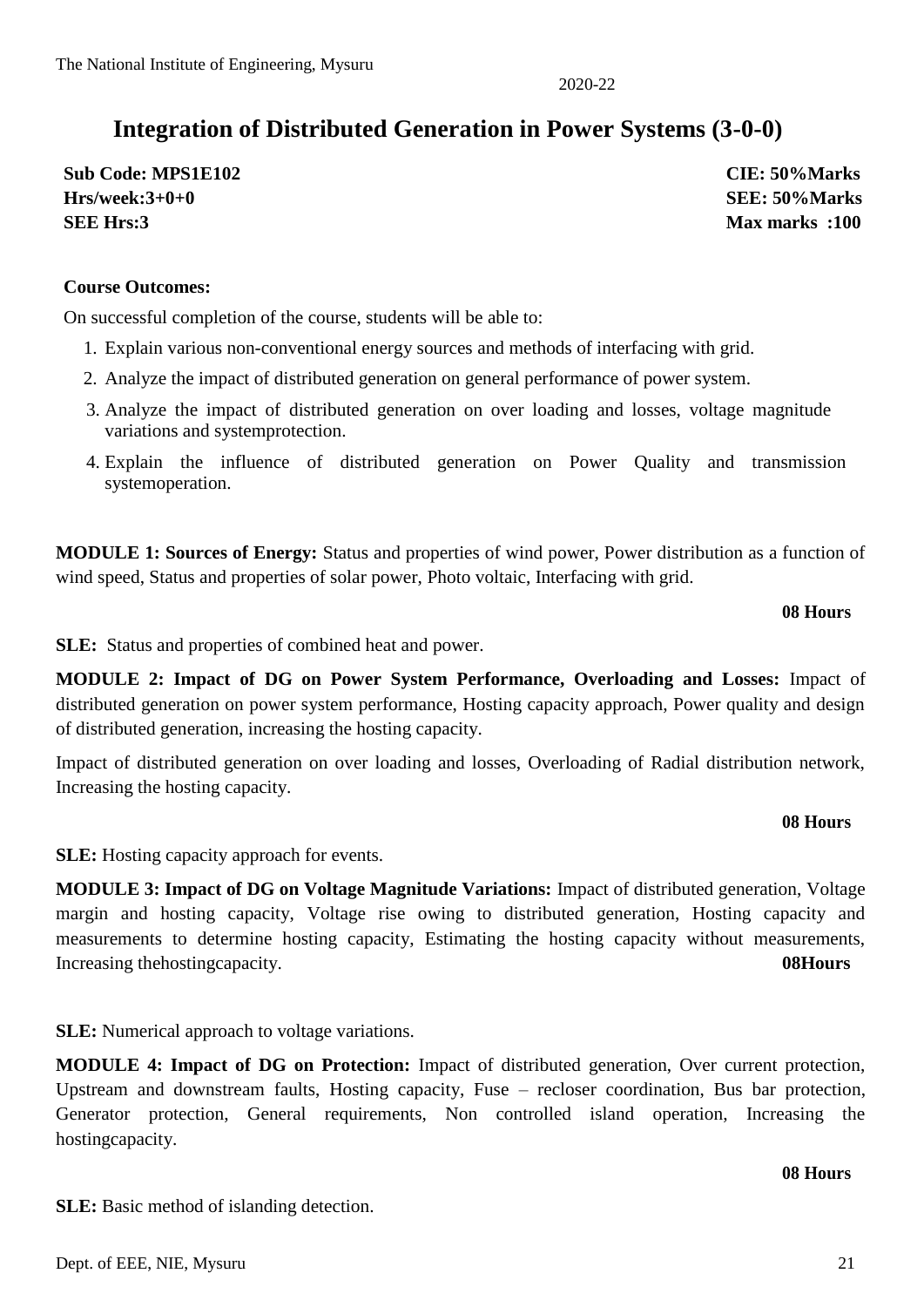# Integration of Distributed Generation in Power Systems (3-0-0)

**Sub Code: MPS1E102** **CIE: 50%Marks**
**Hrs/week:3+0+0** **SEE: 50%Marks**
**SEE Hrs:3** **Max marks :100**

**Course Outcomes:**

On successful completion of the course, students will be able to:

1. Explain various non-conventional energy sources and methods of interfacing with grid.
2. Analyze the impact of distributed generation on general performance of power system.
3. Analyze the impact of distributed generation on over loading and losses, voltage magnitude variations and systemprotection.
4. Explain the influence of distributed generation on Power Quality and transmission systemoperation.

**MODULE 1: Sources of Energy:** Status and properties of wind power, Power distribution as a function of wind speed, Status and properties of solar power, Photo voltaic, Interfacing with grid.

**08 Hours**

**SLE:** Status and properties of combined heat and power.

**MODULE 2: Impact of DG on Power System Performance, Overloading and Losses:** Impact of distributed generation on power system performance, Hosting capacity approach, Power quality and design of distributed generation, increasing the hosting capacity.

Impact of distributed generation on over loading and losses, Overloading of Radial distribution network, Increasing the hosting capacity.

**08 Hours**

**SLE:** Hosting capacity approach for events.

**MODULE 3: Impact of DG on Voltage Magnitude Variations:** Impact of distributed generation, Voltage margin and hosting capacity, Voltage rise owing to distributed generation, Hosting capacity and measurements to determine hosting capacity, Estimating the hosting capacity without measurements, Increasing thehostingcapacity. **08Hours**

**SLE:** Numerical approach to voltage variations.

**MODULE 4: Impact of DG on Protection:** Impact of distributed generation, Over current protection, Upstream and downstream faults, Hosting capacity, Fuse – recloser coordination, Bus bar protection, Generator protection, General requirements, Non controlled island operation, Increasing the hostingcapacity.

**08 Hours**

**SLE:** Basic method of islanding detection.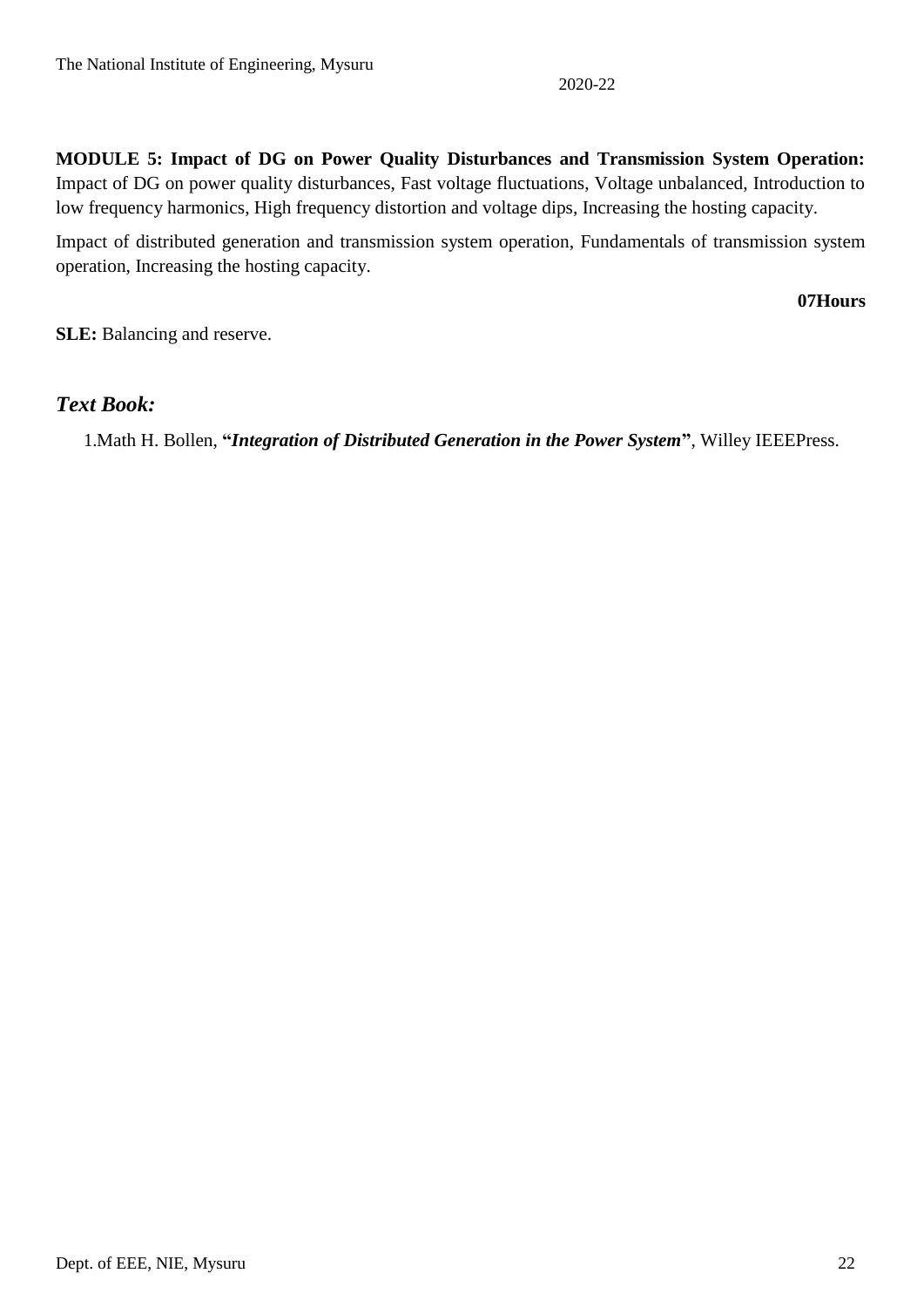**MODULE 5: Impact of DG on Power Quality Disturbances and Transmission System Operation:** Impact of DG on power quality disturbances, Fast voltage fluctuations, Voltage unbalanced, Introduction to low frequency harmonics, High frequency distortion and voltage dips, Increasing the hosting capacity.

Impact of distributed generation and transmission system operation, Fundamentals of transmission system operation, Increasing the hosting capacity.

**07Hours**

**SLE:** Balancing and reserve.

## *Text Book:*

1. Math H. Bollen, "***Integration of Distributed Generation in the Power System***", Willey IEEEPress.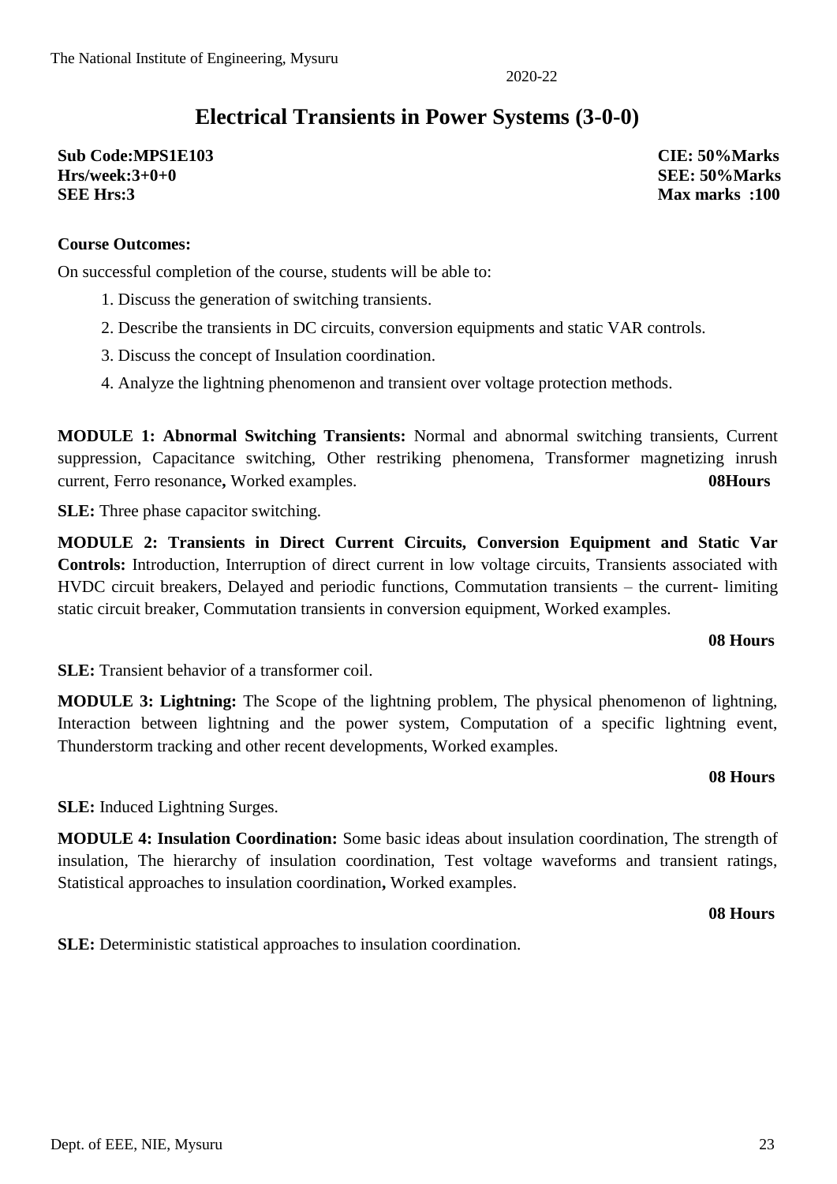# Electrical Transients in Power Systems (3-0-0)

**Sub Code:MPS1E103** **CIE: 50%Marks**
**Hrs/week:3+0+0** **SEE: 50%Marks**
**SEE Hrs:3** **Max marks :100**

**Course Outcomes:**

On successful completion of the course, students will be able to:

1. Discuss the generation of switching transients.
2. Describe the transients in DC circuits, conversion equipments and static VAR controls.
3. Discuss the concept of Insulation coordination.
4. Analyze the lightning phenomenon and transient over voltage protection methods.

**MODULE 1: Abnormal Switching Transients:** Normal and abnormal switching transients, Current suppression, Capacitance switching, Other restriking phenomena, Transformer magnetizing inrush current, Ferro resonance**,** Worked examples. **08Hours**

**SLE:** Three phase capacitor switching.

**MODULE 2: Transients in Direct Current Circuits, Conversion Equipment and Static Var Controls:** Introduction, Interruption of direct current in low voltage circuits, Transients associated with HVDC circuit breakers, Delayed and periodic functions, Commutation transients – the current- limiting static circuit breaker, Commutation transients in conversion equipment, Worked examples.

**08 Hours**

**SLE:** Transient behavior of a transformer coil.

**MODULE 3: Lightning:** The Scope of the lightning problem, The physical phenomenon of lightning, Interaction between lightning and the power system, Computation of a specific lightning event, Thunderstorm tracking and other recent developments, Worked examples.

**08 Hours**

**SLE:** Induced Lightning Surges.

**MODULE 4: Insulation Coordination:** Some basic ideas about insulation coordination, The strength of insulation, The hierarchy of insulation coordination, Test voltage waveforms and transient ratings, Statistical approaches to insulation coordination**,** Worked examples.

**08 Hours**

**SLE:** Deterministic statistical approaches to insulation coordination.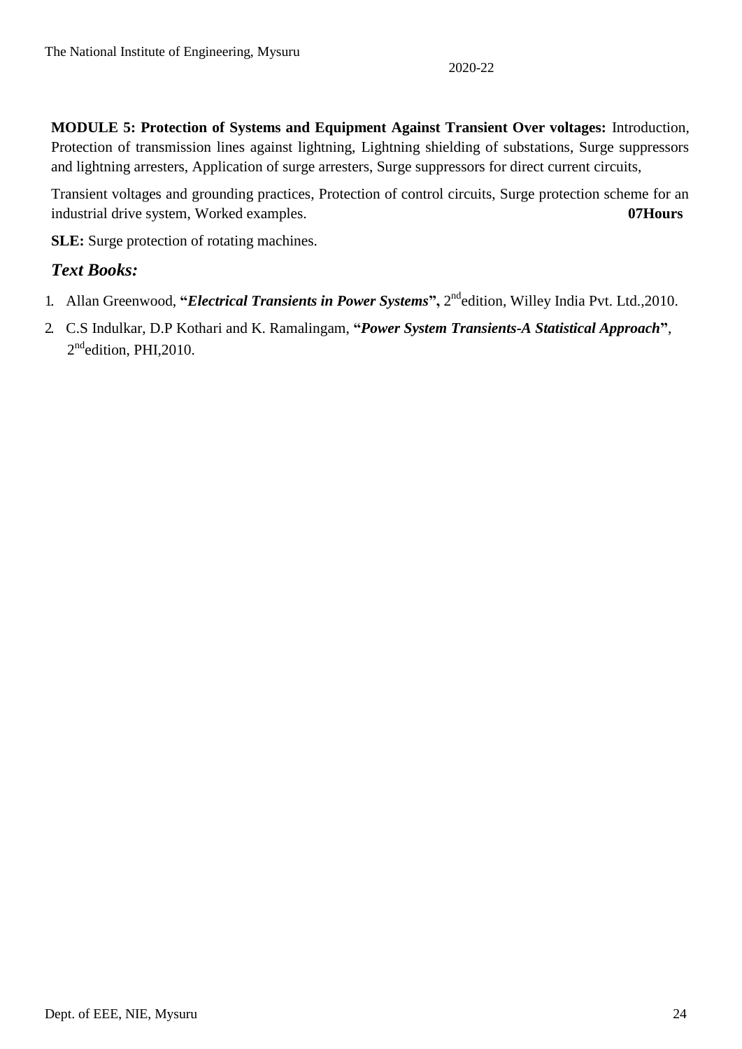**MODULE 5: Protection of Systems and Equipment Against Transient Over voltages:** Introduction, Protection of transmission lines against lightning, Lightning shielding of substations, Surge suppressors and lightning arresters, Application of surge arresters, Surge suppressors for direct current circuits,

Transient voltages and grounding practices, Protection of control circuits, Surge protection scheme for an industrial drive system, Worked examples. **07Hours**

**SLE:** Surge protection of rotating machines.

### *Text Books:*

1. Allan Greenwood, **"*Electrical Transients in Power Systems*",** 2nd edition, Willey India Pvt. Ltd.,2010.
2. C.S Indulkar, D.P Kothari and K. Ramalingam, **"*Power System Transients-A Statistical Approach*"**, 2nd edition, PHI,2010.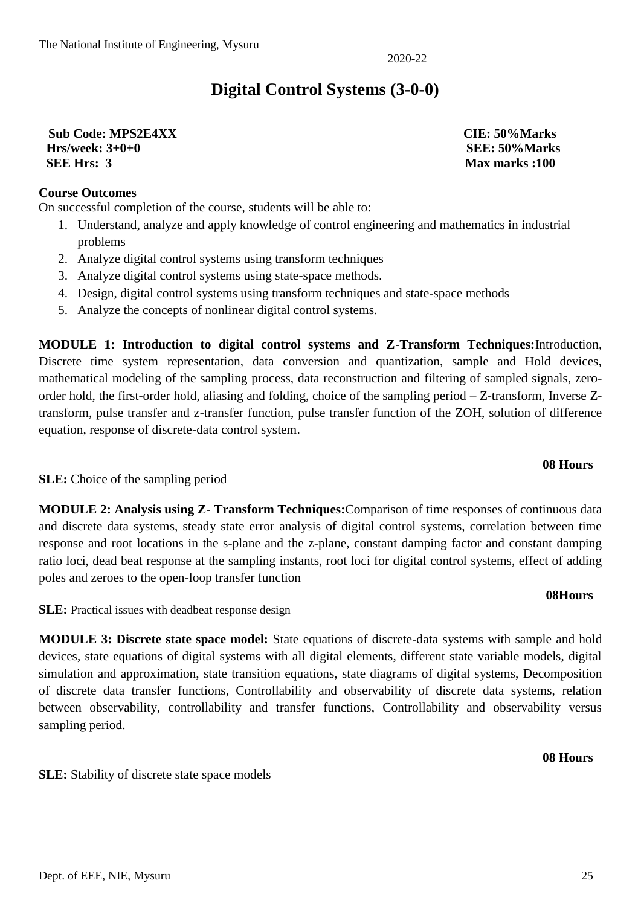2020-22

# Digital Control Systems (3-0-0)

**Sub Code: MPS2E4XX** **CIE: 50%Marks**
**Hrs/week: 3+0+0** **SEE: 50%Marks**
**SEE Hrs: 3** **Max marks :100**

**Course Outcomes**

On successful completion of the course, students will be able to:

1. Understand, analyze and apply knowledge of control engineering and mathematics in industrial problems
2. Analyze digital control systems using transform techniques
3. Analyze digital control systems using state-space methods.
4. Design, digital control systems using transform techniques and state-space methods
5. Analyze the concepts of nonlinear digital control systems.

**MODULE 1: Introduction to digital control systems and Z-Transform Techniques:**Introduction, Discrete time system representation, data conversion and quantization, sample and Hold devices, mathematical modeling of the sampling process, data reconstruction and filtering of sampled signals, zero-order hold, the first-order hold, aliasing and folding, choice of the sampling period – Z-transform, Inverse Z-transform, pulse transfer and z-transfer function, pulse transfer function of the ZOH, solution of difference equation, response of discrete-data control system.

**08 Hours**

**SLE:** Choice of the sampling period

**MODULE 2: Analysis using Z- Transform Techniques:**Comparison of time responses of continuous data and discrete data systems, steady state error analysis of digital control systems, correlation between time response and root locations in the s-plane and the z-plane, constant damping factor and constant damping ratio loci, dead beat response at the sampling instants, root loci for digital control systems, effect of adding poles and zeroes to the open-loop transfer function

**08Hours**

**SLE:** Practical issues with deadbeat response design

**MODULE 3: Discrete state space model:** State equations of discrete-data systems with sample and hold devices, state equations of digital systems with all digital elements, different state variable models, digital simulation and approximation, state transition equations, state diagrams of digital systems, Decomposition of discrete data transfer functions, Controllability and observability of discrete data systems, relation between observability, controllability and transfer functions, Controllability and observability versus sampling period.

**08 Hours**

**SLE:** Stability of discrete state space models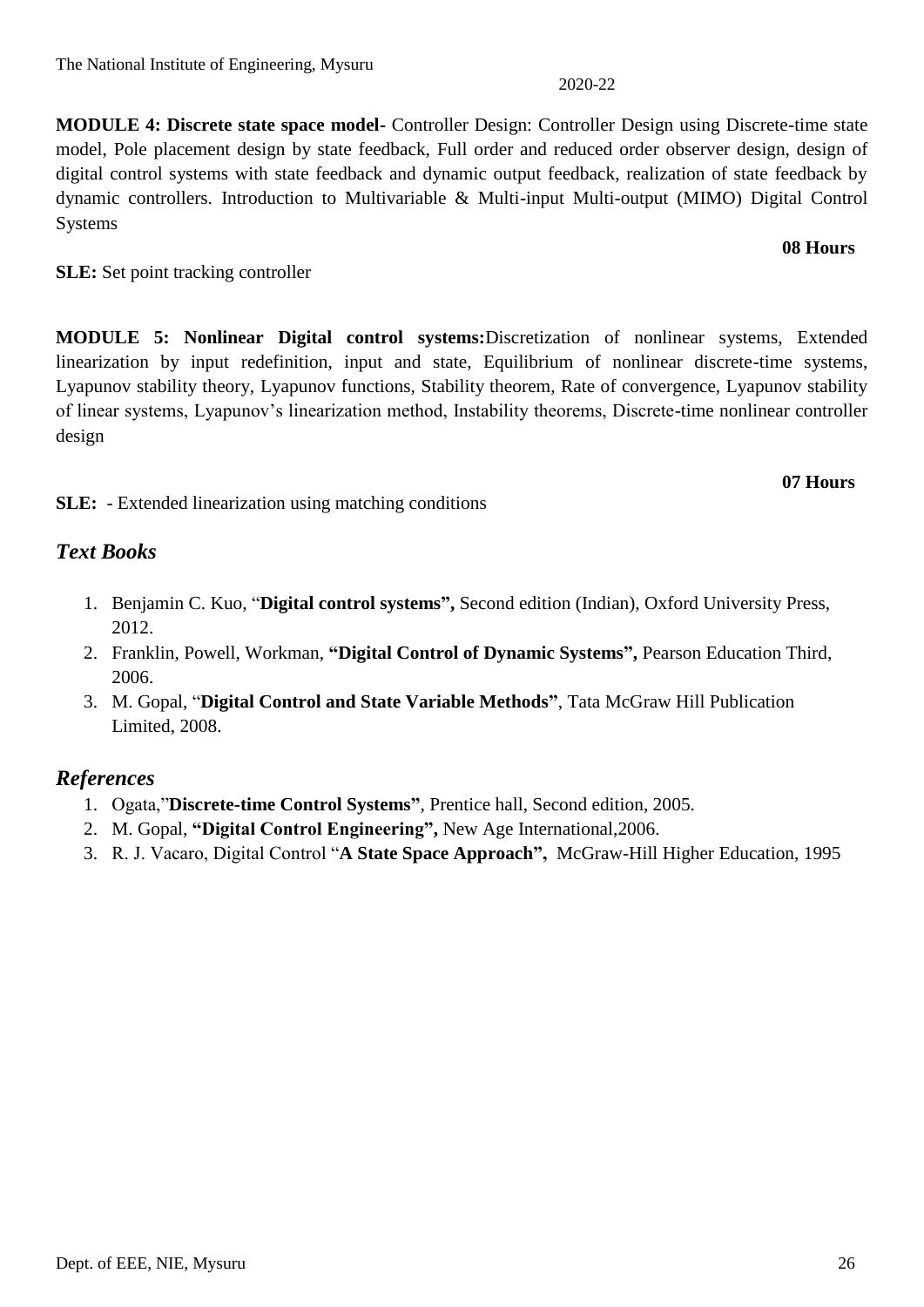**MODULE 4: Discrete state space model-** Controller Design: Controller Design using Discrete-time state model, Pole placement design by state feedback, Full order and reduced order observer design, design of digital control systems with state feedback and dynamic output feedback, realization of state feedback by dynamic controllers. Introduction to Multivariable & Multi-input Multi-output (MIMO) Digital Control Systems

**08 Hours**

**SLE:** Set point tracking controller

**MODULE 5: Nonlinear Digital control systems:**Discretization of nonlinear systems, Extended linearization by input redefinition, input and state, Equilibrium of nonlinear discrete-time systems, Lyapunov stability theory, Lyapunov functions, Stability theorem, Rate of convergence, Lyapunov stability of linear systems, Lyapunov's linearization method, Instability theorems, Discrete-time nonlinear controller design

**07 Hours**

**SLE:** - Extended linearization using matching conditions

## *Text Books*

1. Benjamin C. Kuo, "**Digital control systems",** Second edition (Indian), Oxford University Press, 2012.
2. Franklin, Powell, Workman, **"Digital Control of Dynamic Systems",** Pearson Education Third, 2006.
3. M. Gopal, "**Digital Control and State Variable Methods"**, Tata McGraw Hill Publication Limited, 2008.

## *References*

1. Ogata,"**Discrete-time Control Systems"**, Prentice hall, Second edition, 2005.
2. M. Gopal, **"Digital Control Engineering",** New Age International,2006.
3. R. J. Vacaro, Digital Control "**A State Space Approach",** McGraw-Hill Higher Education, 1995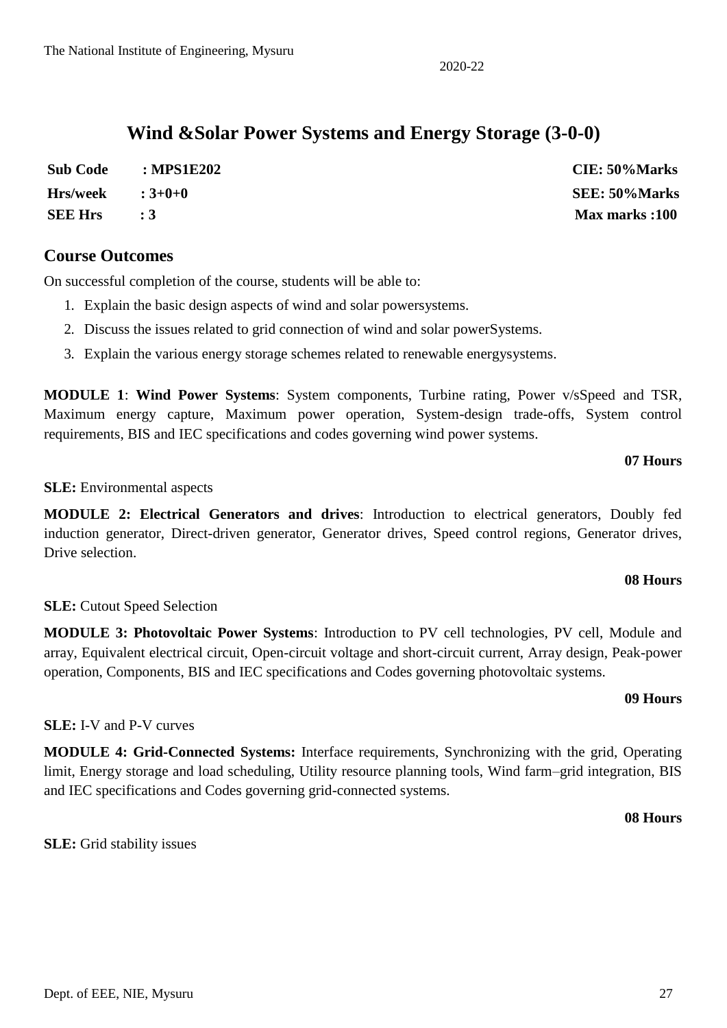# Wind &Solar Power Systems and Energy Storage (3-0-0)

| | | |
|---|---|---|
| **Sub Code** | **: MPS1E202** | **CIE: 50%Marks** |
| **Hrs/week** | **: 3+0+0** | **SEE: 50%Marks** |
| **SEE Hrs** | **: 3** | **Max marks :100** |

## Course Outcomes

On successful completion of the course, students will be able to:

1. Explain the basic design aspects of wind and solar powersystems.
2. Discuss the issues related to grid connection of wind and solar powerSystems.
3. Explain the various energy storage schemes related to renewable energysystems.

**MODULE 1**: **Wind Power Systems**: System components, Turbine rating, Power v/sSpeed and TSR, Maximum energy capture, Maximum power operation, System-design trade-offs, System control requirements, BIS and IEC specifications and codes governing wind power systems.

**07 Hours**

**SLE:** Environmental aspects

**MODULE 2: Electrical Generators and drives**: Introduction to electrical generators, Doubly fed induction generator, Direct-driven generator, Generator drives, Speed control regions, Generator drives, Drive selection.

**08 Hours**

**SLE:** Cutout Speed Selection

**MODULE 3: Photovoltaic Power Systems**: Introduction to PV cell technologies, PV cell, Module and array, Equivalent electrical circuit, Open-circuit voltage and short-circuit current, Array design, Peak-power operation, Components, BIS and IEC specifications and Codes governing photovoltaic systems.

**09 Hours**

**SLE:** I-V and P-V curves

**MODULE 4: Grid-Connected Systems:** Interface requirements, Synchronizing with the grid, Operating limit, Energy storage and load scheduling, Utility resource planning tools, Wind farm–grid integration, BIS and IEC specifications and Codes governing grid-connected systems.

**08 Hours**

**SLE:** Grid stability issues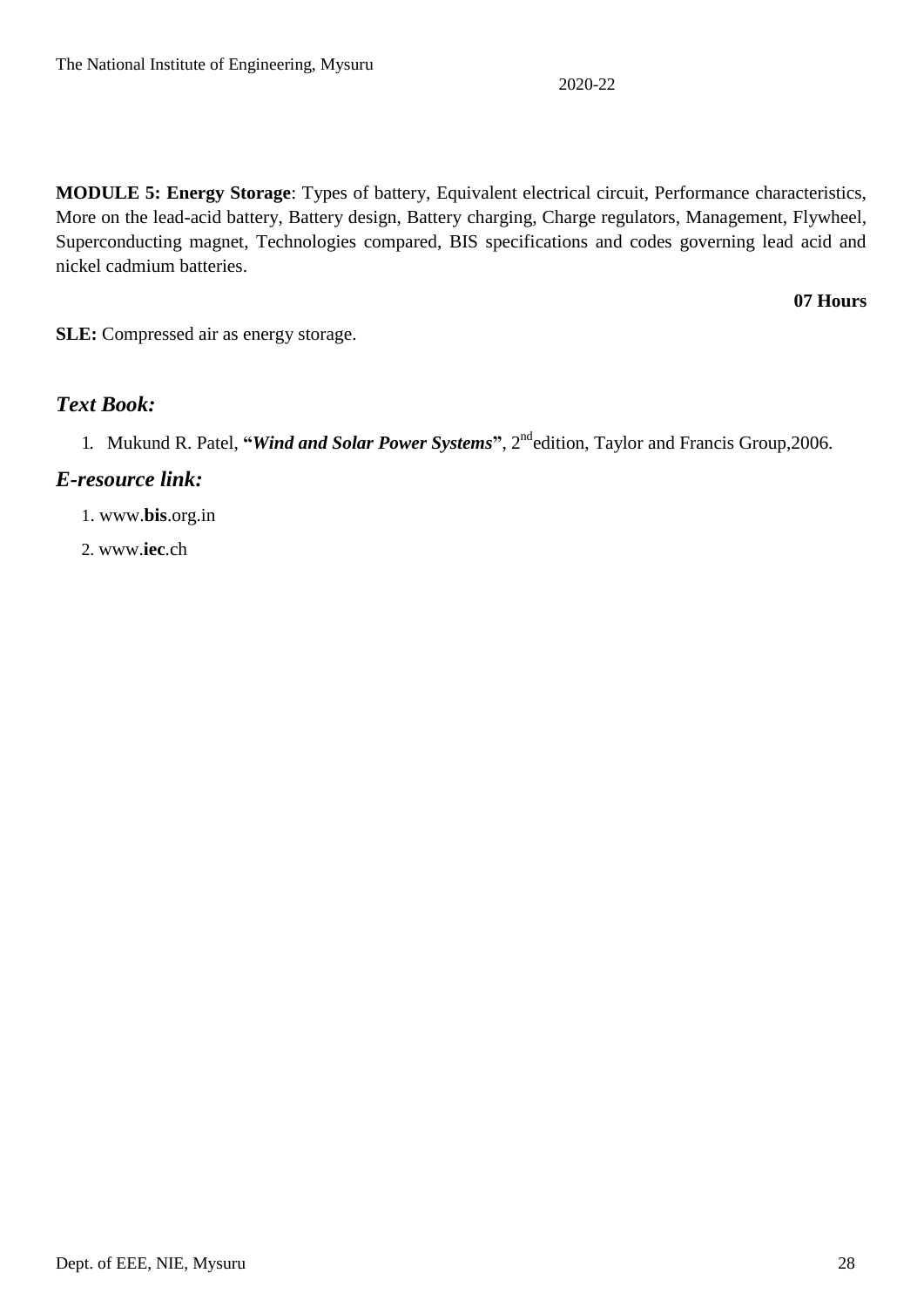**MODULE 5: Energy Storage**: Types of battery, Equivalent electrical circuit, Performance characteristics, More on the lead-acid battery, Battery design, Battery charging, Charge regulators, Management, Flywheel, Superconducting magnet, Technologies compared, BIS specifications and codes governing lead acid and nickel cadmium batteries.

**07 Hours**

**SLE:** Compressed air as energy storage.

### *Text Book:*

1. Mukund R. Patel, **"*Wind and Solar Power Systems*"**, 2nd edition, Taylor and Francis Group,2006.

### *E-resource link:*

1. www.**bis**.org.in
2. www.**iec**.ch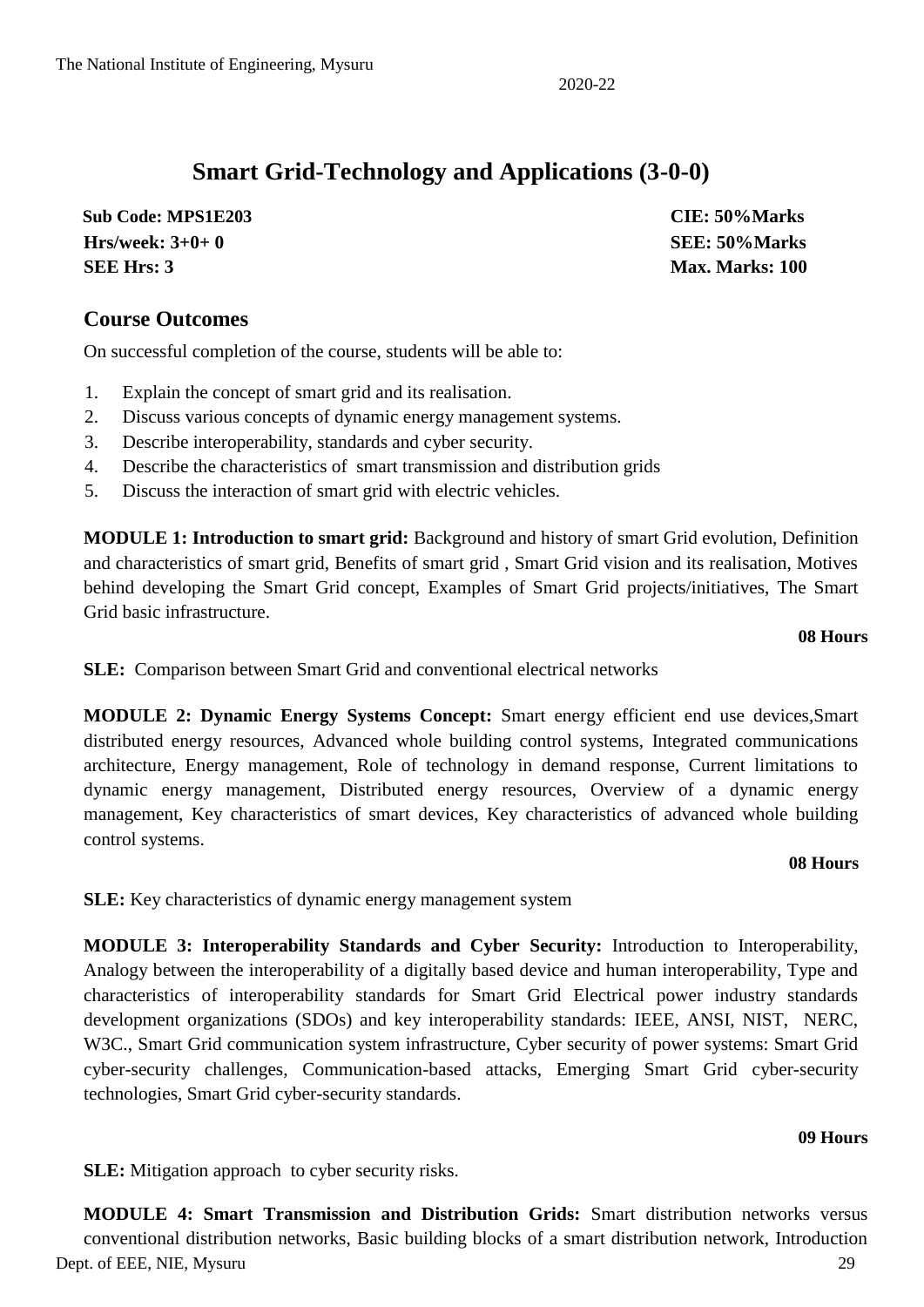# Smart Grid-Technology and Applications (3-0-0)

**Sub Code: MPS1E203** **CIE: 50%Marks**
**Hrs/week: 3+0+ 0** **SEE: 50%Marks**
**SEE Hrs: 3** **Max. Marks: 100**

## Course Outcomes

On successful completion of the course, students will be able to:

1. Explain the concept of smart grid and its realisation.
2. Discuss various concepts of dynamic energy management systems.
3. Describe interoperability, standards and cyber security.
4. Describe the characteristics of smart transmission and distribution grids
5. Discuss the interaction of smart grid with electric vehicles.

**MODULE 1: Introduction to smart grid:** Background and history of smart Grid evolution, Definition and characteristics of smart grid, Benefits of smart grid , Smart Grid vision and its realisation, Motives behind developing the Smart Grid concept, Examples of Smart Grid projects/initiatives, The Smart Grid basic infrastructure.

**08 Hours**

**SLE:** Comparison between Smart Grid and conventional electrical networks

**MODULE 2: Dynamic Energy Systems Concept:** Smart energy efficient end use devices,Smart distributed energy resources, Advanced whole building control systems, Integrated communications architecture, Energy management, Role of technology in demand response, Current limitations to dynamic energy management, Distributed energy resources, Overview of a dynamic energy management, Key characteristics of smart devices, Key characteristics of advanced whole building control systems.

**08 Hours**

**SLE:** Key characteristics of dynamic energy management system

**MODULE 3: Interoperability Standards and Cyber Security:** Introduction to Interoperability, Analogy between the interoperability of a digitally based device and human interoperability, Type and characteristics of interoperability standards for Smart Grid Electrical power industry standards development organizations (SDOs) and key interoperability standards: IEEE, ANSI, NIST, NERC, W3C., Smart Grid communication system infrastructure, Cyber security of power systems: Smart Grid cyber-security challenges, Communication-based attacks, Emerging Smart Grid cyber-security technologies, Smart Grid cyber-security standards.

**09 Hours**

**SLE:** Mitigation approach to cyber security risks.

**MODULE 4: Smart Transmission and Distribution Grids:** Smart distribution networks versus conventional distribution networks, Basic building blocks of a smart distribution network, Introduction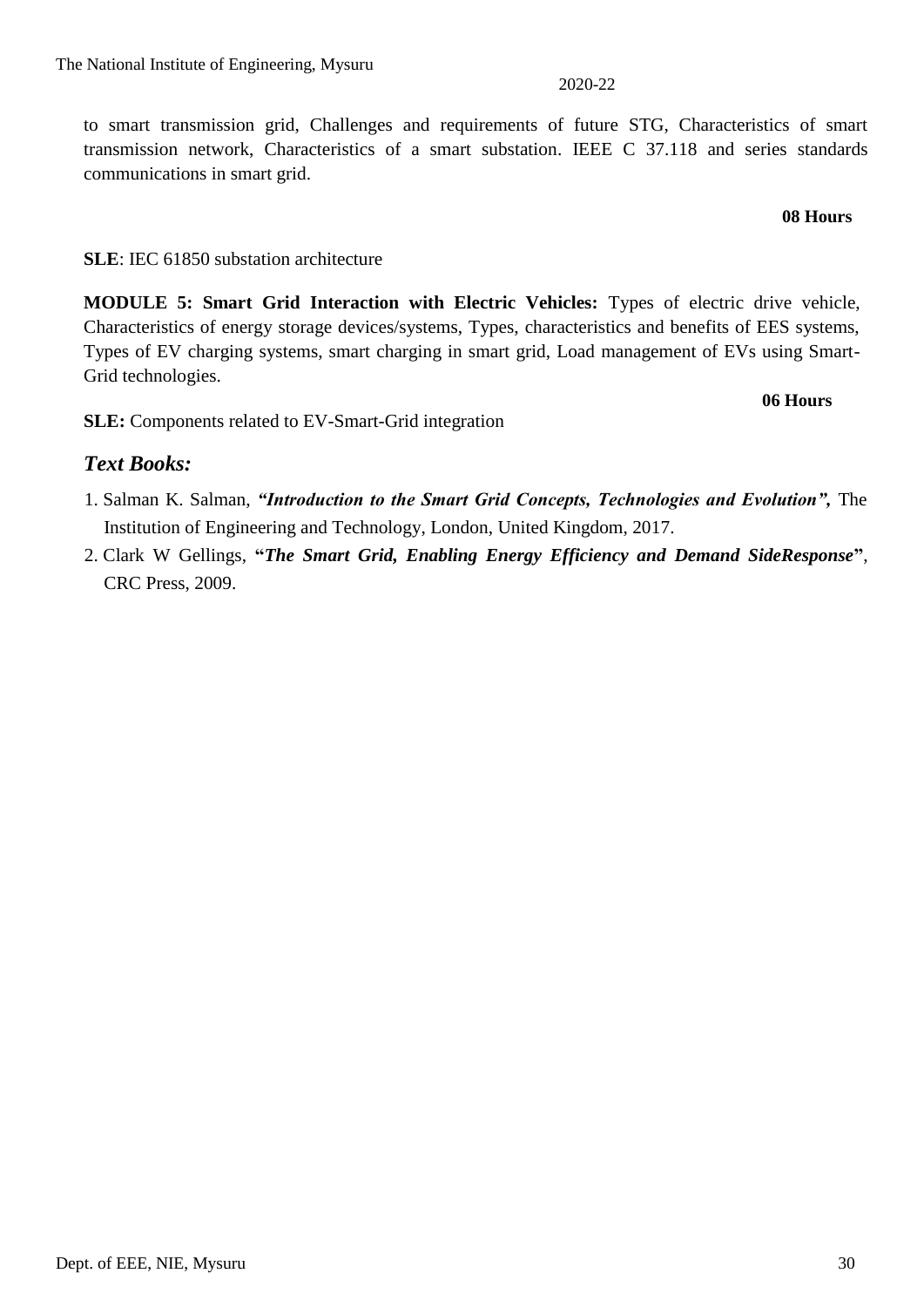to smart transmission grid, Challenges and requirements of future STG, Characteristics of smart transmission network, Characteristics of a smart substation. IEEE C 37.118 and series standards communications in smart grid.

**08 Hours**

**SLE**: IEC 61850 substation architecture

**MODULE 5: Smart Grid Interaction with Electric Vehicles:** Types of electric drive vehicle, Characteristics of energy storage devices/systems, Types, characteristics and benefits of EES systems, Types of EV charging systems, smart charging in smart grid, Load management of EVs using Smart-Grid technologies.

**06 Hours**

**SLE:** Components related to EV-Smart-Grid integration

## *Text Books:*

1. Salman K. Salman, ***"Introduction to the Smart Grid Concepts, Technologies and Evolution",*** The Institution of Engineering and Technology, London, United Kingdom, 2017.
2. Clark W Gellings, **"*The Smart Grid, Enabling Energy Efficiency and Demand SideResponse*"**, CRC Press, 2009.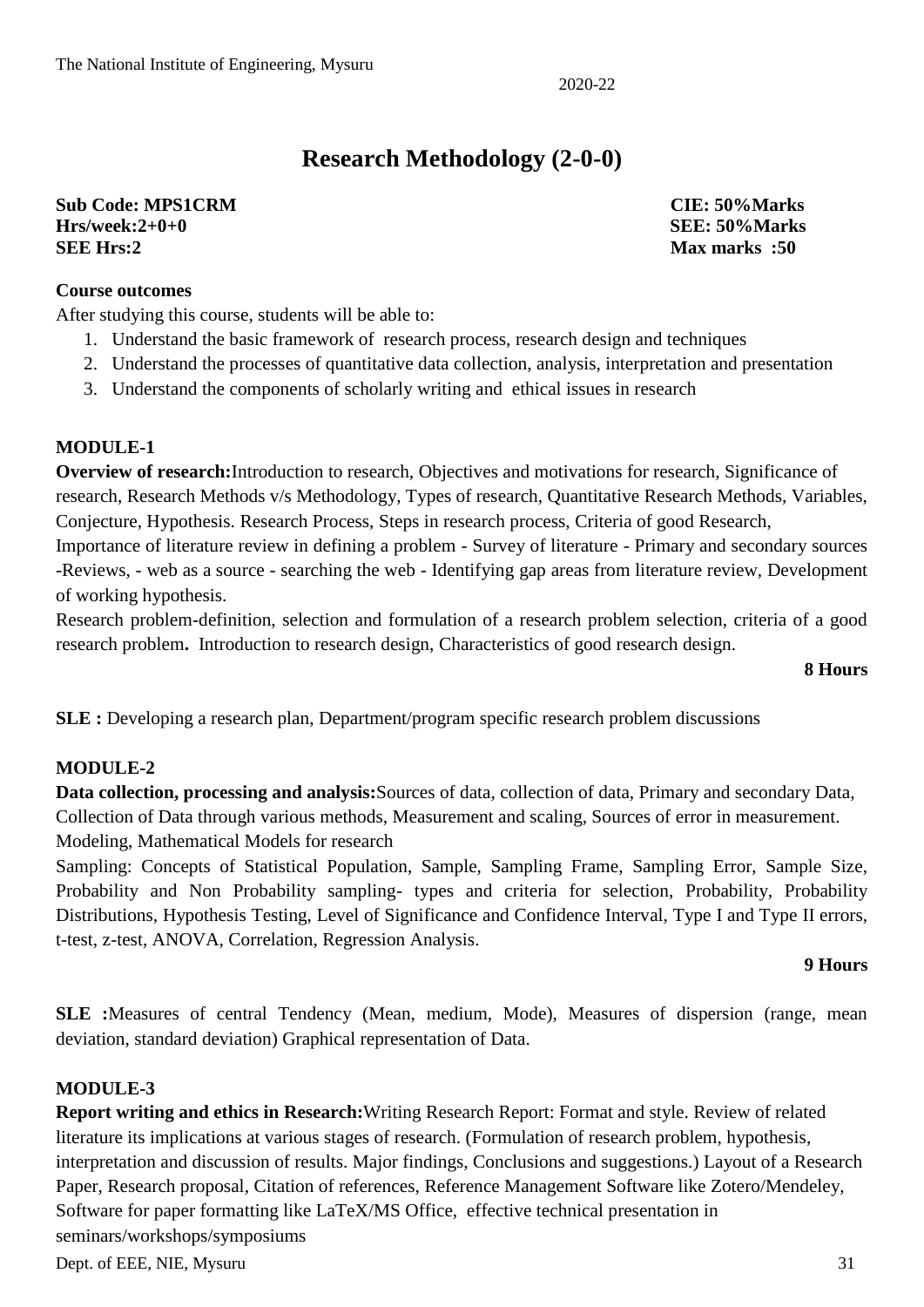# Research Methodology (2-0-0)

**Sub Code: MPS1CRM** **CIE: 50%Marks**
**Hrs/week:2+0+0** **SEE: 50%Marks**
**SEE Hrs:2** **Max marks :50**

**Course outcomes**

After studying this course, students will be able to:

1. Understand the basic framework of research process, research design and techniques
2. Understand the processes of quantitative data collection, analysis, interpretation and presentation
3. Understand the components of scholarly writing and ethical issues in research

**MODULE-1**

**Overview of research:**Introduction to research, Objectives and motivations for research, Significance of research, Research Methods v/s Methodology, Types of research, Quantitative Research Methods, Variables, Conjecture, Hypothesis. Research Process, Steps in research process, Criteria of good Research,

Importance of literature review in defining a problem - Survey of literature - Primary and secondary sources -Reviews, - web as a source - searching the web - Identifying gap areas from literature review, Development of working hypothesis.

Research problem-definition, selection and formulation of a research problem selection, criteria of a good research problem**.** Introduction to research design, Characteristics of good research design.

**8 Hours**

**SLE :** Developing a research plan, Department/program specific research problem discussions

**MODULE-2**

**Data collection, processing and analysis:**Sources of data, collection of data, Primary and secondary Data, Collection of Data through various methods, Measurement and scaling, Sources of error in measurement. Modeling, Mathematical Models for research

Sampling: Concepts of Statistical Population, Sample, Sampling Frame, Sampling Error, Sample Size, Probability and Non Probability sampling- types and criteria for selection, Probability, Probability Distributions, Hypothesis Testing, Level of Significance and Confidence Interval, Type I and Type II errors, t-test, z-test, ANOVA, Correlation, Regression Analysis.

**9 Hours**

**SLE :**Measures of central Tendency (Mean, medium, Mode), Measures of dispersion (range, mean deviation, standard deviation) Graphical representation of Data.

**MODULE-3**

**Report writing and ethics in Research:**Writing Research Report: Format and style. Review of related literature its implications at various stages of research. (Formulation of research problem, hypothesis, interpretation and discussion of results. Major findings, Conclusions and suggestions.) Layout of a Research Paper, Research proposal, Citation of references, Reference Management Software like Zotero/Mendeley, Software for paper formatting like LaTeX/MS Office, effective technical presentation in seminars/workshops/symposiums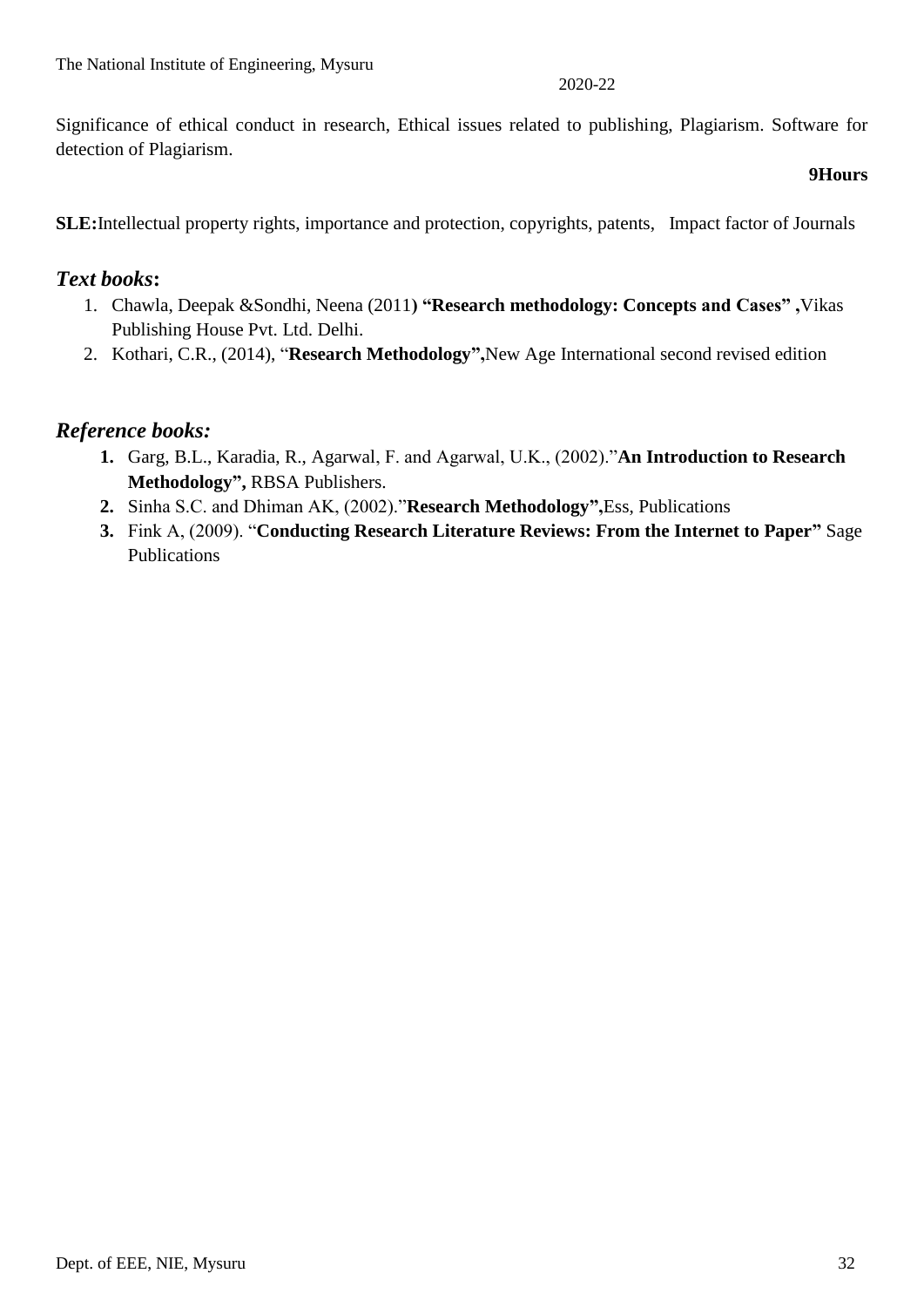Significance of ethical conduct in research, Ethical issues related to publishing, Plagiarism. Software for detection of Plagiarism.

**9Hours**

**SLE:**Intellectual property rights, importance and protection, copyrights, patents, Impact factor of Journals

## *Text books***:**

1. Chawla, Deepak &Sondhi, Neena (2011**) "Research methodology: Concepts and Cases" ,**Vikas Publishing House Pvt. Ltd. Delhi.
2. Kothari, C.R., (2014), "**Research Methodology",**New Age International second revised edition

## *Reference books:*

1. Garg, B.L., Karadia, R., Agarwal, F. and Agarwal, U.K., (2002)."**An Introduction to Research Methodology",** RBSA Publishers.
2. Sinha S.C. and Dhiman AK, (2002)."**Research Methodology",**Ess, Publications
3. Fink A, (2009). "**Conducting Research Literature Reviews: From the Internet to Paper"** Sage Publications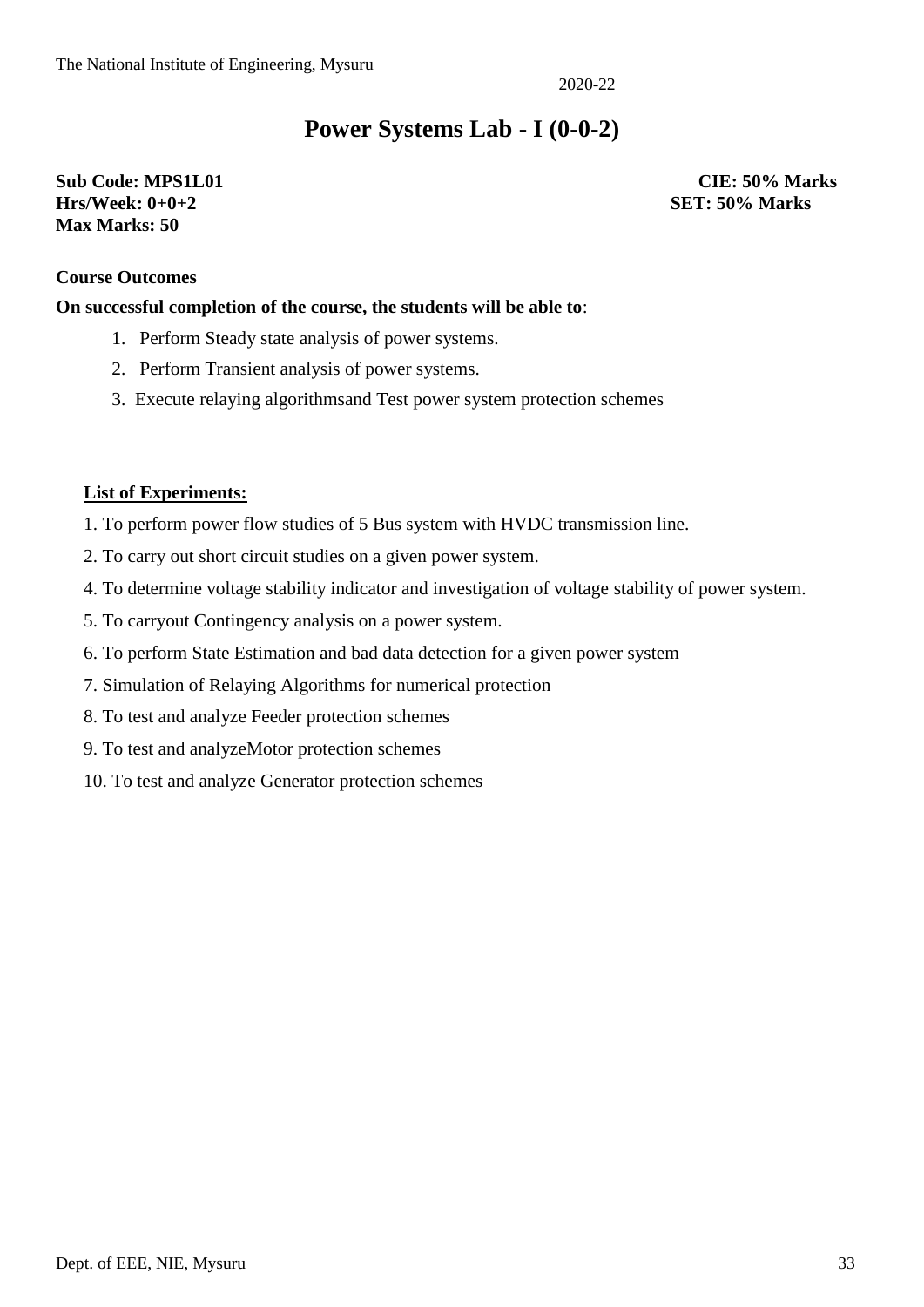# Power Systems Lab - I (0-0-2)

**Sub Code: MPS1L01** **CIE: 50% Marks**
**Hrs/Week: 0+0+2** **SET: 50% Marks**
**Max Marks: 50**

**Course Outcomes**

**On successful completion of the course, the students will be able to**:

1. Perform Steady state analysis of power systems.
2. Perform Transient analysis of power systems.
3. Execute relaying algorithmsand Test power system protection schemes

**<u>List of Experiments:</u>**

1. To perform power flow studies of 5 Bus system with HVDC transmission line.
2. To carry out short circuit studies on a given power system.
4. To determine voltage stability indicator and investigation of voltage stability of power system.
5. To carryout Contingency analysis on a power system.
6. To perform State Estimation and bad data detection for a given power system
7. Simulation of Relaying Algorithms for numerical protection
8. To test and analyze Feeder protection schemes
9. To test and analyzeMotor protection schemes
10. To test and analyze Generator protection schemes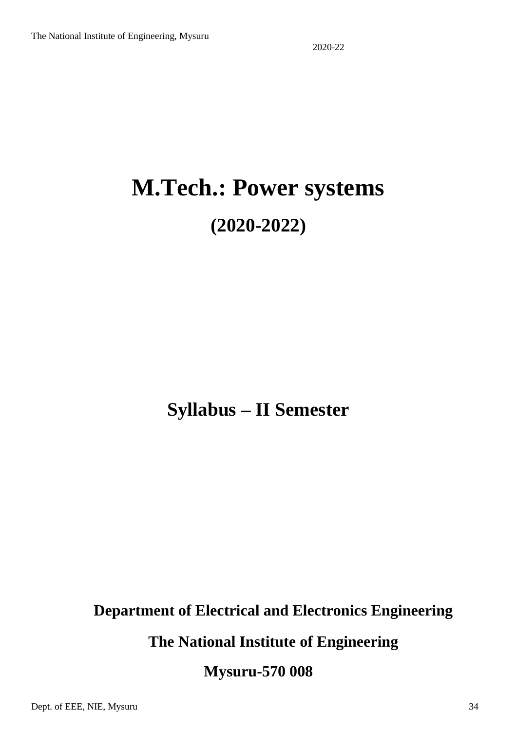# M.Tech.: Power systems

## (2020-2022)

## Syllabus – II Semester

**Department of Electrical and Electronics Engineering**

**The National Institute of Engineering**

**Mysuru-570 008**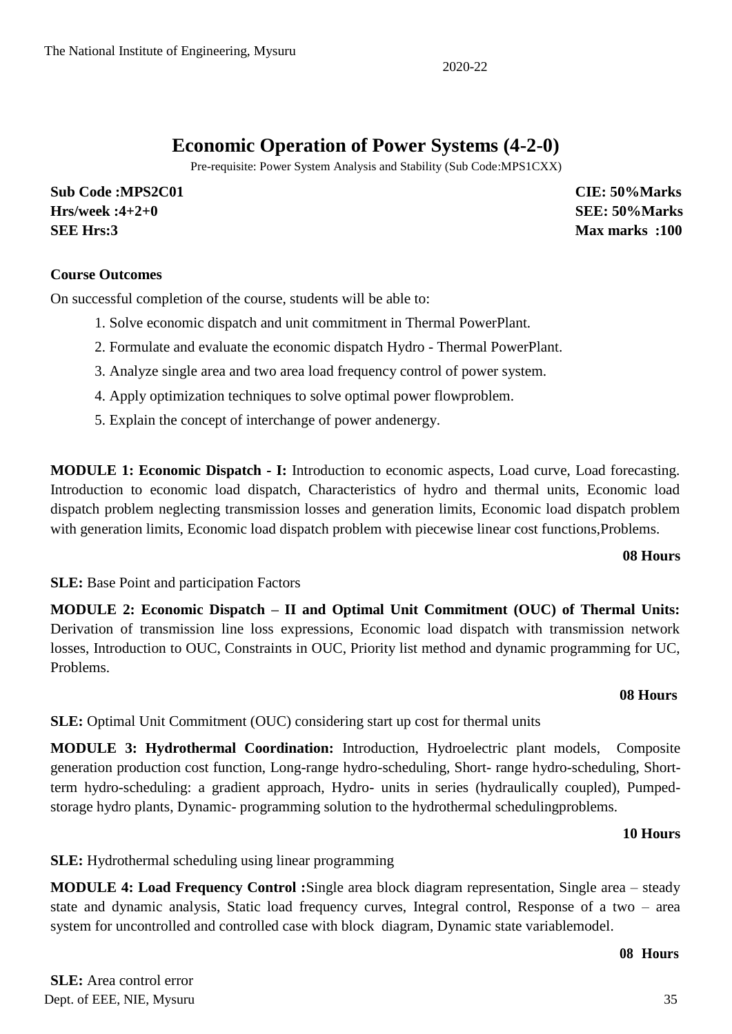# Economic Operation of Power Systems (4-2-0)

Pre-requisite: Power System Analysis and Stability (Sub Code:MPS1CXX)

| | |
|---|---|
| **Sub Code :MPS2C01** | **CIE: 50%Marks** |
| **Hrs/week :4+2+0** | **SEE: 50%Marks** |
| **SEE Hrs:3** | **Max marks :100** |

**Course Outcomes**

On successful completion of the course, students will be able to:

1. Solve economic dispatch and unit commitment in Thermal PowerPlant.
2. Formulate and evaluate the economic dispatch Hydro - Thermal PowerPlant.
3. Analyze single area and two area load frequency control of power system.
4. Apply optimization techniques to solve optimal power flowproblem.
5. Explain the concept of interchange of power andenergy.

**MODULE 1: Economic Dispatch - I:** Introduction to economic aspects, Load curve, Load forecasting. Introduction to economic load dispatch, Characteristics of hydro and thermal units, Economic load dispatch problem neglecting transmission losses and generation limits, Economic load dispatch problem with generation limits, Economic load dispatch problem with piecewise linear cost functions,Problems.

**08 Hours**

**SLE:** Base Point and participation Factors

**MODULE 2: Economic Dispatch – II and Optimal Unit Commitment (OUC) of Thermal Units:** Derivation of transmission line loss expressions, Economic load dispatch with transmission network losses, Introduction to OUC, Constraints in OUC, Priority list method and dynamic programming for UC, Problems.

**08 Hours**

**SLE:** Optimal Unit Commitment (OUC) considering start up cost for thermal units

**MODULE 3: Hydrothermal Coordination:** Introduction, Hydroelectric plant models, Composite generation production cost function, Long-range hydro-scheduling, Short- range hydro-scheduling, Short-term hydro-scheduling: a gradient approach, Hydro- units in series (hydraulically coupled), Pumped-storage hydro plants, Dynamic- programming solution to the hydrothermal schedulingproblems.

**10 Hours**

**SLE:** Hydrothermal scheduling using linear programming

**MODULE 4: Load Frequency Control :**Single area block diagram representation, Single area – steady state and dynamic analysis, Static load frequency curves, Integral control, Response of a two – area system for uncontrolled and controlled case with block diagram, Dynamic state variablemodel.

**08 Hours**

**SLE:** Area control error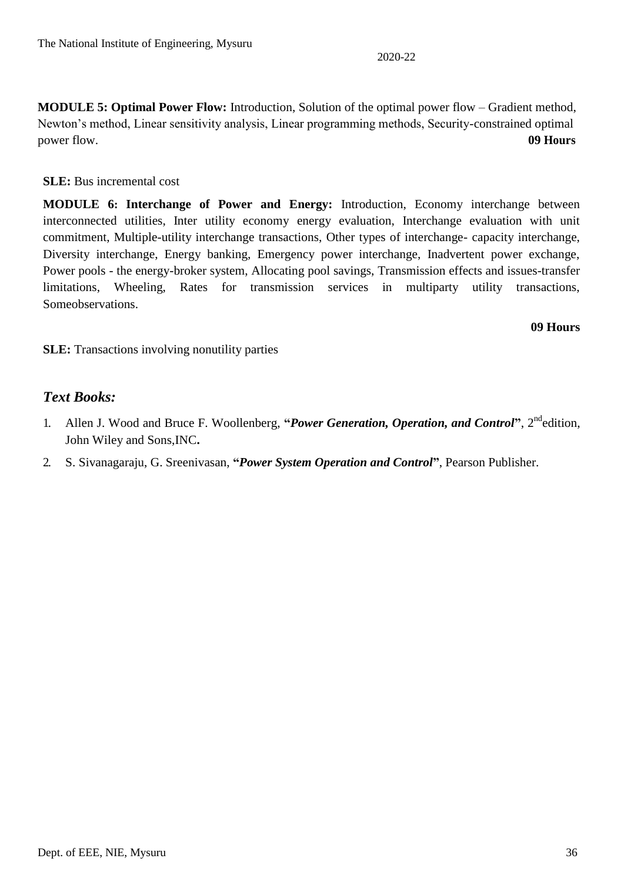**MODULE 5: Optimal Power Flow:** Introduction, Solution of the optimal power flow – Gradient method, Newton's method, Linear sensitivity analysis, Linear programming methods, Security-constrained optimal power flow. **09 Hours**

**SLE:** Bus incremental cost

**MODULE 6: Interchange of Power and Energy:** Introduction, Economy interchange between interconnected utilities, Inter utility economy energy evaluation, Interchange evaluation with unit commitment, Multiple-utility interchange transactions, Other types of interchange- capacity interchange, Diversity interchange, Energy banking, Emergency power interchange, Inadvertent power exchange, Power pools - the energy-broker system, Allocating pool savings, Transmission effects and issues-transfer limitations, Wheeling, Rates for transmission services in multiparty utility transactions, Someobservations.

**09 Hours**

**SLE:** Transactions involving nonutility parties

## *Text Books:*

1. Allen J. Wood and Bruce F. Woollenberg, "***Power Generation, Operation, and Control***", 2nd edition, John Wiley and Sons,INC**.**
2. S. Sivanagaraju, G. Sreenivasan, "***Power System Operation and Control***", Pearson Publisher.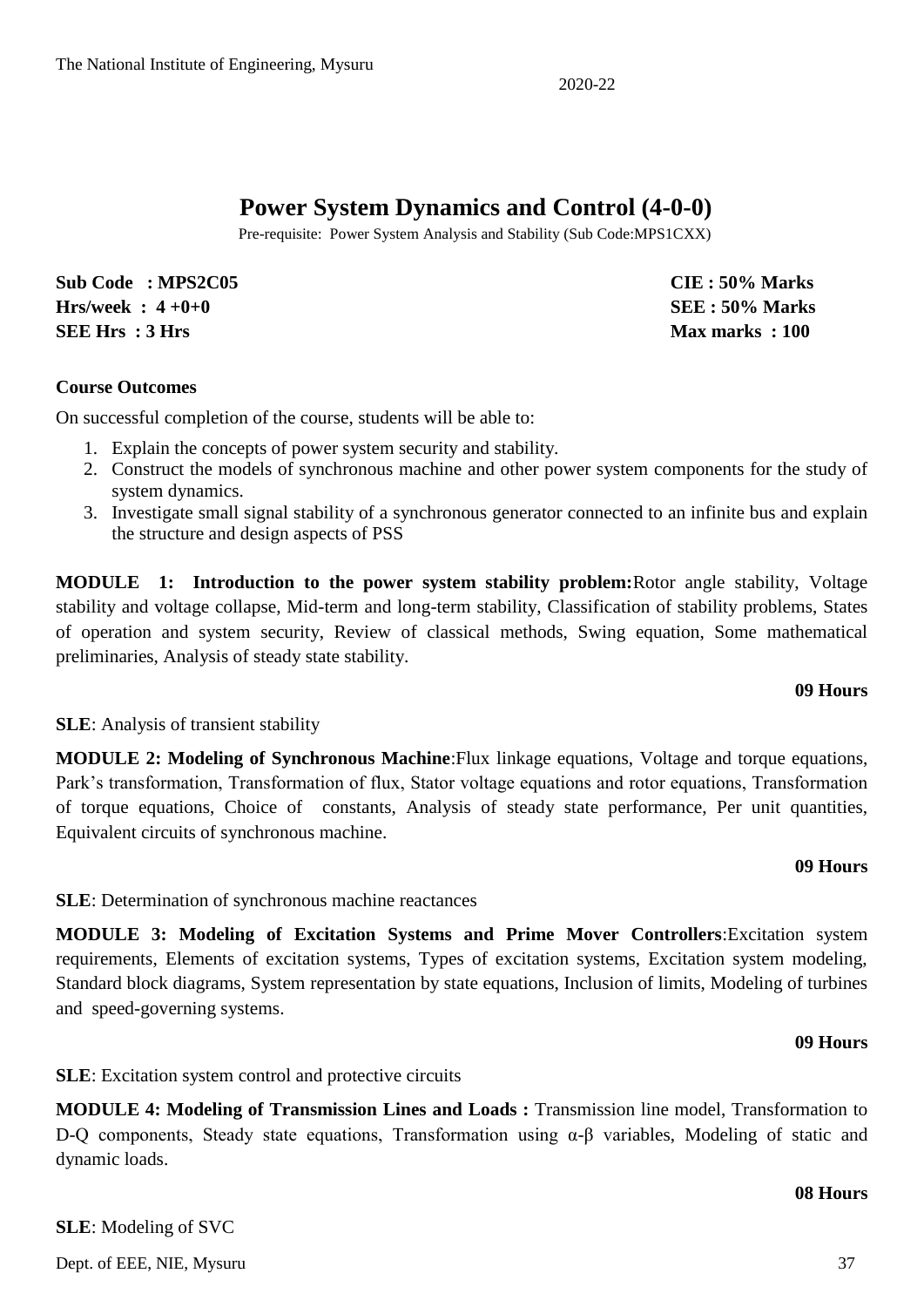# Power System Dynamics and Control (4-0-0)

Pre-requisite: Power System Analysis and Stability (Sub Code:MPS1CXX)

| | |
|---|---|
| **Sub Code : MPS2C05** | **CIE : 50% Marks** |
| **Hrs/week : 4 +0+0** | **SEE : 50% Marks** |
| **SEE Hrs : 3 Hrs** | **Max marks : 100** |

**Course Outcomes**

On successful completion of the course, students will be able to:

1. Explain the concepts of power system security and stability.
2. Construct the models of synchronous machine and other power system components for the study of system dynamics.
3. Investigate small signal stability of a synchronous generator connected to an infinite bus and explain the structure and design aspects of PSS

**MODULE 1: Introduction to the power system stability problem:** Rotor angle stability, Voltage stability and voltage collapse, Mid-term and long-term stability, Classification of stability problems, States of operation and system security, Review of classical methods, Swing equation, Some mathematical preliminaries, Analysis of steady state stability.

**09 Hours**

**SLE**: Analysis of transient stability

**MODULE 2: Modeling of Synchronous Machine**: Flux linkage equations, Voltage and torque equations, Park's transformation, Transformation of flux, Stator voltage equations and rotor equations, Transformation of torque equations, Choice of constants, Analysis of steady state performance, Per unit quantities, Equivalent circuits of synchronous machine.

**09 Hours**

**SLE**: Determination of synchronous machine reactances

**MODULE 3: Modeling of Excitation Systems and Prime Mover Controllers**: Excitation system requirements, Elements of excitation systems, Types of excitation systems, Excitation system modeling, Standard block diagrams, System representation by state equations, Inclusion of limits, Modeling of turbines and speed-governing systems.

**09 Hours**

**SLE**: Excitation system control and protective circuits

**MODULE 4: Modeling of Transmission Lines and Loads :** Transmission line model, Transformation to D-Q components, Steady state equations, Transformation using $\alpha$-$\beta$ variables, Modeling of static and dynamic loads.

**08 Hours**

**SLE**: Modeling of SVC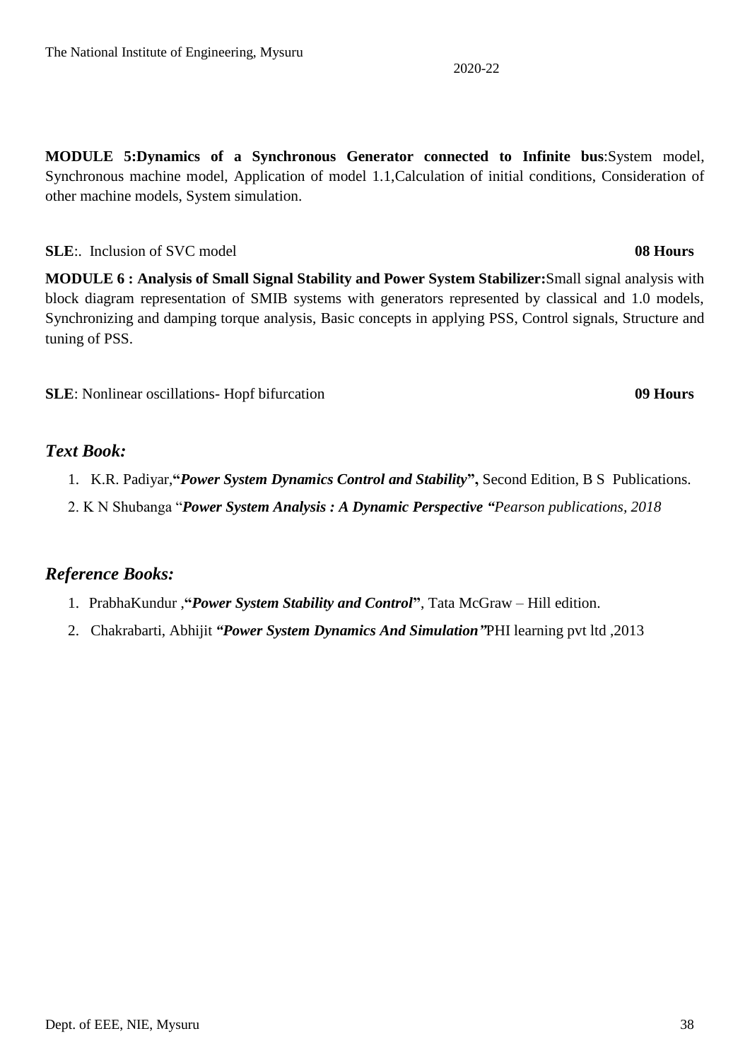**MODULE 5:Dynamics of a Synchronous Generator connected to Infinite bus**:System model, Synchronous machine model, Application of model 1.1,Calculation of initial conditions, Consideration of other machine models, System simulation.

**SLE**:. Inclusion of SVC model **08 Hours**

**MODULE 6 : Analysis of Small Signal Stability and Power System Stabilizer:**Small signal analysis with block diagram representation of SMIB systems with generators represented by classical and 1.0 models, Synchronizing and damping torque analysis, Basic concepts in applying PSS, Control signals, Structure and tuning of PSS.

**SLE**: Nonlinear oscillations- Hopf bifurcation **09 Hours**

## *Text Book:*

1. K.R. Padiyar,**"*Power System Dynamics Control and Stability*",** Second Edition, B S Publications.
2. K N Shubanga "***Power System Analysis : A Dynamic Perspective "****Pearson publications, 2018*

## *Reference Books:*

1. PrabhaKundur ,**"*Power System Stability and Control*"**, Tata McGraw – Hill edition.
2. Chakrabarti, Abhijit ***"Power System Dynamics And Simulation"***PHI learning pvt ltd ,2013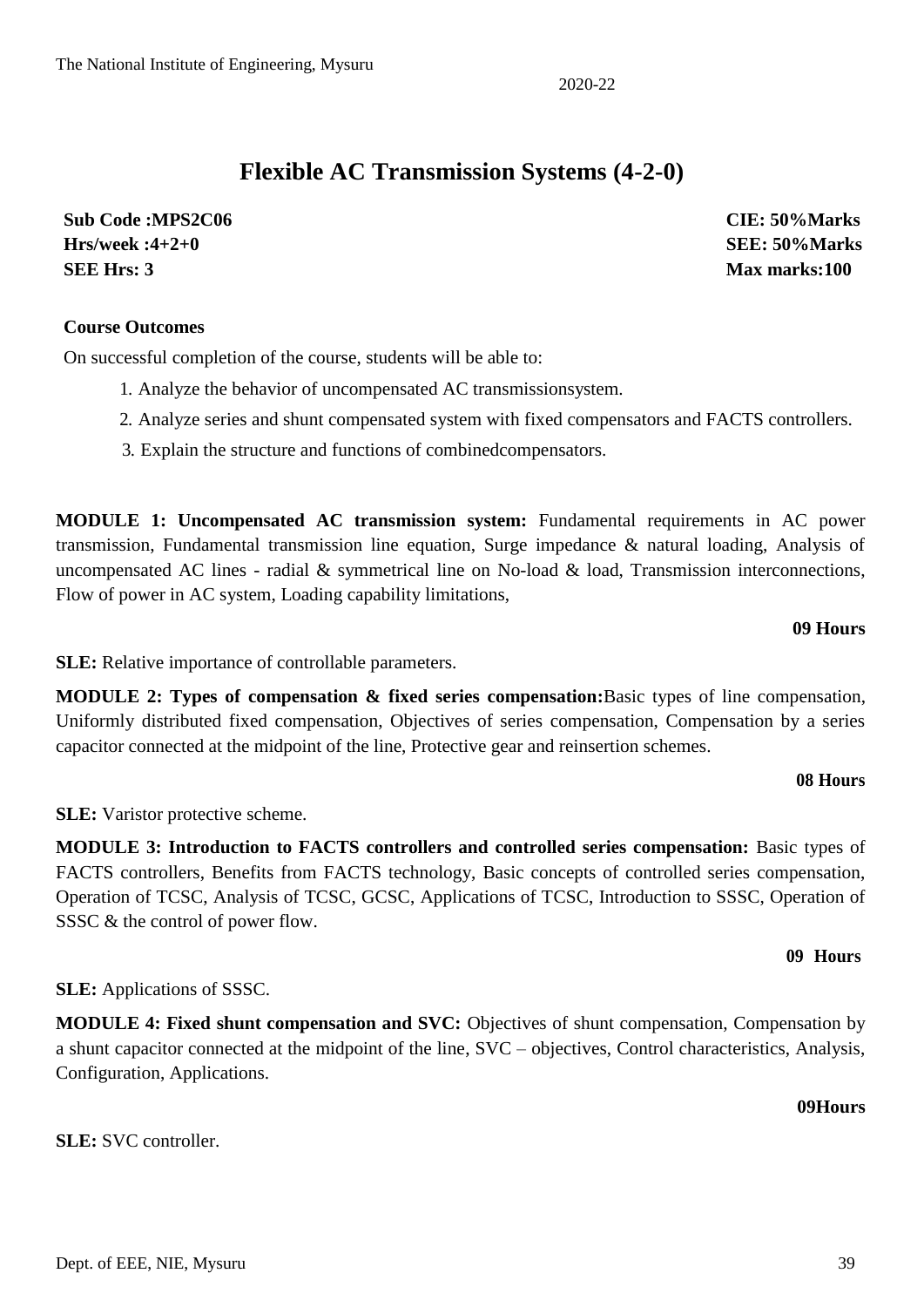# Flexible AC Transmission Systems (4-2-0)

**Sub Code :MPS2C06** **CIE: 50%Marks**
**Hrs/week :4+2+0** **SEE: 50%Marks**
**SEE Hrs: 3** **Max marks:100**

**Course Outcomes**

On successful completion of the course, students will be able to:

1. Analyze the behavior of uncompensated AC transmissionsystem.
2. Analyze series and shunt compensated system with fixed compensators and FACTS controllers.
3. Explain the structure and functions of combinedcompensators.

**MODULE 1: Uncompensated AC transmission system:** Fundamental requirements in AC power transmission, Fundamental transmission line equation, Surge impedance & natural loading, Analysis of uncompensated AC lines - radial & symmetrical line on No-load & load, Transmission interconnections, Flow of power in AC system, Loading capability limitations,

**09 Hours**

**SLE:** Relative importance of controllable parameters.

**MODULE 2: Types of compensation & fixed series compensation:**Basic types of line compensation, Uniformly distributed fixed compensation, Objectives of series compensation, Compensation by a series capacitor connected at the midpoint of the line, Protective gear and reinsertion schemes.

**08 Hours**

**SLE:** Varistor protective scheme.

**MODULE 3: Introduction to FACTS controllers and controlled series compensation:** Basic types of FACTS controllers, Benefits from FACTS technology, Basic concepts of controlled series compensation, Operation of TCSC, Analysis of TCSC, GCSC, Applications of TCSC, Introduction to SSSC, Operation of SSSC & the control of power flow.

**09 Hours**

**SLE:** Applications of SSSC.

**MODULE 4: Fixed shunt compensation and SVC:** Objectives of shunt compensation, Compensation by a shunt capacitor connected at the midpoint of the line, SVC – objectives, Control characteristics, Analysis, Configuration, Applications.

**09Hours**

**SLE:** SVC controller.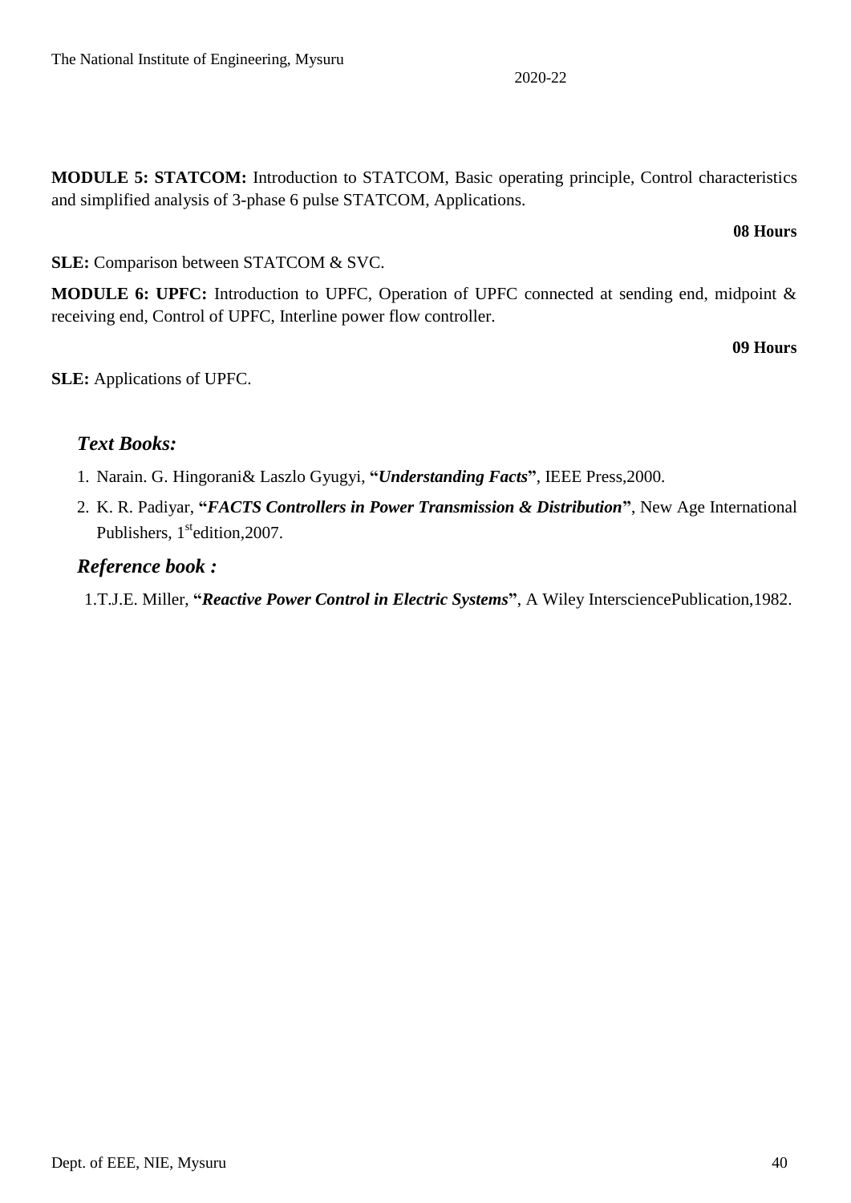**MODULE 5: STATCOM:** Introduction to STATCOM, Basic operating principle, Control characteristics and simplified analysis of 3-phase 6 pulse STATCOM, Applications.

**08 Hours**

**SLE:** Comparison between STATCOM & SVC.

**MODULE 6: UPFC:** Introduction to UPFC, Operation of UPFC connected at sending end, midpoint & receiving end, Control of UPFC, Interline power flow controller.

**09 Hours**

**SLE:** Applications of UPFC.

## *Text Books:*

1. Narain. G. Hingorani& Laszlo Gyugyi, **"*Understanding Facts*"**, IEEE Press,2000.
2. K. R. Padiyar, **"*FACTS Controllers in Power Transmission & Distribution*"**, New Age International Publishers, 1st edition,2007.

## *Reference book :*

1. T.J.E. Miller, **"*Reactive Power Control in Electric Systems*"**, A Wiley IntersciencePublication,1982.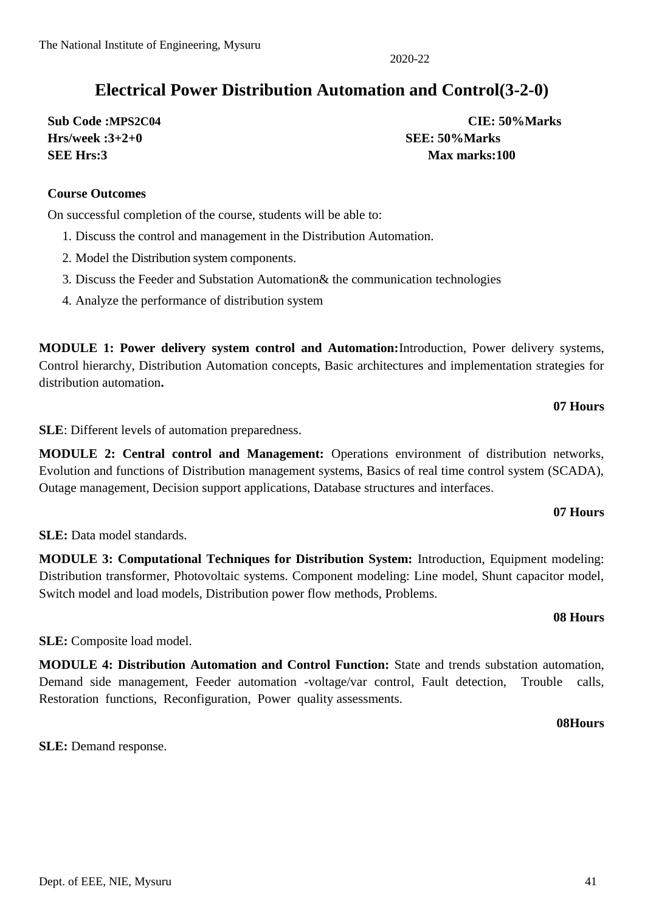# Electrical Power Distribution Automation and Control(3-2-0)

**Sub Code :MPS2C04** **CIE: 50%Marks**
**Hrs/week :3+2+0** **SEE: 50%Marks**
**SEE Hrs:3** **Max marks:100**

**Course Outcomes**

On successful completion of the course, students will be able to:

1. Discuss the control and management in the Distribution Automation.
2. Model the Distribution system components.
3. Discuss the Feeder and Substation Automation& the communication technologies
4. Analyze the performance of distribution system

**MODULE 1: Power delivery system control and Automation:**Introduction, Power delivery systems, Control hierarchy, Distribution Automation concepts, Basic architectures and implementation strategies for distribution automation**.**

**07 Hours**

**SLE**: Different levels of automation preparedness.

**MODULE 2: Central control and Management:** Operations environment of distribution networks, Evolution and functions of Distribution management systems, Basics of real time control system (SCADA), Outage management, Decision support applications, Database structures and interfaces.

**07 Hours**

**SLE:** Data model standards.

**MODULE 3: Computational Techniques for Distribution System:** Introduction, Equipment modeling: Distribution transformer, Photovoltaic systems. Component modeling: Line model, Shunt capacitor model, Switch model and load models, Distribution power flow methods, Problems.

**08 Hours**

**SLE:** Composite load model.

**MODULE 4: Distribution Automation and Control Function:** State and trends substation automation, Demand side management, Feeder automation -voltage/var control, Fault detection, Trouble calls, Restoration functions, Reconfiguration, Power quality assessments.

**08Hours**

**SLE:** Demand response.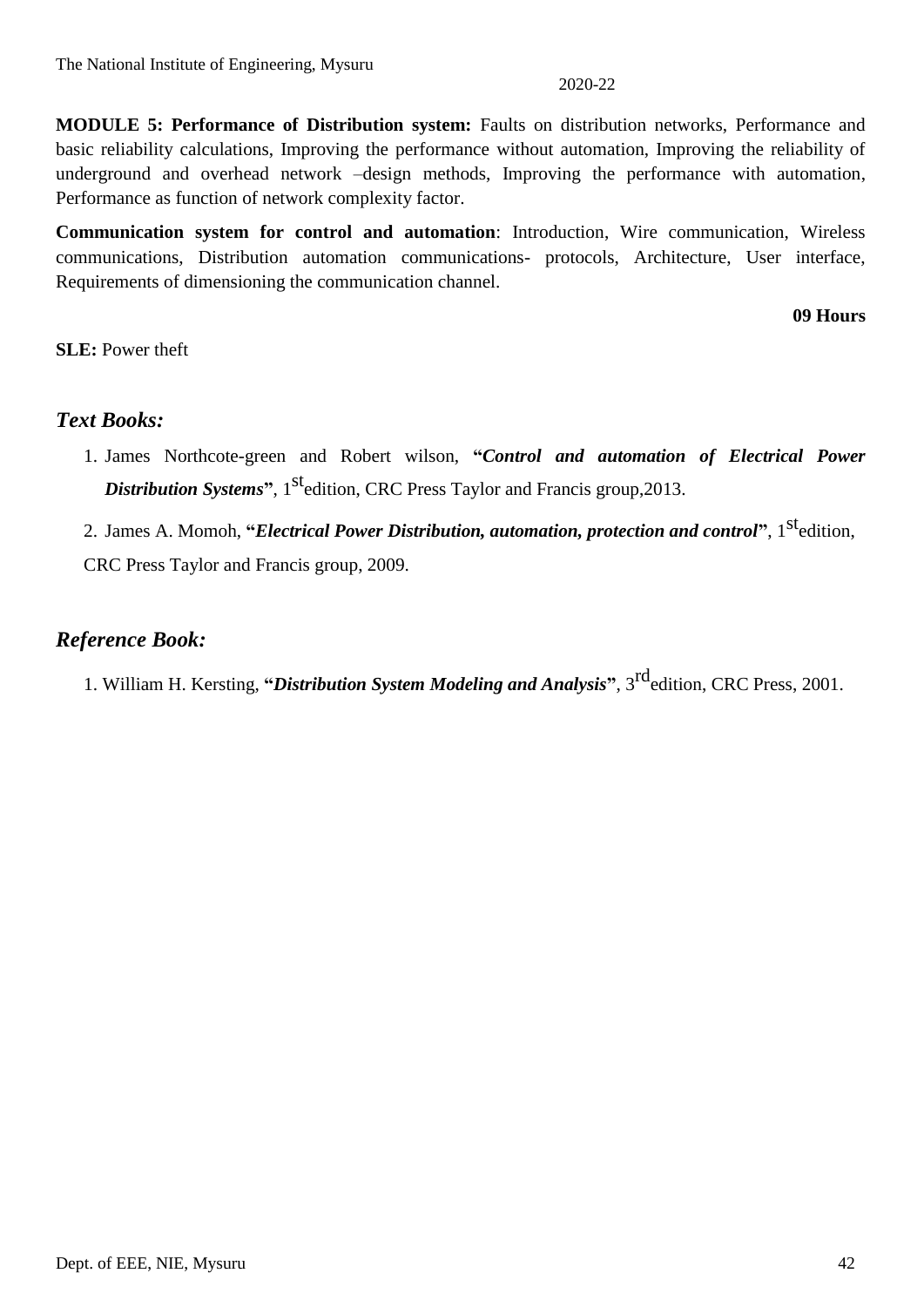**MODULE 5: Performance of Distribution system:** Faults on distribution networks, Performance and basic reliability calculations, Improving the performance without automation, Improving the reliability of underground and overhead network –design methods, Improving the performance with automation, Performance as function of network complexity factor.

**Communication system for control and automation**: Introduction, Wire communication, Wireless communications, Distribution automation communications- protocols, Architecture, User interface, Requirements of dimensioning the communication channel.

**09 Hours**

**SLE:** Power theft

## *Text Books:*

1. James Northcote-green and Robert wilson, **"*Control and automation of Electrical Power Distribution Systems*"**, 1st edition, CRC Press Taylor and Francis group,2013.
2. James A. Momoh, **"*Electrical Power Distribution, automation, protection and control*"**, 1st edition, CRC Press Taylor and Francis group, 2009.

## *Reference Book:*

1. William H. Kersting, **"*Distribution System Modeling and Analysis*"**, 3rd edition, CRC Press, 2001.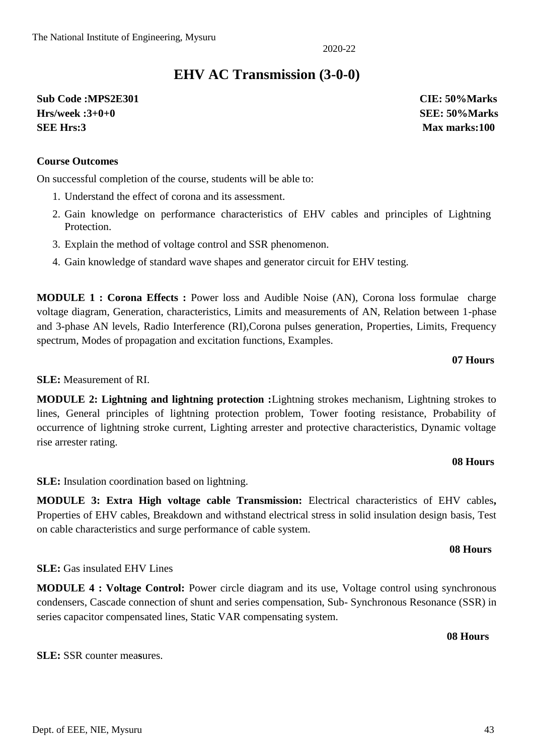The National Institute of Engineering, Mysuru

2020-22

# EHV AC Transmission (3-0-0)

**Sub Code :MPS2E301** **CIE: 50%Marks**
**Hrs/week :3+0+0** **SEE: 50%Marks**
**SEE Hrs:3** **Max marks:100**

**Course Outcomes**

On successful completion of the course, students will be able to:

1. Understand the effect of corona and its assessment.
2. Gain knowledge on performance characteristics of EHV cables and principles of Lightning Protection.
3. Explain the method of voltage control and SSR phenomenon.
4. Gain knowledge of standard wave shapes and generator circuit for EHV testing.

**MODULE 1 : Corona Effects :** Power loss and Audible Noise (AN), Corona loss formulae charge voltage diagram, Generation, characteristics, Limits and measurements of AN, Relation between 1-phase and 3-phase AN levels, Radio Interference (RI),Corona pulses generation, Properties, Limits, Frequency spectrum, Modes of propagation and excitation functions, Examples.

**07 Hours**

**SLE:** Measurement of RI.

**MODULE 2: Lightning and lightning protection :**Lightning strokes mechanism, Lightning strokes to lines, General principles of lightning protection problem, Tower footing resistance, Probability of occurrence of lightning stroke current, Lighting arrester and protective characteristics, Dynamic voltage rise arrester rating.

**08 Hours**

**SLE:** Insulation coordination based on lightning.

**MODULE 3: Extra High voltage cable Transmission:** Electrical characteristics of EHV cables**,** Properties of EHV cables, Breakdown and withstand electrical stress in solid insulation design basis, Test on cable characteristics and surge performance of cable system.

**08 Hours**

**SLE:** Gas insulated EHV Lines

**MODULE 4 : Voltage Control:** Power circle diagram and its use, Voltage control using synchronous condensers, Cascade connection of shunt and series compensation, Sub- Synchronous Resonance (SSR) in series capacitor compensated lines, Static VAR compensating system.

**08 Hours**

**SLE:** SSR counter measures.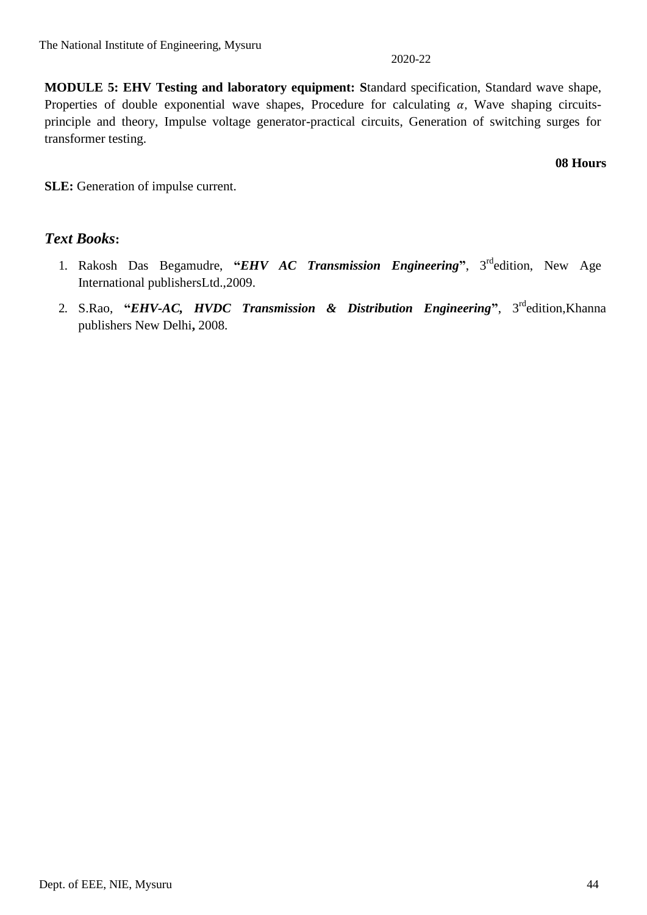**MODULE 5: EHV Testing and laboratory equipment: S**tandard specification, Standard wave shape, Properties of double exponential wave shapes, Procedure for calculating $\alpha$, Wave shaping circuits-principle and theory, Impulse voltage generator-practical circuits, Generation of switching surges for transformer testing.

**08 Hours**

**SLE:** Generation of impulse current.

## *Text Books*:

1. Rakosh Das Begamudre, **"*EHV AC Transmission Engineering*"**, 3rd edition, New Age International publishersLtd.,2009.
2. S.Rao, **"*EHV-AC, HVDC Transmission & Distribution Engineering*"**, 3rd edition,Khanna publishers New Delhi**,** 2008.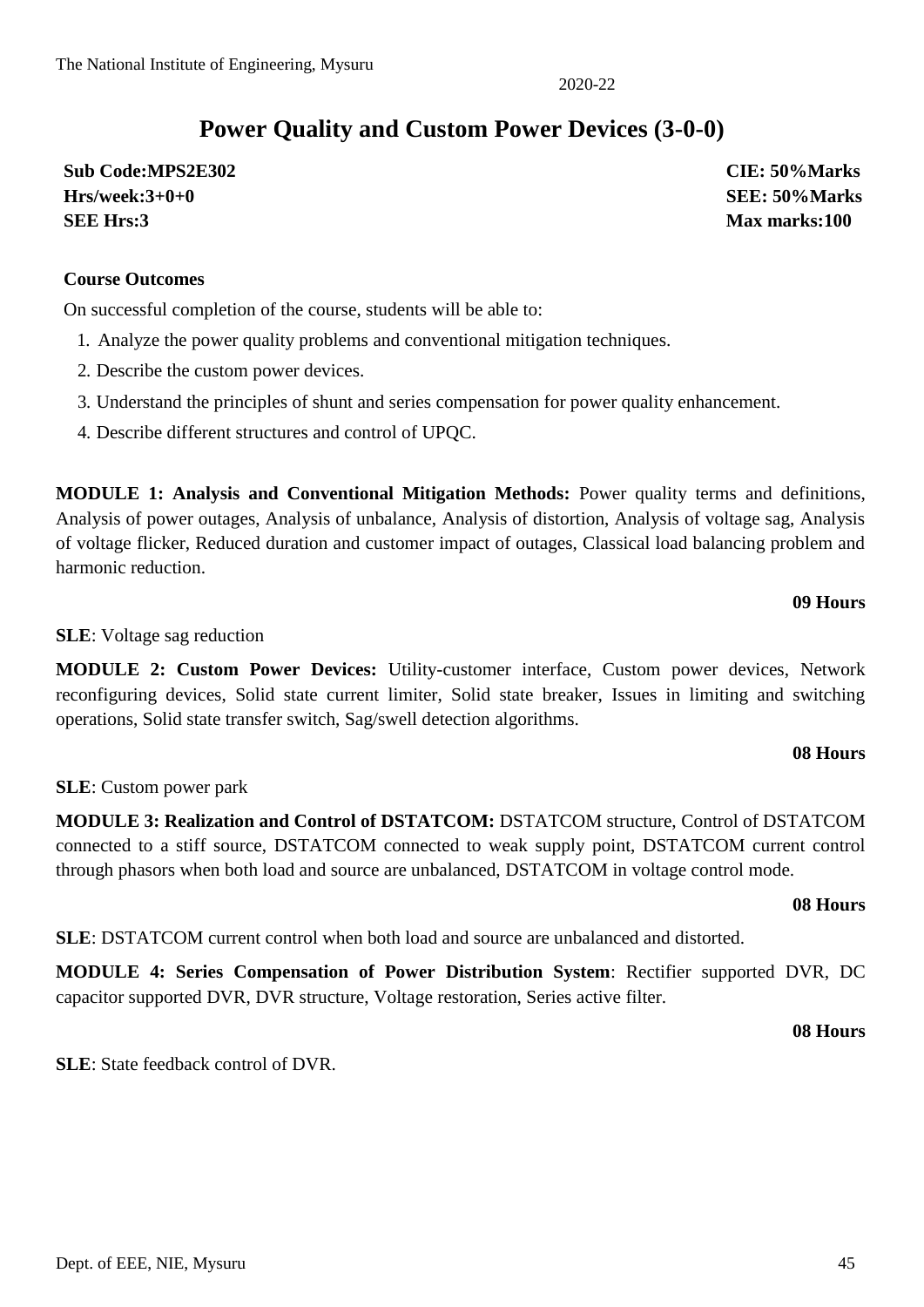# Power Quality and Custom Power Devices (3-0-0)

**Sub Code:MPS2E302** **CIE: 50%Marks**
**Hrs/week:3+0+0** **SEE: 50%Marks**
**SEE Hrs:3** **Max marks:100**

**Course Outcomes**

On successful completion of the course, students will be able to:

1. Analyze the power quality problems and conventional mitigation techniques.
2. Describe the custom power devices.
3. Understand the principles of shunt and series compensation for power quality enhancement.
4. Describe different structures and control of UPQC.

**MODULE 1: Analysis and Conventional Mitigation Methods:** Power quality terms and definitions, Analysis of power outages, Analysis of unbalance, Analysis of distortion, Analysis of voltage sag, Analysis of voltage flicker, Reduced duration and customer impact of outages, Classical load balancing problem and harmonic reduction.

**09 Hours**

**SLE**: Voltage sag reduction

**MODULE 2: Custom Power Devices:** Utility-customer interface, Custom power devices, Network reconfiguring devices, Solid state current limiter, Solid state breaker, Issues in limiting and switching operations, Solid state transfer switch, Sag/swell detection algorithms.

**08 Hours**

**SLE**: Custom power park

**MODULE 3: Realization and Control of DSTATCOM:** DSTATCOM structure, Control of DSTATCOM connected to a stiff source, DSTATCOM connected to weak supply point, DSTATCOM current control through phasors when both load and source are unbalanced, DSTATCOM in voltage control mode.

**08 Hours**

**SLE**: DSTATCOM current control when both load and source are unbalanced and distorted.

**MODULE 4: Series Compensation of Power Distribution System**: Rectifier supported DVR, DC capacitor supported DVR, DVR structure, Voltage restoration, Series active filter.

**08 Hours**

**SLE**: State feedback control of DVR.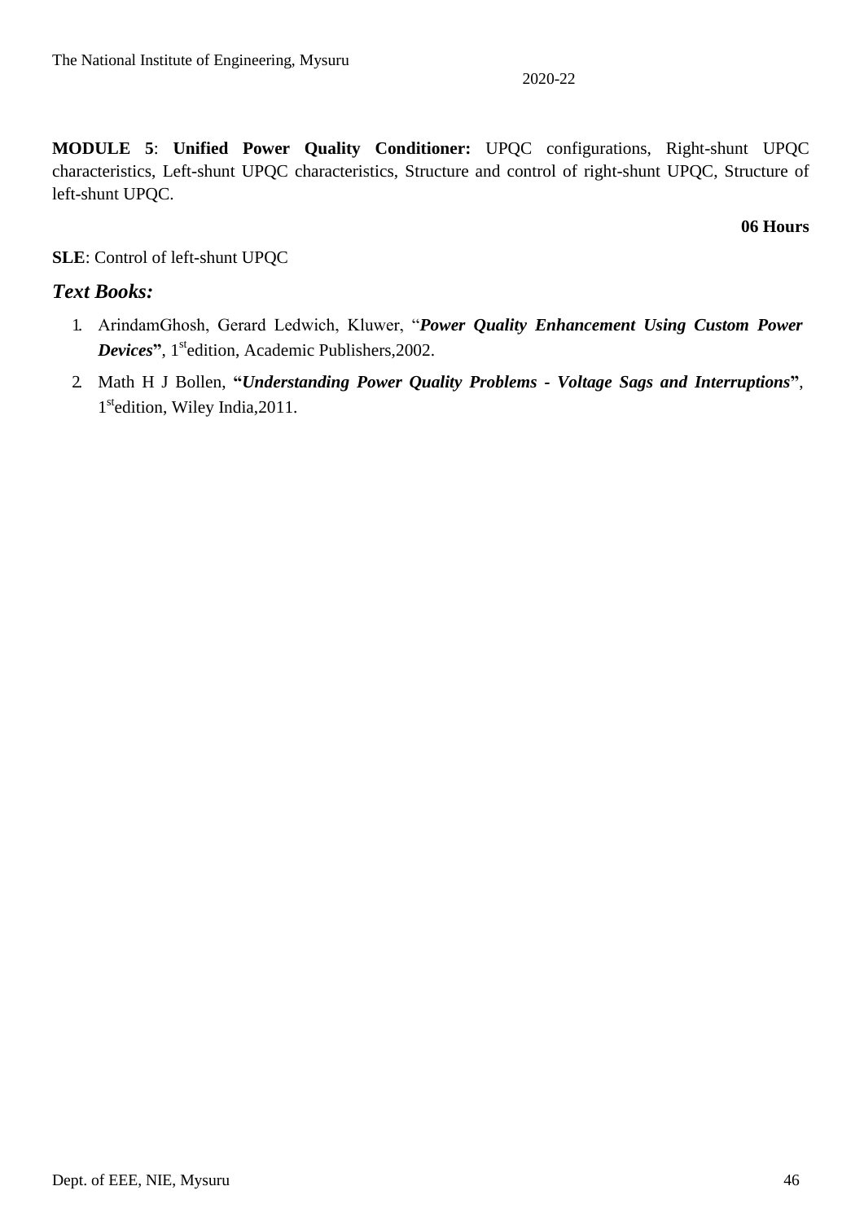**MODULE 5**: **Unified Power Quality Conditioner:** UPQC configurations, Right-shunt UPQC characteristics, Left-shunt UPQC characteristics, Structure and control of right-shunt UPQC, Structure of left-shunt UPQC.

**06 Hours**

**SLE**: Control of left-shunt UPQC

### *Text Books:*

1. ArindamGhosh, Gerard Ledwich, Kluwer, "***Power Quality Enhancement Using Custom Power Devices***", 1st edition, Academic Publishers,2002.
2. Math H J Bollen, "***Understanding Power Quality Problems - Voltage Sags and Interruptions***", 1st edition, Wiley India,2011.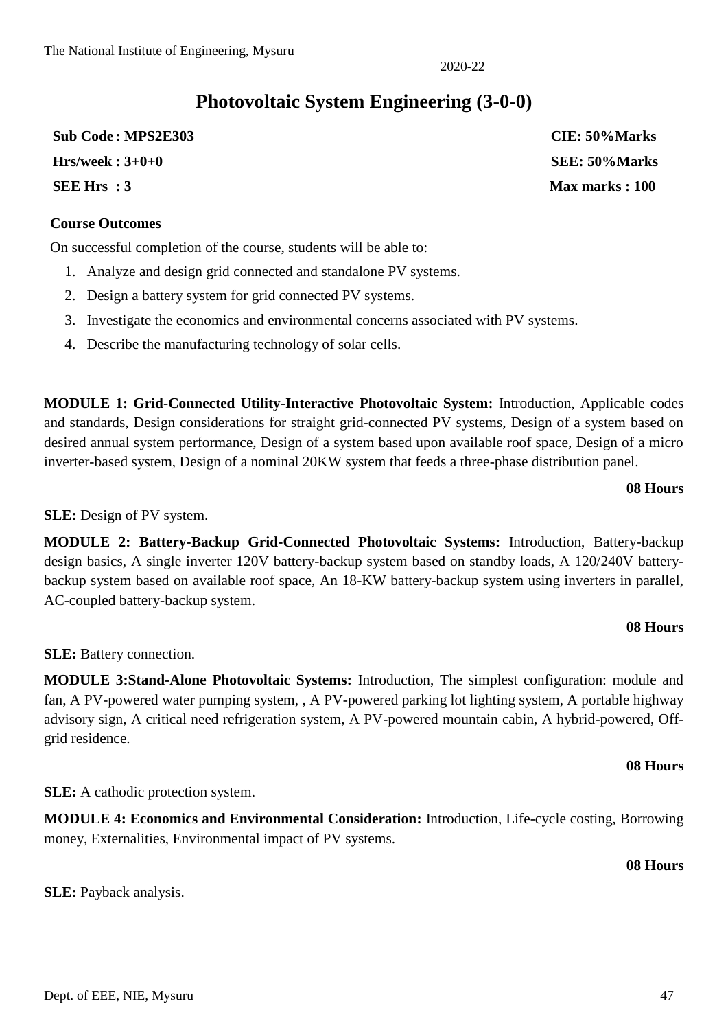# Photovoltaic System Engineering (3-0-0)

| | |
|---|---|
| **Sub Code : MPS2E303** | **CIE: 50%Marks** |
| **Hrs/week : 3+0+0** | **SEE: 50%Marks** |
| **SEE Hrs : 3** | **Max marks : 100** |

**Course Outcomes**

On successful completion of the course, students will be able to:

1. Analyze and design grid connected and standalone PV systems.
2. Design a battery system for grid connected PV systems.
3. Investigate the economics and environmental concerns associated with PV systems.
4. Describe the manufacturing technology of solar cells.

**MODULE 1: Grid-Connected Utility-Interactive Photovoltaic System:** Introduction, Applicable codes and standards, Design considerations for straight grid-connected PV systems, Design of a system based on desired annual system performance, Design of a system based upon available roof space, Design of a micro inverter-based system, Design of a nominal 20KW system that feeds a three-phase distribution panel.

**08 Hours**

**SLE:** Design of PV system.

**MODULE 2: Battery-Backup Grid-Connected Photovoltaic Systems:** Introduction, Battery-backup design basics, A single inverter 120V battery-backup system based on standby loads, A 120/240V battery-backup system based on available roof space, An 18-KW battery-backup system using inverters in parallel, AC-coupled battery-backup system.

**08 Hours**

**SLE:** Battery connection.

**MODULE 3:Stand-Alone Photovoltaic Systems:** Introduction, The simplest configuration: module and fan, A PV-powered water pumping system, , A PV-powered parking lot lighting system, A portable highway advisory sign, A critical need refrigeration system, A PV-powered mountain cabin, A hybrid-powered, Off-grid residence.

**08 Hours**

**SLE:** A cathodic protection system.

**MODULE 4: Economics and Environmental Consideration:** Introduction, Life-cycle costing, Borrowing money, Externalities, Environmental impact of PV systems.

**08 Hours**

**SLE:** Payback analysis.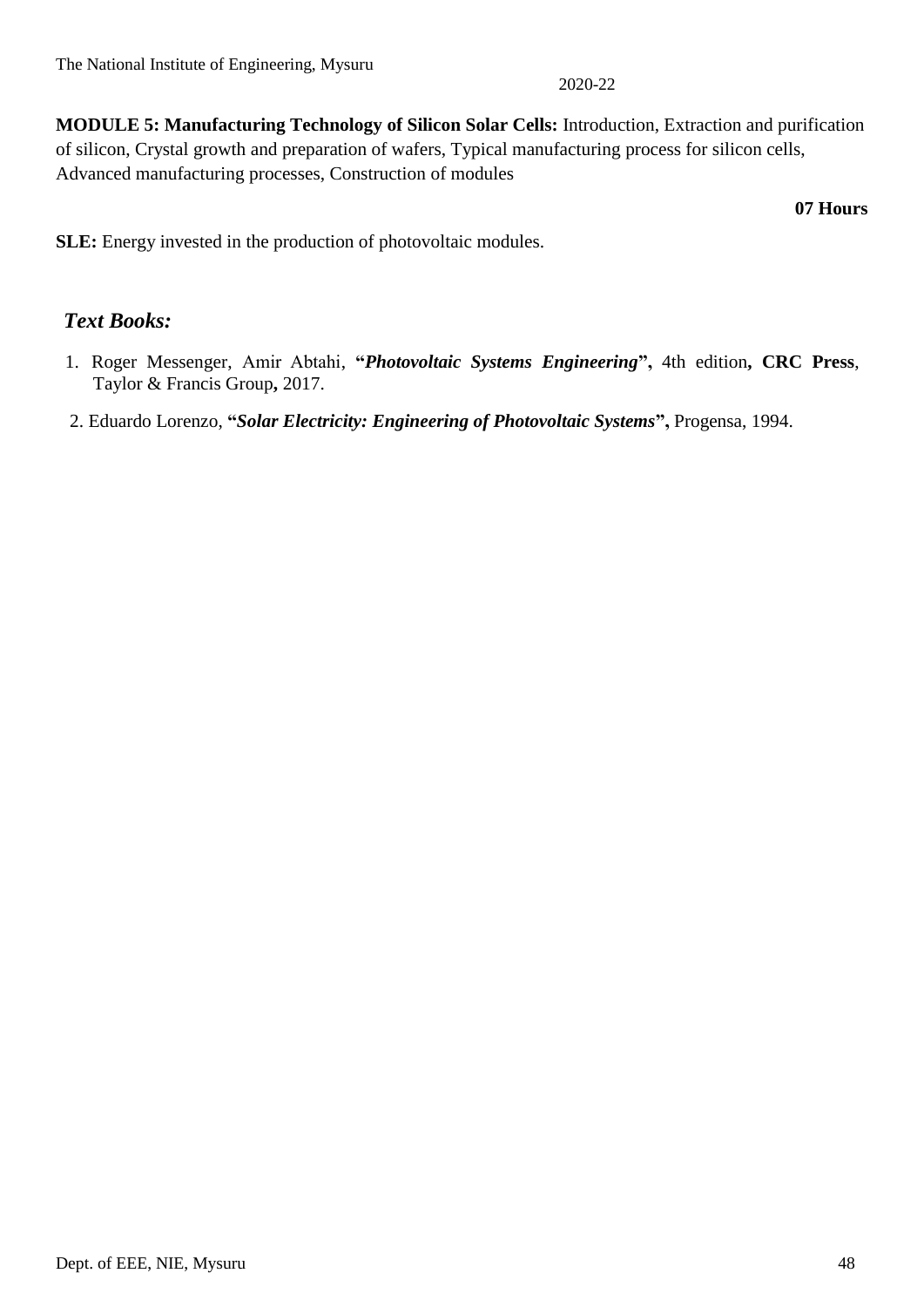**MODULE 5: Manufacturing Technology of Silicon Solar Cells:** Introduction, Extraction and purification of silicon, Crystal growth and preparation of wafers, Typical manufacturing process for silicon cells, Advanced manufacturing processes, Construction of modules

**07 Hours**

**SLE:** Energy invested in the production of photovoltaic modules.

### *Text Books:*

1. Roger Messenger, Amir Abtahi, **"*Photovoltaic Systems Engineering*",** 4th edition**, CRC Press**, Taylor & Francis Group**,** 2017.
2. Eduardo Lorenzo, **"*Solar Electricity: Engineering of Photovoltaic Systems*",** Progensa, 1994.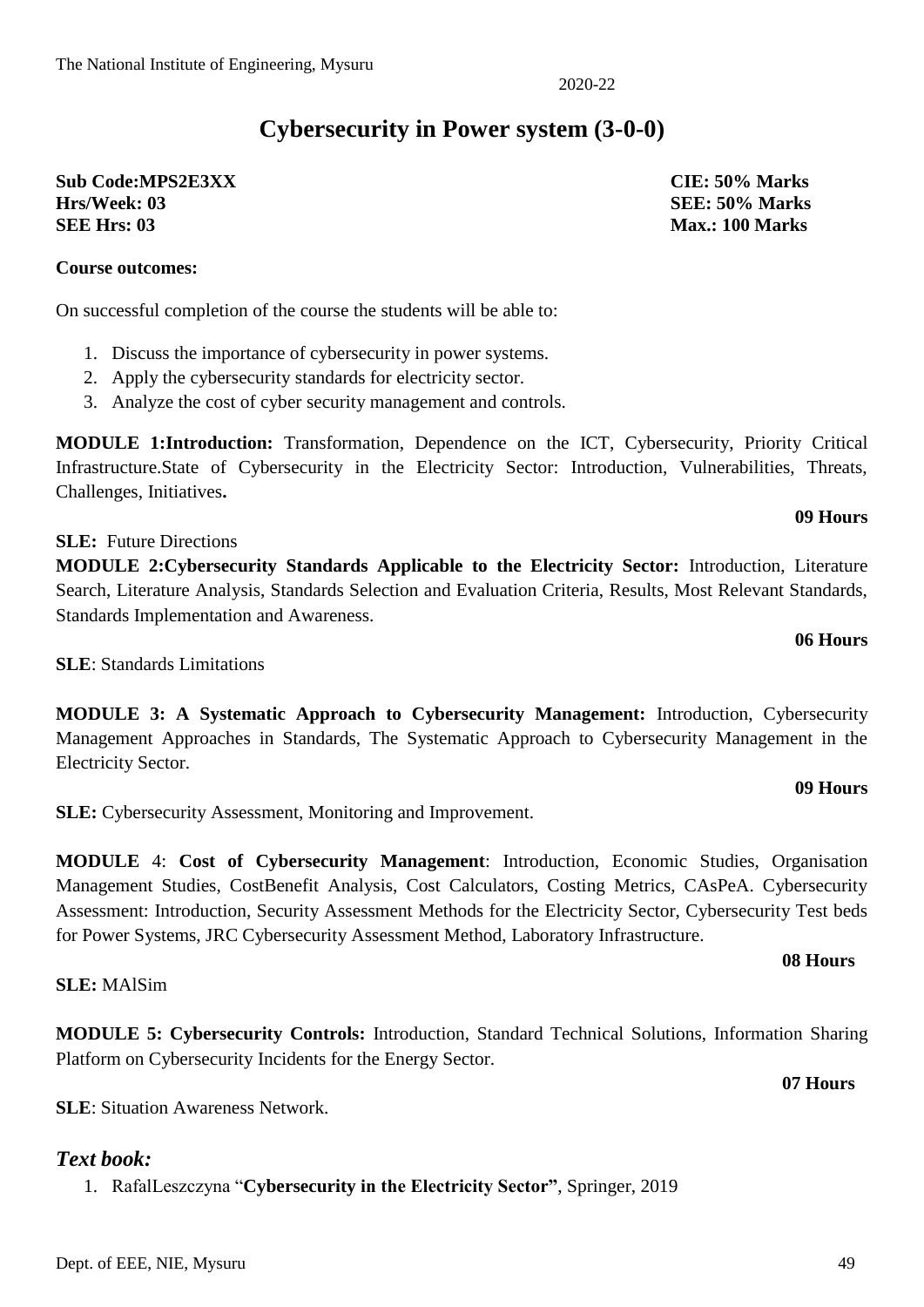2020-22

# Cybersecurity in Power system (3-0-0)

**Sub Code:MPS2E3XX** **CIE: 50% Marks**
**Hrs/Week: 03** **SEE: 50% Marks**
**SEE Hrs: 03** **Max.: 100 Marks**

**Course outcomes:**

On successful completion of the course the students will be able to:

1. Discuss the importance of cybersecurity in power systems.
2. Apply the cybersecurity standards for electricity sector.
3. Analyze the cost of cyber security management and controls.

**MODULE 1:Introduction:** Transformation, Dependence on the ICT, Cybersecurity, Priority Critical Infrastructure.State of Cybersecurity in the Electricity Sector: Introduction, Vulnerabilities, Threats, Challenges, Initiatives**.**

**09 Hours**

**SLE:** Future Directions

**MODULE 2:Cybersecurity Standards Applicable to the Electricity Sector:** Introduction, Literature Search, Literature Analysis, Standards Selection and Evaluation Criteria, Results, Most Relevant Standards, Standards Implementation and Awareness.

**06 Hours**

**SLE**: Standards Limitations

**MODULE 3: A Systematic Approach to Cybersecurity Management:** Introduction, Cybersecurity Management Approaches in Standards, The Systematic Approach to Cybersecurity Management in the Electricity Sector.

**09 Hours**

**SLE:** Cybersecurity Assessment, Monitoring and Improvement.

**MODULE** 4: **Cost of Cybersecurity Management**: Introduction, Economic Studies, Organisation Management Studies, CostBenefit Analysis, Cost Calculators, Costing Metrics, CAsPeA. Cybersecurity Assessment: Introduction, Security Assessment Methods for the Electricity Sector, Cybersecurity Test beds for Power Systems, JRC Cybersecurity Assessment Method, Laboratory Infrastructure.

**08 Hours**

**SLE:** MAlSim

**MODULE 5: Cybersecurity Controls:** Introduction, Standard Technical Solutions, Information Sharing Platform on Cybersecurity Incidents for the Energy Sector.

**07 Hours**

**SLE**: Situation Awareness Network.

## *Text book:*

1. RafalLeszczyna "**Cybersecurity in the Electricity Sector"**, Springer, 2019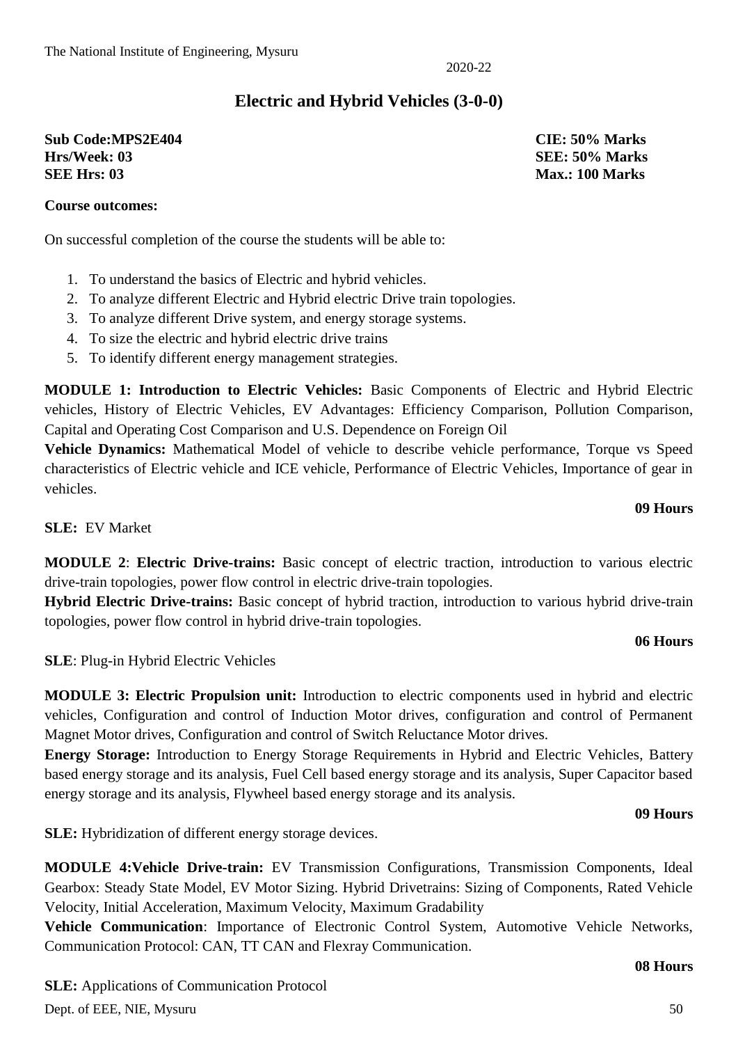2020-22

## Electric and Hybrid Vehicles (3-0-0)

**Sub Code:MPS2E404** **CIE: 50% Marks**
**Hrs/Week: 03** **SEE: 50% Marks**
**SEE Hrs: 03** **Max.: 100 Marks**

**Course outcomes:**

On successful completion of the course the students will be able to:

1. To understand the basics of Electric and hybrid vehicles.
2. To analyze different Electric and Hybrid electric Drive train topologies.
3. To analyze different Drive system, and energy storage systems.
4. To size the electric and hybrid electric drive trains
5. To identify different energy management strategies.

**MODULE 1: Introduction to Electric Vehicles:** Basic Components of Electric and Hybrid Electric vehicles, History of Electric Vehicles, EV Advantages: Efficiency Comparison, Pollution Comparison, Capital and Operating Cost Comparison and U.S. Dependence on Foreign Oil

**Vehicle Dynamics:** Mathematical Model of vehicle to describe vehicle performance, Torque vs Speed characteristics of Electric vehicle and ICE vehicle, Performance of Electric Vehicles, Importance of gear in vehicles.

**09 Hours**

**SLE:** EV Market

**MODULE 2**: **Electric Drive-trains:** Basic concept of electric traction, introduction to various electric drive-train topologies, power flow control in electric drive-train topologies.

**Hybrid Electric Drive-trains:** Basic concept of hybrid traction, introduction to various hybrid drive-train topologies, power flow control in hybrid drive-train topologies.

**06 Hours**

**SLE**: Plug-in Hybrid Electric Vehicles

**MODULE 3: Electric Propulsion unit:** Introduction to electric components used in hybrid and electric vehicles, Configuration and control of Induction Motor drives, configuration and control of Permanent Magnet Motor drives, Configuration and control of Switch Reluctance Motor drives.

**Energy Storage:** Introduction to Energy Storage Requirements in Hybrid and Electric Vehicles, Battery based energy storage and its analysis, Fuel Cell based energy storage and its analysis, Super Capacitor based energy storage and its analysis, Flywheel based energy storage and its analysis.

**09 Hours**

**SLE:** Hybridization of different energy storage devices.

**MODULE 4:Vehicle Drive-train:** EV Transmission Configurations, Transmission Components, Ideal Gearbox: Steady State Model, EV Motor Sizing. Hybrid Drivetrains: Sizing of Components, Rated Vehicle Velocity, Initial Acceleration, Maximum Velocity, Maximum Gradability

**Vehicle Communication**: Importance of Electronic Control System, Automotive Vehicle Networks, Communication Protocol: CAN, TT CAN and Flexray Communication.

**08 Hours**

**SLE:** Applications of Communication Protocol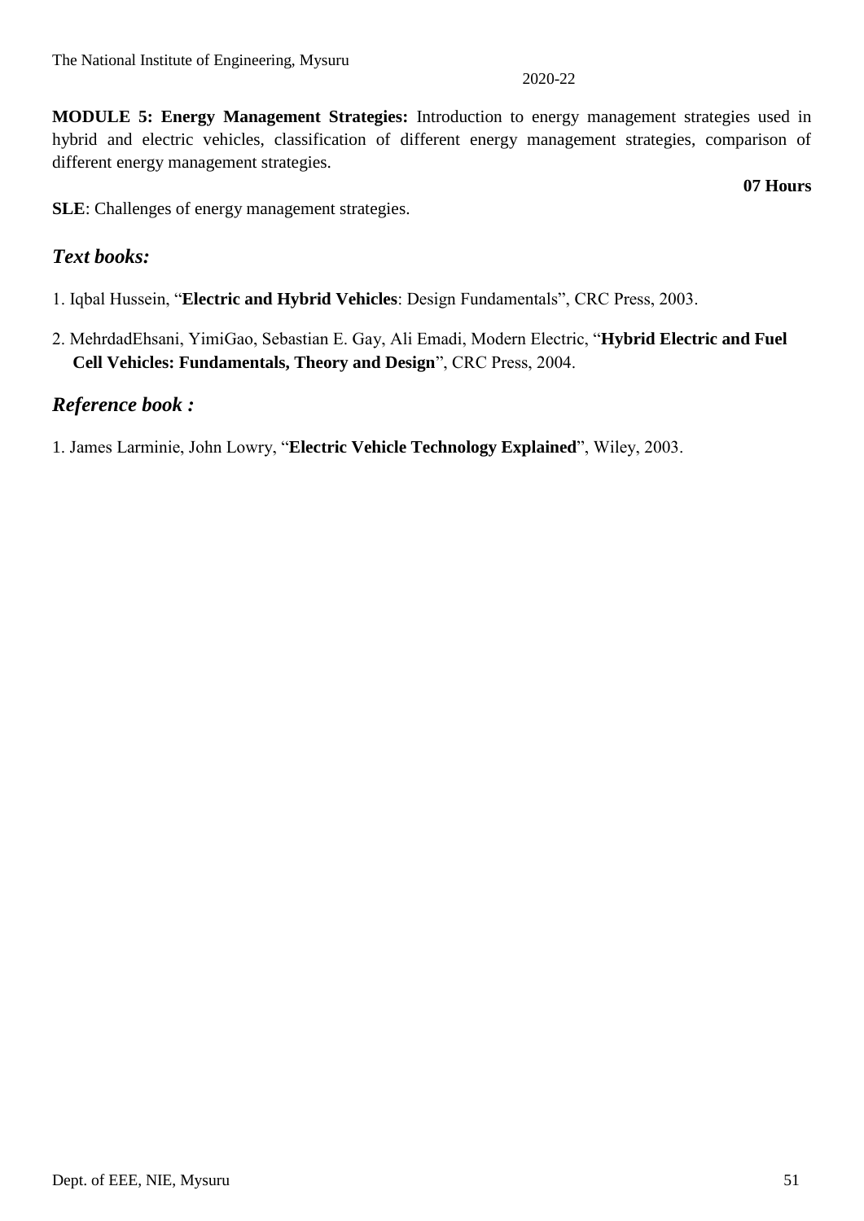**MODULE 5: Energy Management Strategies:** Introduction to energy management strategies used in hybrid and electric vehicles, classification of different energy management strategies, comparison of different energy management strategies.

**07 Hours**

**SLE**: Challenges of energy management strategies.

## *Text books:*

1. Iqbal Hussein, "**Electric and Hybrid Vehicles**: Design Fundamentals", CRC Press, 2003.
2. MehrdadEhsani, YimiGao, Sebastian E. Gay, Ali Emadi, Modern Electric, "**Hybrid Electric and Fuel Cell Vehicles: Fundamentals, Theory and Design**", CRC Press, 2004.

## *Reference book :*

1. James Larminie, John Lowry, "**Electric Vehicle Technology Explained**", Wiley, 2003.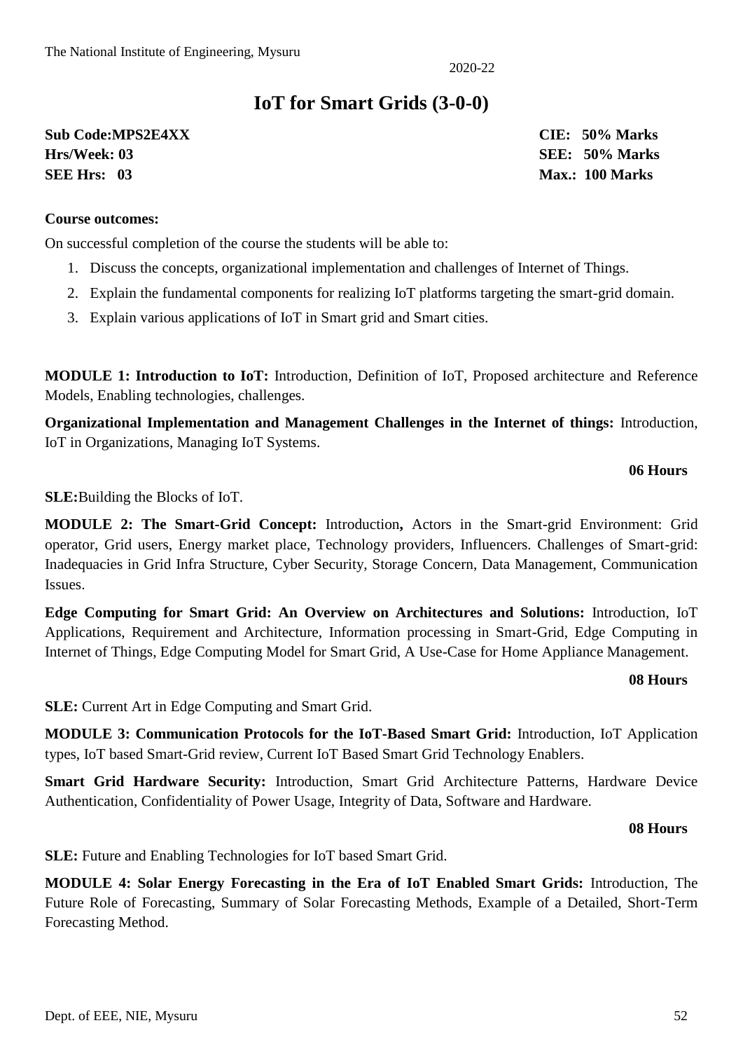The National Institute of Engineering, Mysuru

2020-22

# IoT for Smart Grids (3-0-0)

| | |
|---|---|
| **Sub Code:MPS2E4XX** | **CIE: 50% Marks** |
| **Hrs/Week: 03** | **SEE: 50% Marks** |
| **SEE Hrs: 03** | **Max.: 100 Marks** |

**Course outcomes:**

On successful completion of the course the students will be able to:

1. Discuss the concepts, organizational implementation and challenges of Internet of Things.
2. Explain the fundamental components for realizing IoT platforms targeting the smart-grid domain.
3. Explain various applications of IoT in Smart grid and Smart cities.

**MODULE 1: Introduction to IoT:** Introduction, Definition of IoT, Proposed architecture and Reference Models, Enabling technologies, challenges.

**Organizational Implementation and Management Challenges in the Internet of things:** Introduction, IoT in Organizations, Managing IoT Systems.

**06 Hours**

**SLE:**Building the Blocks of IoT.

**MODULE 2: The Smart-Grid Concept:** Introduction**,** Actors in the Smart-grid Environment: Grid operator, Grid users, Energy market place, Technology providers, Influencers. Challenges of Smart-grid: Inadequacies in Grid Infra Structure, Cyber Security, Storage Concern, Data Management, Communication Issues.

**Edge Computing for Smart Grid: An Overview on Architectures and Solutions:** Introduction, IoT Applications, Requirement and Architecture, Information processing in Smart-Grid, Edge Computing in Internet of Things, Edge Computing Model for Smart Grid, A Use-Case for Home Appliance Management.

**08 Hours**

**SLE:** Current Art in Edge Computing and Smart Grid.

**MODULE 3: Communication Protocols for the IoT-Based Smart Grid:** Introduction, IoT Application types, IoT based Smart-Grid review, Current IoT Based Smart Grid Technology Enablers.

**Smart Grid Hardware Security:** Introduction, Smart Grid Architecture Patterns, Hardware Device Authentication, Confidentiality of Power Usage, Integrity of Data, Software and Hardware.

**08 Hours**

**SLE:** Future and Enabling Technologies for IoT based Smart Grid.

**MODULE 4: Solar Energy Forecasting in the Era of IoT Enabled Smart Grids:** Introduction, The Future Role of Forecasting, Summary of Solar Forecasting Methods, Example of a Detailed, Short-Term Forecasting Method.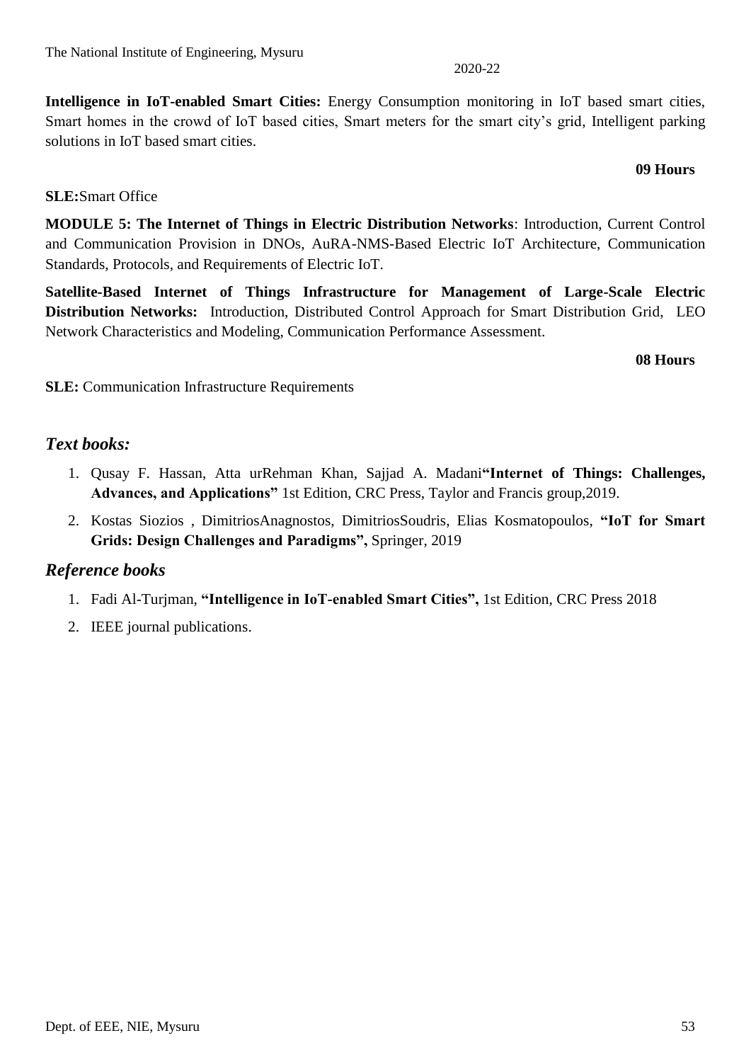**Intelligence in IoT-enabled Smart Cities:** Energy Consumption monitoring in IoT based smart cities, Smart homes in the crowd of IoT based cities, Smart meters for the smart city's grid, Intelligent parking solutions in IoT based smart cities.

**09 Hours**

**SLE:**Smart Office

**MODULE 5: The Internet of Things in Electric Distribution Networks**: Introduction, Current Control and Communication Provision in DNOs, AuRA-NMS-Based Electric IoT Architecture, Communication Standards, Protocols, and Requirements of Electric IoT.

**Satellite-Based Internet of Things Infrastructure for Management of Large-Scale Electric Distribution Networks:** Introduction, Distributed Control Approach for Smart Distribution Grid, LEO Network Characteristics and Modeling, Communication Performance Assessment.

**08 Hours**

**SLE:** Communication Infrastructure Requirements

## *Text books:*

1. Qusay F. Hassan, Atta urRehman Khan, Sajjad A. Madani**"Internet of Things: Challenges, Advances, and Applications"** 1st Edition, CRC Press, Taylor and Francis group,2019.
2. Kostas Siozios , DimitriosAnagnostos, DimitriosSoudris, Elias Kosmatopoulos, **"IoT for Smart Grids: Design Challenges and Paradigms",** Springer, 2019

## *Reference books*

1. Fadi Al-Turjman, **"Intelligence in IoT-enabled Smart Cities",** 1st Edition, CRC Press 2018
2. IEEE journal publications.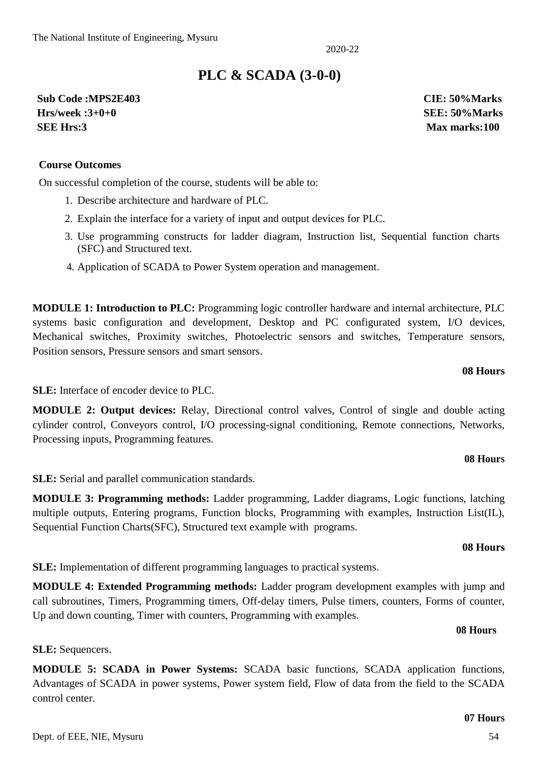# PLC & SCADA (3-0-0)

**Sub Code :MPS2E403** **CIE: 50%Marks**
**Hrs/week :3+0+0** **SEE: 50%Marks**
**SEE Hrs:3** **Max marks:100**

**Course Outcomes**

On successful completion of the course, students will be able to:

1. Describe architecture and hardware of PLC.
2. Explain the interface for a variety of input and output devices for PLC.
3. Use programming constructs for ladder diagram, Instruction list, Sequential function charts (SFC) and Structured text.
4. Application of SCADA to Power System operation and management.

**MODULE 1: Introduction to PLC:** Programming logic controller hardware and internal architecture, PLC systems basic configuration and development, Desktop and PC configurated system, I/O devices, Mechanical switches, Proximity switches, Photoelectric sensors and switches, Temperature sensors, Position sensors, Pressure sensors and smart sensors.

**08 Hours**

**SLE:** Interface of encoder device to PLC.

**MODULE 2: Output devices:** Relay, Directional control valves, Control of single and double acting cylinder control, Conveyors control, I/O processing-signal conditioning, Remote connections, Networks, Processing inputs, Programming features.

**08 Hours**

**SLE:** Serial and parallel communication standards.

**MODULE 3: Programming methods:** Ladder programming, Ladder diagrams, Logic functions, latching multiple outputs, Entering programs, Function blocks, Programming with examples, Instruction List(IL), Sequential Function Charts(SFC), Structured text example with programs.

**08 Hours**

**SLE:** Implementation of different programming languages to practical systems.

**MODULE 4: Extended Programming methods:** Ladder program development examples with jump and call subroutines, Timers, Programming timers, Off-delay timers, Pulse timers, counters, Forms of counter, Up and down counting, Timer with counters, Programming with examples.

**08 Hours**

**SLE:** Sequencers.

**MODULE 5: SCADA in Power Systems:** SCADA basic functions, SCADA application functions, Advantages of SCADA in power systems, Power system field, Flow of data from the field to the SCADA control center.

**07 Hours**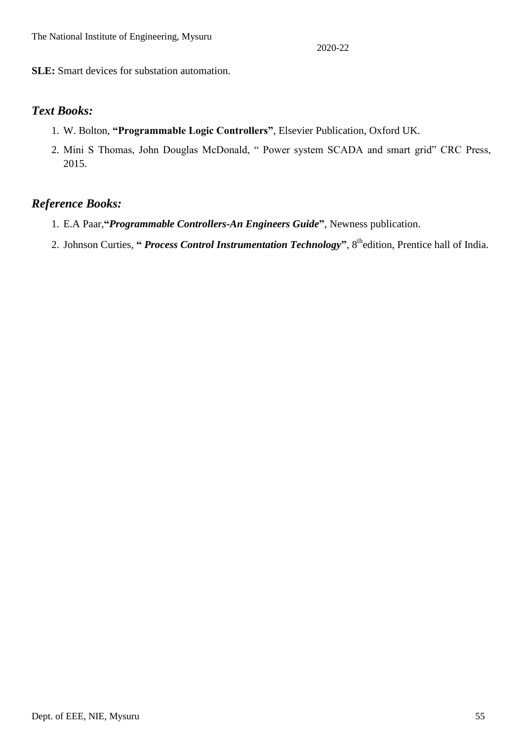**SLE:** Smart devices for substation automation.

## *Text Books:*

1. W. Bolton, **"Programmable Logic Controllers"**, Elsevier Publication, Oxford UK.
2. Mini S Thomas, John Douglas McDonald, " Power system SCADA and smart grid" CRC Press, 2015.

## *Reference Books:*

1. E.A Paar,**"*Programmable Controllers-An Engineers Guide*"**, Newness publication.
2. Johnson Curties, **" *Process Control Instrumentation Technology*"**, 8th edition, Prentice hall of India.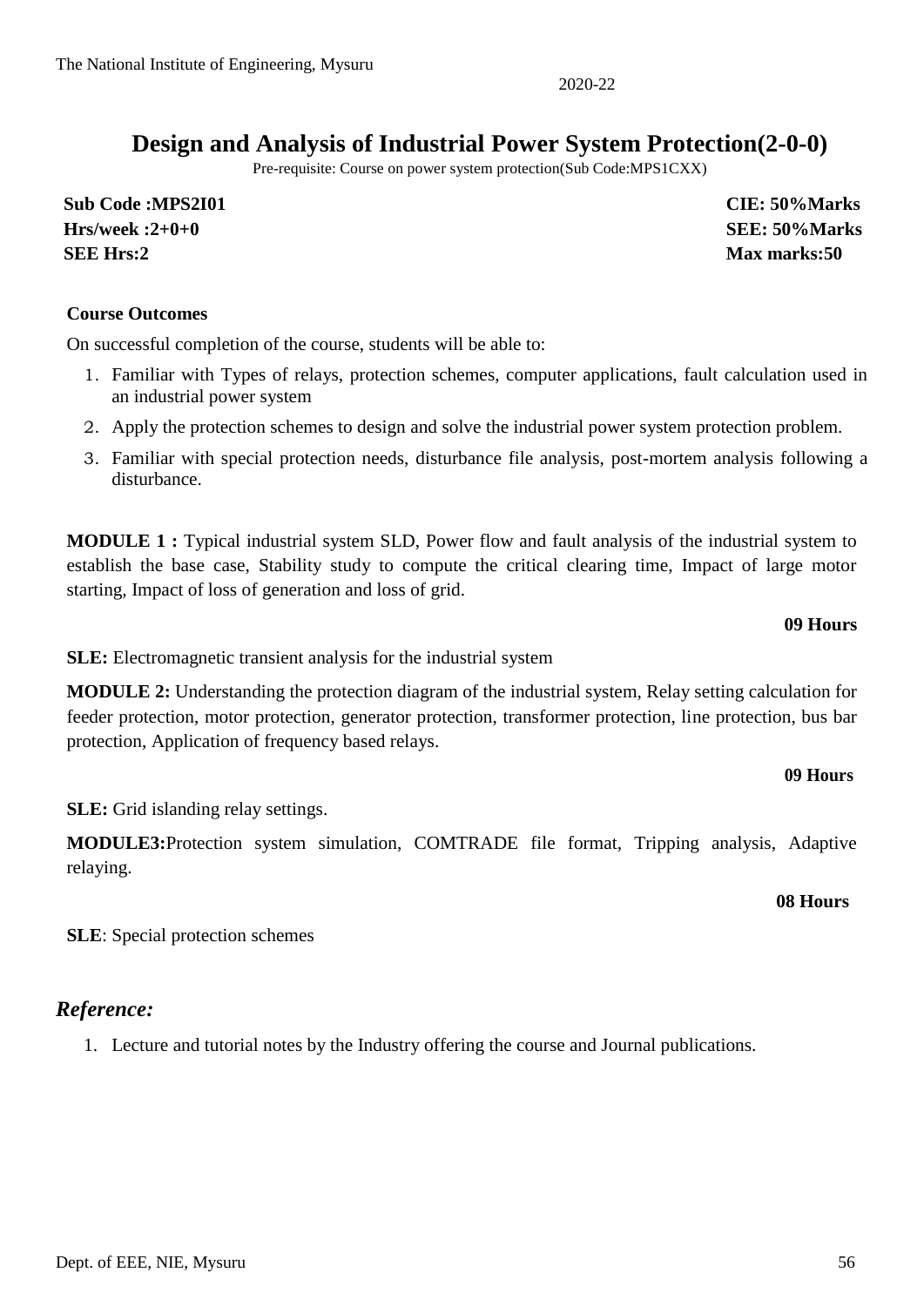# Design and Analysis of Industrial Power System Protection(2-0-0)

Pre-requisite: Course on power system protection(Sub Code:MPS1CXX)

| | |
|---|---|
| **Sub Code :MPS2I01** | **CIE: 50%Marks** |
| **Hrs/week :2+0+0** | **SEE: 50%Marks** |
| **SEE Hrs:2** | **Max marks:50** |

**Course Outcomes**

On successful completion of the course, students will be able to:

1. Familiar with Types of relays, protection schemes, computer applications, fault calculation used in an industrial power system
2. Apply the protection schemes to design and solve the industrial power system protection problem.
3. Familiar with special protection needs, disturbance file analysis, post-mortem analysis following a disturbance.

**MODULE 1 :** Typical industrial system SLD, Power flow and fault analysis of the industrial system to establish the base case, Stability study to compute the critical clearing time, Impact of large motor starting, Impact of loss of generation and loss of grid.

**09 Hours**

**SLE:** Electromagnetic transient analysis for the industrial system

**MODULE 2:** Understanding the protection diagram of the industrial system, Relay setting calculation for feeder protection, motor protection, generator protection, transformer protection, line protection, bus bar protection, Application of frequency based relays.

**09 Hours**

**SLE:** Grid islanding relay settings.

**MODULE3:**Protection system simulation, COMTRADE file format, Tripping analysis, Adaptive relaying.

**08 Hours**

**SLE**: Special protection schemes

## *Reference:*

1. Lecture and tutorial notes by the Industry offering the course and Journal publications.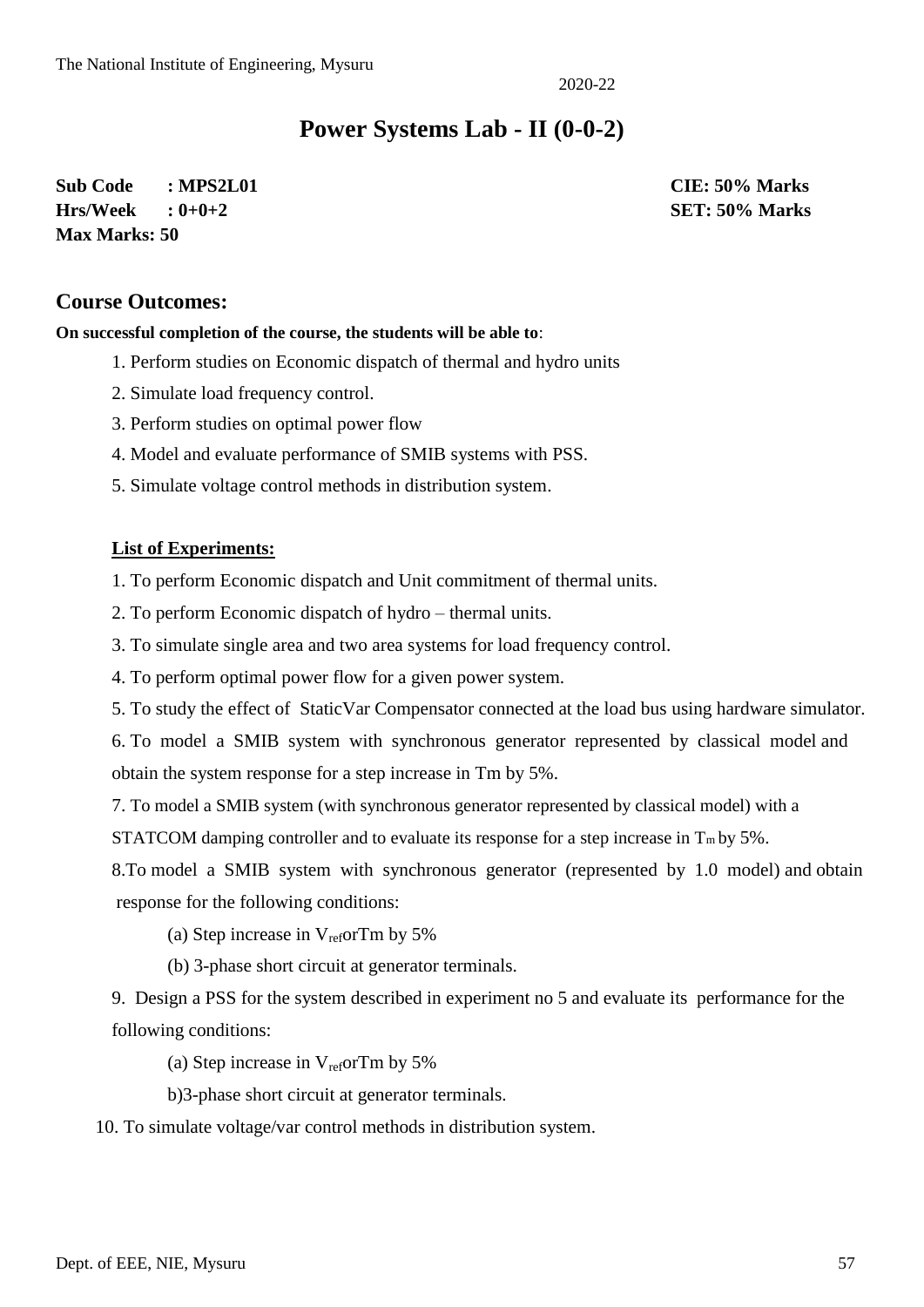The National Institute of Engineering, Mysuru

2020-22

# Power Systems Lab - II (0-0-2)

**Sub Code : MPS2L01** **CIE: 50% Marks**
**Hrs/Week : 0+0+2** **SET: 50% Marks**
**Max Marks: 50**

## Course Outcomes:

**On successful completion of the course, the students will be able to**:

1. Perform studies on Economic dispatch of thermal and hydro units
2. Simulate load frequency control.
3. Perform studies on optimal power flow
4. Model and evaluate performance of SMIB systems with PSS.
5. Simulate voltage control methods in distribution system.

**List of Experiments:**

1. To perform Economic dispatch and Unit commitment of thermal units.
2. To perform Economic dispatch of hydro – thermal units.
3. To simulate single area and two area systems for load frequency control.
4. To perform optimal power flow for a given power system.
5. To study the effect of StaticVar Compensator connected at the load bus using hardware simulator.
6. To model a SMIB system with synchronous generator represented by classical model and obtain the system response for a step increase in Tm by 5%.
7. To model a SMIB system (with synchronous generator represented by classical model) with a STATCOM damping controller and to evaluate its response for a step increase in $T_m$ by 5%.
8. To model a SMIB system with synchronous generator (represented by 1.0 model) and obtain response for the following conditions:
   (a) Step increase in $V_{ref}$orTm by 5%
   (b) 3-phase short circuit at generator terminals.
9. Design a PSS for the system described in experiment no 5 and evaluate its performance for the following conditions:
   (a) Step increase in $V_{ref}$orTm by 5%
   b)3-phase short circuit at generator terminals.
10. To simulate voltage/var control methods in distribution system.

Dept. of EEE, NIE, Mysuru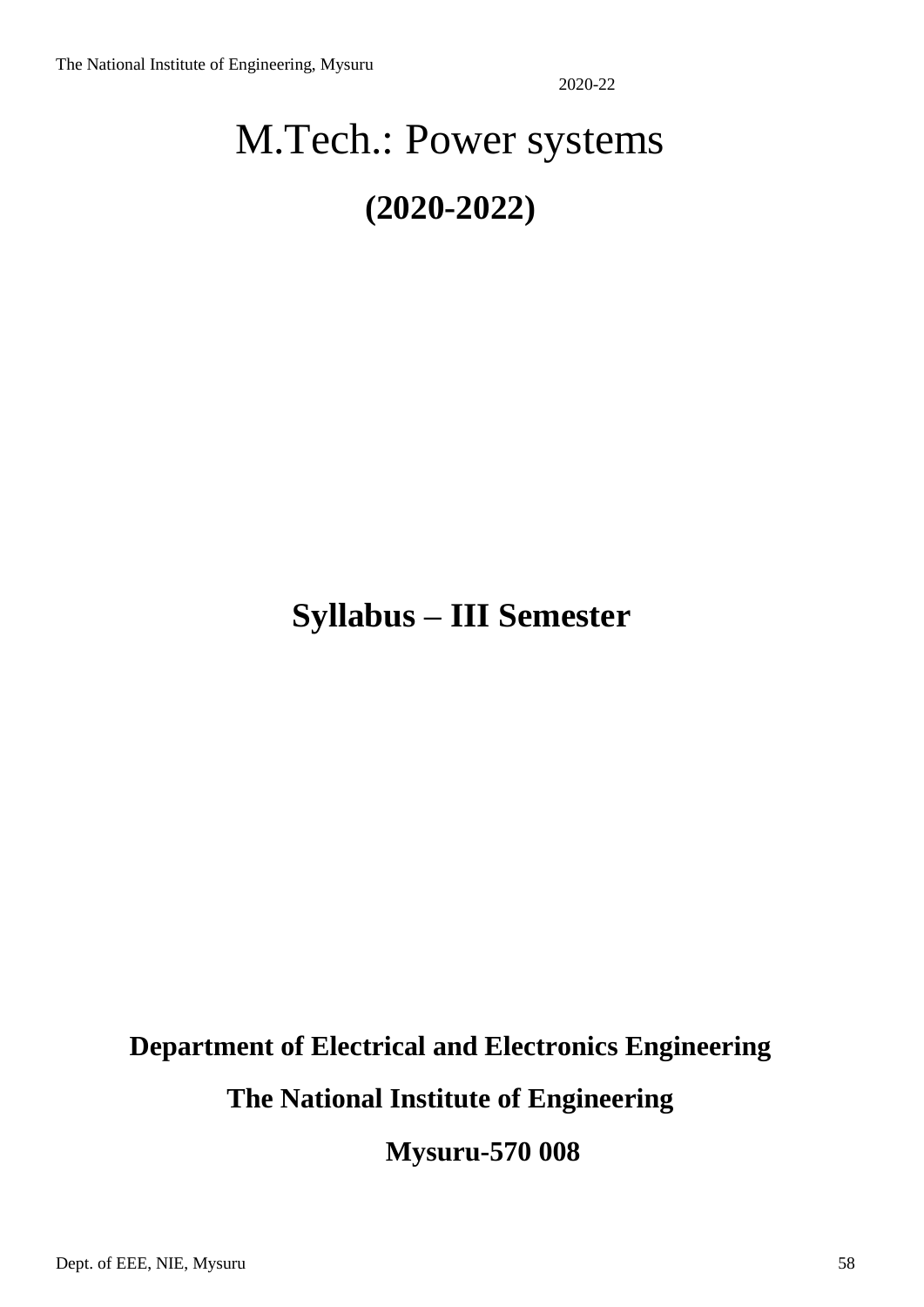# M.Tech.: Power systems

## (2020-2022)

## Syllabus – III Semester

**Department of Electrical and Electronics Engineering**

**The National Institute of Engineering**

**Mysuru-570 008**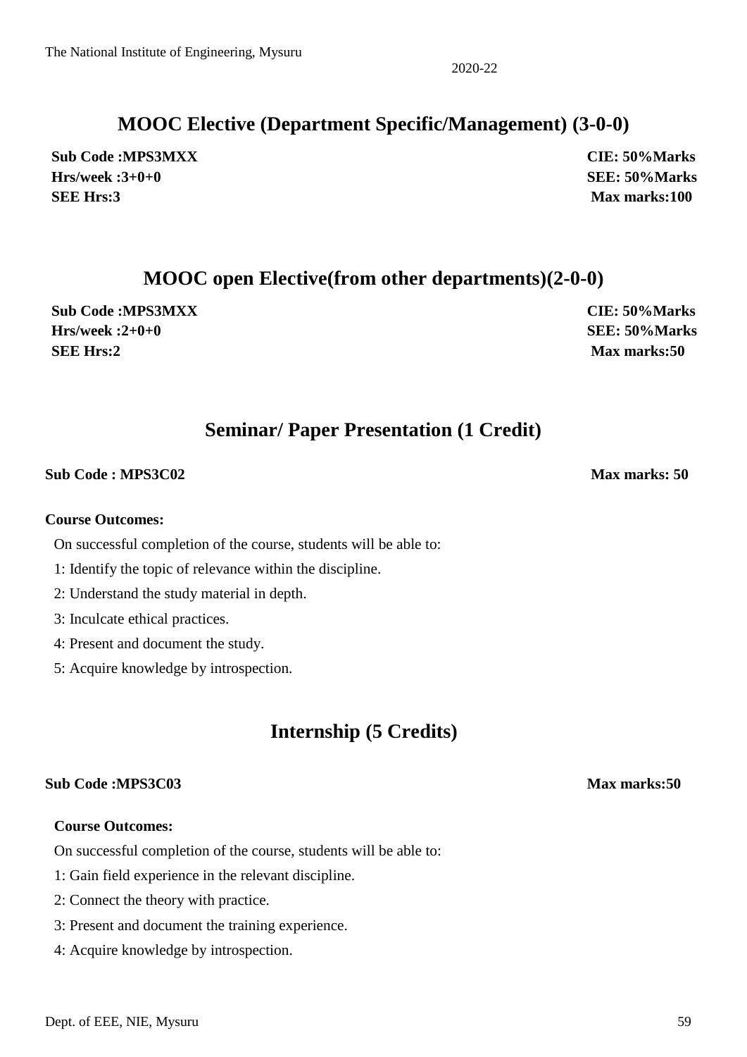## MOOC Elective (Department Specific/Management) (3-0-0)

**Sub Code :MPS3MXX** **CIE: 50%Marks**
**Hrs/week :3+0+0** **SEE: 50%Marks**
**SEE Hrs:3** **Max marks:100**

## MOOC open Elective(from other departments)(2-0-0)

**Sub Code :MPS3MXX** **CIE: 50%Marks**
**Hrs/week :2+0+0** **SEE: 50%Marks**
**SEE Hrs:2** **Max marks:50**

## Seminar/ Paper Presentation (1 Credit)

**Sub Code : MPS3C02** **Max marks: 50**

**Course Outcomes:**

On successful completion of the course, students will be able to:

1: Identify the topic of relevance within the discipline.

2: Understand the study material in depth.

3: Inculcate ethical practices.

4: Present and document the study.

5: Acquire knowledge by introspection.

## Internship (5 Credits)

**Sub Code :MPS3C03** **Max marks:50**

**Course Outcomes:**

On successful completion of the course, students will be able to:

1: Gain field experience in the relevant discipline.

2: Connect the theory with practice.

3: Present and document the training experience.

4: Acquire knowledge by introspection.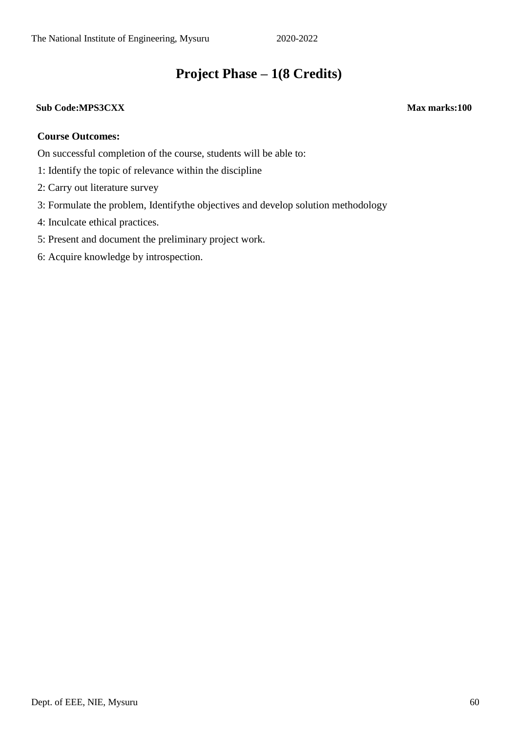# Project Phase – 1(8 Credits)

**Sub Code:MPS3CXX** **Max marks:100**

**Course Outcomes:**

On successful completion of the course, students will be able to:

1: Identify the topic of relevance within the discipline

2: Carry out literature survey

3: Formulate the problem, Identifythe objectives and develop solution methodology

4: Inculcate ethical practices.

5: Present and document the preliminary project work.

6: Acquire knowledge by introspection.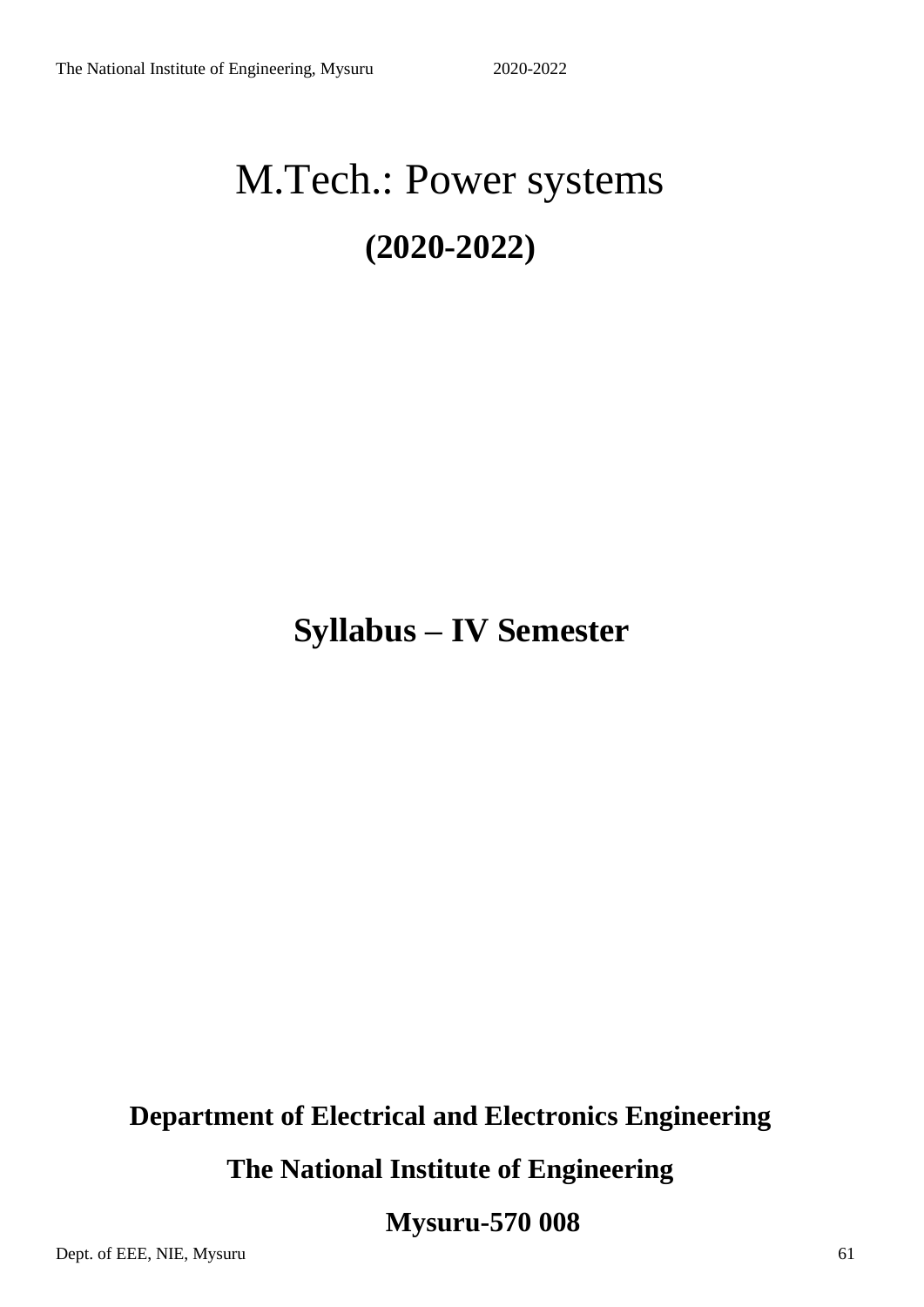# M.Tech.: Power systems

## (2020-2022)

## Syllabus – IV Semester

**Department of Electrical and Electronics Engineering**

**The National Institute of Engineering**

**Mysuru-570 008**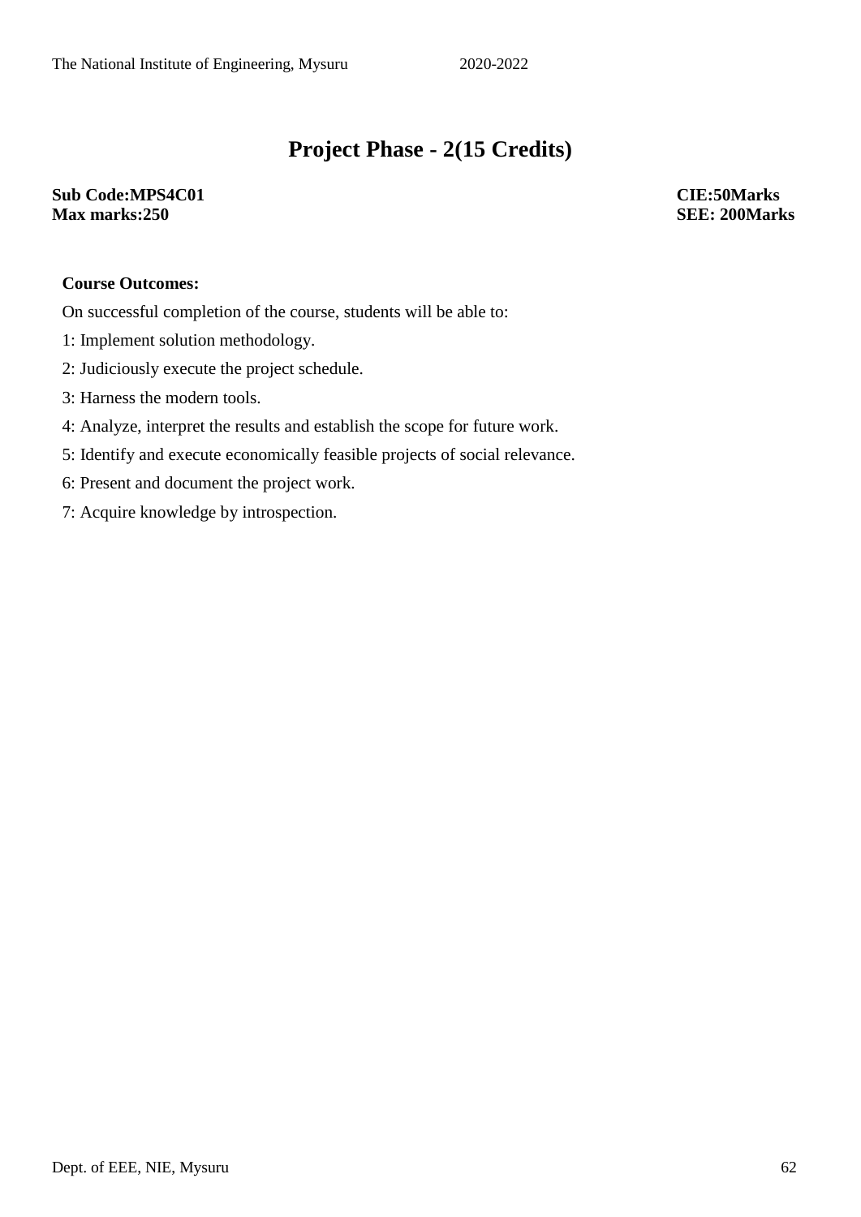# Project Phase - 2(15 Credits)

**Sub Code:MPS4C01** **CIE:50Marks**
**Max marks:250** **SEE: 200Marks**

**Course Outcomes:**

On successful completion of the course, students will be able to:

1: Implement solution methodology.

2: Judiciously execute the project schedule.

3: Harness the modern tools.

4: Analyze, interpret the results and establish the scope for future work.

5: Identify and execute economically feasible projects of social relevance.

6: Present and document the project work.

7: Acquire knowledge by introspection.